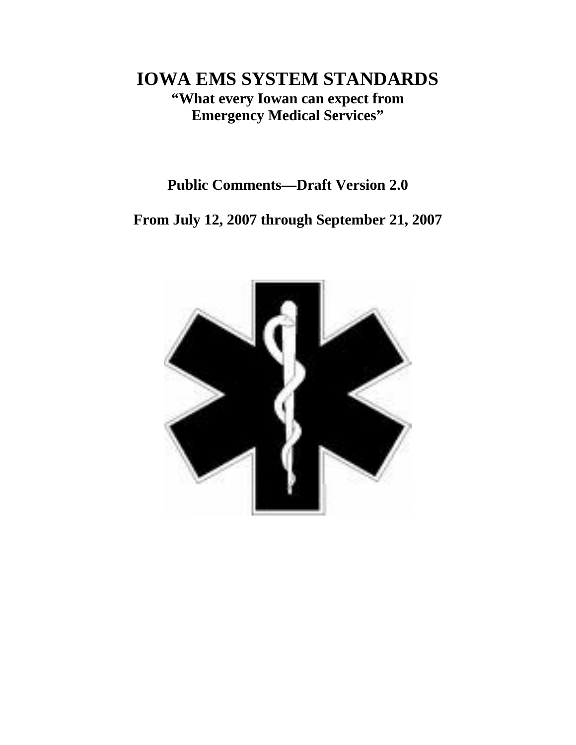# IOWA EMS SYSTEM STANDARDS

**"What every Iowan can expect from Emergency Medical Services"**

**Public Comments—Draft Version 2.0**

**From July 12, 2007 through September 21, 2007**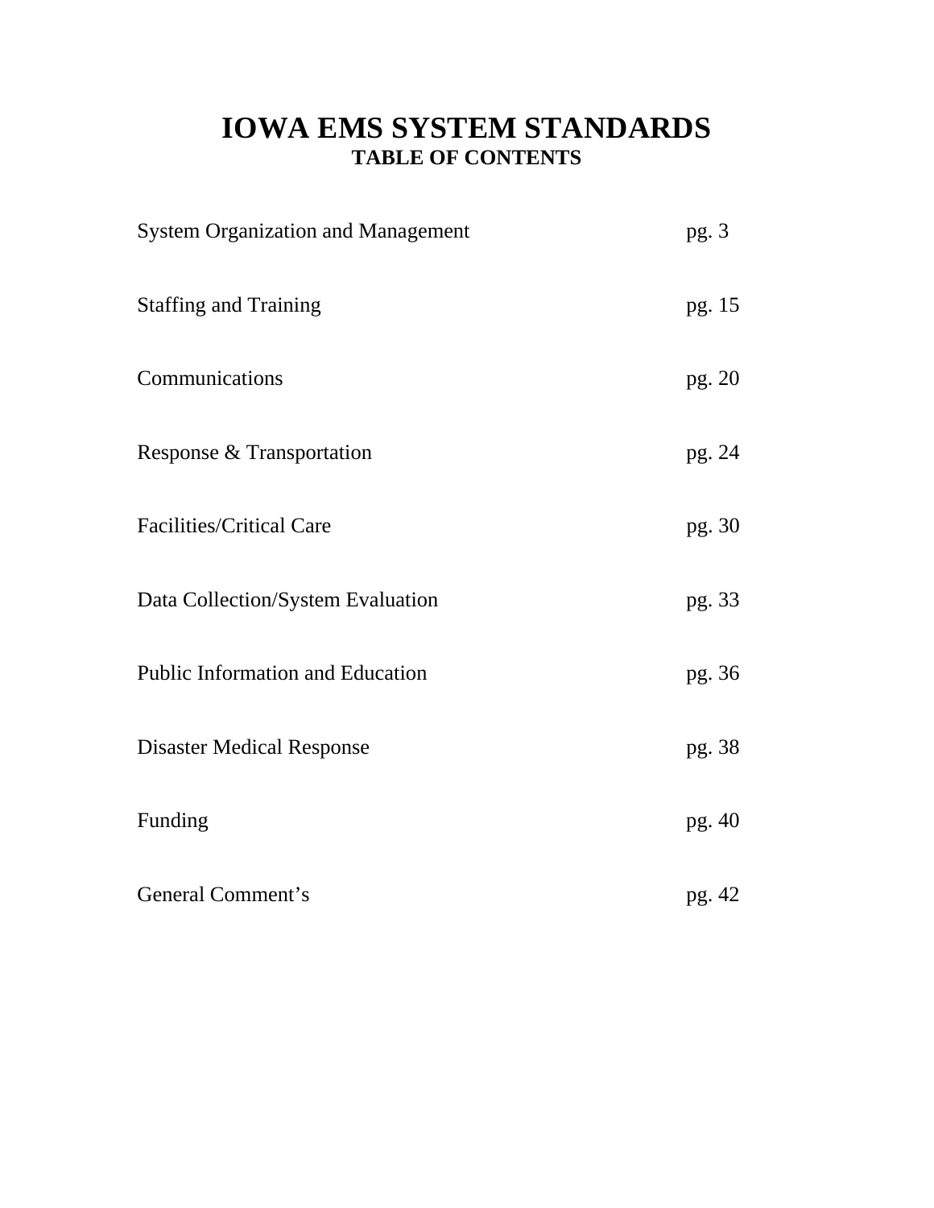# IOWA EMS SYSTEM STANDARDS

## TABLE OF CONTENTS

| | |
|---|---|
| System Organization and Management | pg. 3 |
| Staffing and Training | pg. 15 |
| Communications | pg. 20 |
| Response & Transportation | pg. 24 |
| Facilities/Critical Care | pg. 30 |
| Data Collection/System Evaluation | pg. 33 |
| Public Information and Education | pg. 36 |
| Disaster Medical Response | pg. 38 |
| Funding | pg. 40 |
| General Comment's | pg. 42 |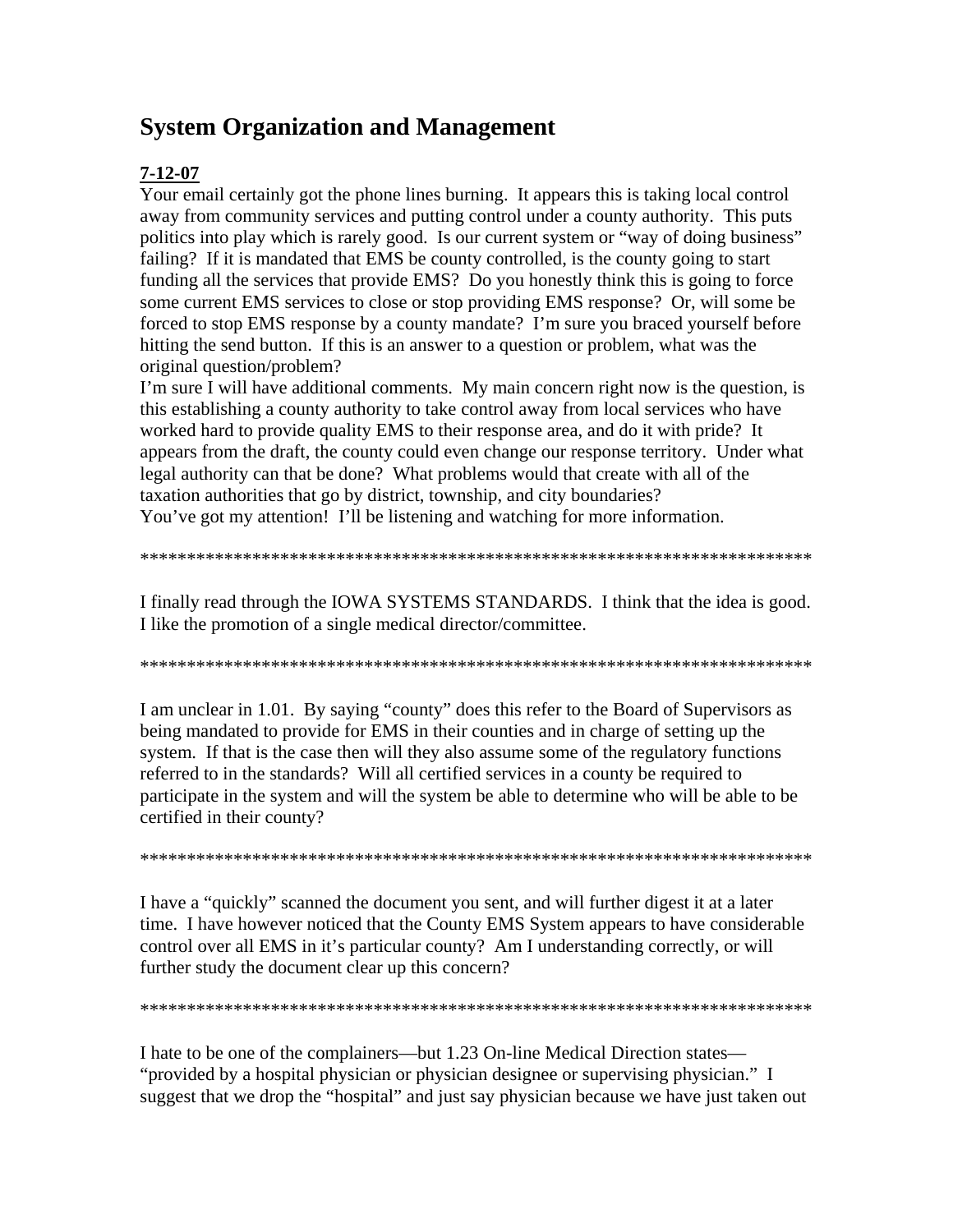# System Organization and Management

**7-12-07**

Your email certainly got the phone lines burning. It appears this is taking local control away from community services and putting control under a county authority. This puts politics into play which is rarely good. Is our current system or "way of doing business" failing? If it is mandated that EMS be county controlled, is the county going to start funding all the services that provide EMS? Do you honestly think this is going to force some current EMS services to close or stop providing EMS response? Or, will some be forced to stop EMS response by a county mandate? I'm sure you braced yourself before hitting the send button. If this is an answer to a question or problem, what was the original question/problem?

I'm sure I will have additional comments. My main concern right now is the question, is this establishing a county authority to take control away from local services who have worked hard to provide quality EMS to their response area, and do it with pride? It appears from the draft, the county could even change our response territory. Under what legal authority can that be done? What problems would that create with all of the taxation authorities that go by district, township, and city boundaries?

You've got my attention! I'll be listening and watching for more information.

*************************************************************************

I finally read through the IOWA SYSTEMS STANDARDS. I think that the idea is good. I like the promotion of a single medical director/committee.

*************************************************************************

I am unclear in 1.01. By saying "county" does this refer to the Board of Supervisors as being mandated to provide for EMS in their counties and in charge of setting up the system. If that is the case then will they also assume some of the regulatory functions referred to in the standards? Will all certified services in a county be required to participate in the system and will the system be able to determine who will be able to be certified in their county?

*************************************************************************

I have a "quickly" scanned the document you sent, and will further digest it at a later time. I have however noticed that the County EMS System appears to have considerable control over all EMS in it's particular county? Am I understanding correctly, or will further study the document clear up this concern?

*************************************************************************

I hate to be one of the complainers—but 1.23 On-line Medical Direction states—"provided by a hospital physician or physician designee or supervising physician." I suggest that we drop the "hospital" and just say physician because we have just taken out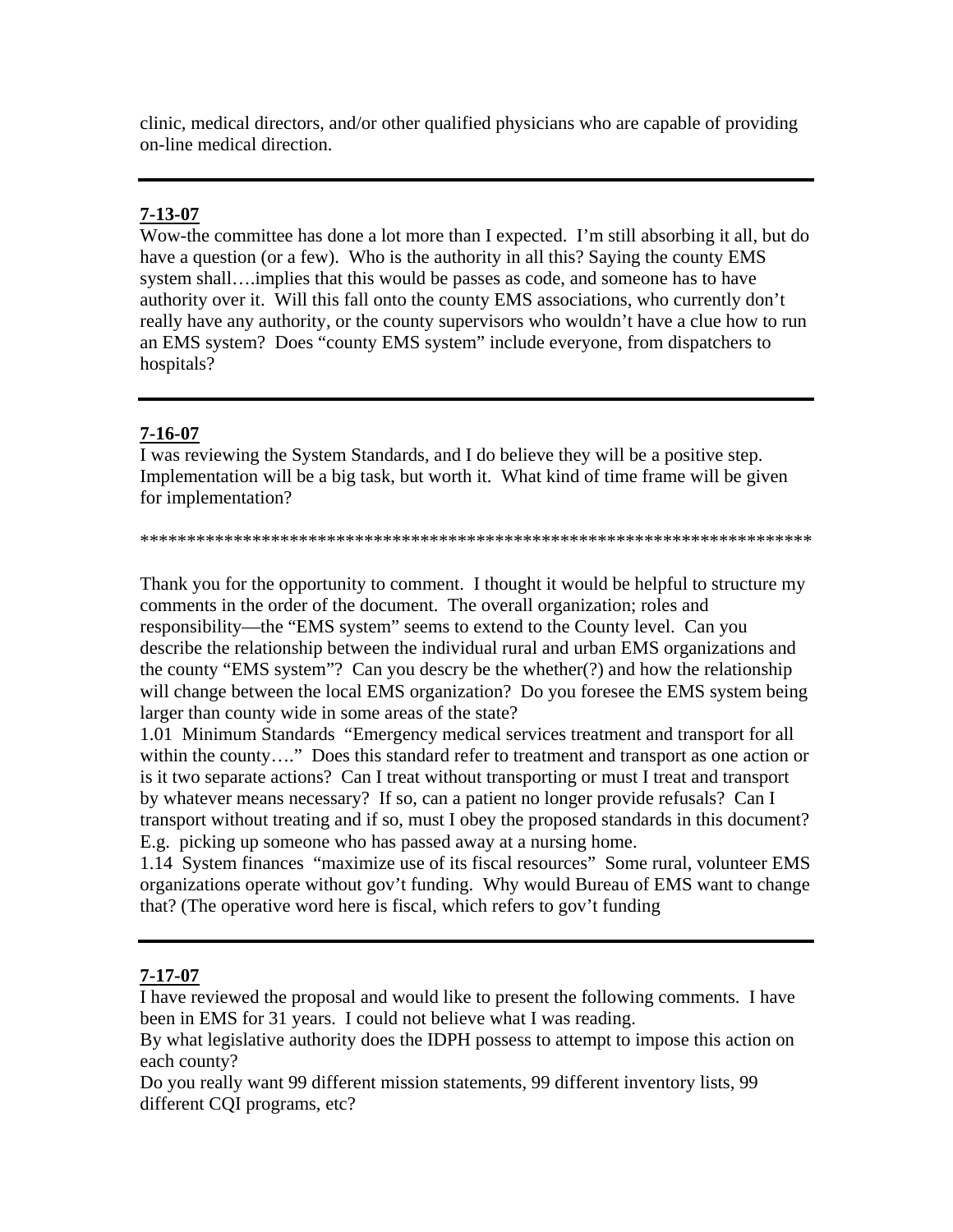clinic, medical directors, and/or other qualified physicians who are capable of providing on-line medical direction.

---

**7-13-07**

Wow-the committee has done a lot more than I expected. I'm still absorbing it all, but do have a question (or a few). Who is the authority in all this? Saying the county EMS system shall….implies that this would be passes as code, and someone has to have authority over it. Will this fall onto the county EMS associations, who currently don't really have any authority, or the county supervisors who wouldn't have a clue how to run an EMS system? Does "county EMS system" include everyone, from dispatchers to hospitals?

---

**7-16-07**

I was reviewing the System Standards, and I do believe they will be a positive step. Implementation will be a big task, but worth it. What kind of time frame will be given for implementation?

*************************************************************************

Thank you for the opportunity to comment. I thought it would be helpful to structure my comments in the order of the document. The overall organization; roles and responsibility—the "EMS system" seems to extend to the County level. Can you describe the relationship between the individual rural and urban EMS organizations and the county "EMS system"? Can you descry be the whether(?) and how the relationship will change between the local EMS organization? Do you foresee the EMS system being larger than county wide in some areas of the state?

1.01 Minimum Standards "Emergency medical services treatment and transport for all within the county…." Does this standard refer to treatment and transport as one action or is it two separate actions? Can I treat without transporting or must I treat and transport by whatever means necessary? If so, can a patient no longer provide refusals? Can I transport without treating and if so, must I obey the proposed standards in this document? E.g. picking up someone who has passed away at a nursing home.

1.14 System finances "maximize use of its fiscal resources" Some rural, volunteer EMS organizations operate without gov't funding. Why would Bureau of EMS want to change that? (The operative word here is fiscal, which refers to gov't funding

---

**7-17-07**

I have reviewed the proposal and would like to present the following comments. I have been in EMS for 31 years. I could not believe what I was reading.

By what legislative authority does the IDPH possess to attempt to impose this action on each county?

Do you really want 99 different mission statements, 99 different inventory lists, 99 different CQI programs, etc?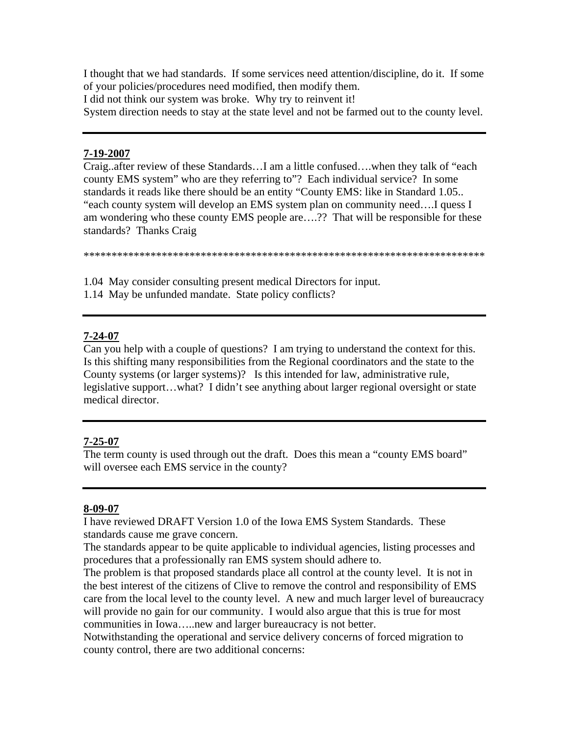I thought that we had standards. If some services need attention/discipline, do it. If some of your policies/procedures need modified, then modify them.
I did not think our system was broke. Why try to reinvent it!
System direction needs to stay at the state level and not be farmed out to the county level.

---

**7-19-2007**
Craig..after review of these Standards…I am a little confused….when they talk of "each county EMS system" who are they referring to"? Each individual service? In some standards it reads like there should be an entity "County EMS: like in Standard 1.05.. "each county system will develop an EMS system plan on community need….I quess I am wondering who these county EMS people are….?? That will be responsible for these standards? Thanks Craig

*************************************************************************

1.04 May consider consulting present medical Directors for input.
1.14 May be unfunded mandate. State policy conflicts?

---

**7-24-07**
Can you help with a couple of questions? I am trying to understand the context for this. Is this shifting many responsibilities from the Regional coordinators and the state to the County systems (or larger systems)? Is this intended for law, administrative rule, legislative support…what? I didn't see anything about larger regional oversight or state medical director.

---

**7-25-07**
The term county is used through out the draft. Does this mean a "county EMS board" will oversee each EMS service in the county?

---

**8-09-07**
I have reviewed DRAFT Version 1.0 of the Iowa EMS System Standards. These standards cause me grave concern.
The standards appear to be quite applicable to individual agencies, listing processes and procedures that a professionally ran EMS system should adhere to.
The problem is that proposed standards place all control at the county level. It is not in the best interest of the citizens of Clive to remove the control and responsibility of EMS care from the local level to the county level. A new and much larger level of bureaucracy will provide no gain for our community. I would also argue that this is true for most communities in Iowa…..new and larger bureaucracy is not better.
Notwithstanding the operational and service delivery concerns of forced migration to county control, there are two additional concerns: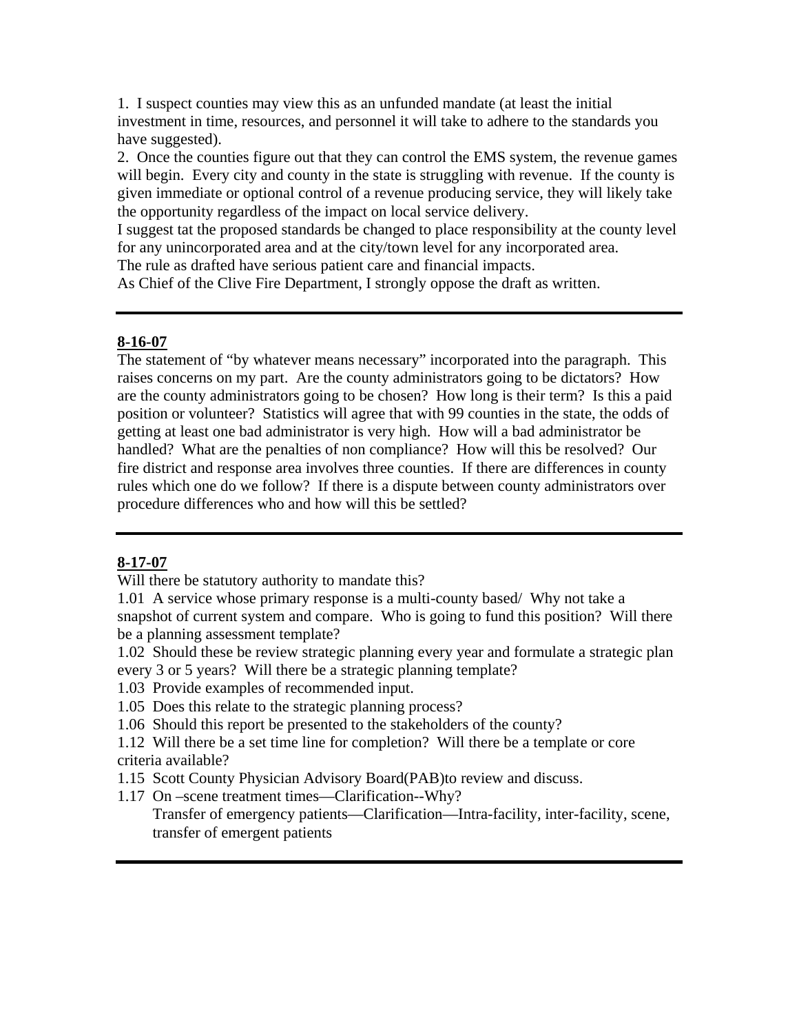1. I suspect counties may view this as an unfunded mandate (at least the initial investment in time, resources, and personnel it will take to adhere to the standards you have suggested).

2. Once the counties figure out that they can control the EMS system, the revenue games will begin. Every city and county in the state is struggling with revenue. If the county is given immediate or optional control of a revenue producing service, they will likely take the opportunity regardless of the impact on local service delivery.

I suggest tat the proposed standards be changed to place responsibility at the county level for any unincorporated area and at the city/town level for any incorporated area.

The rule as drafted have serious patient care and financial impacts.

As Chief of the Clive Fire Department, I strongly oppose the draft as written.

---

**8-16-07**

The statement of "by whatever means necessary" incorporated into the paragraph. This raises concerns on my part. Are the county administrators going to be dictators? How are the county administrators going to be chosen? How long is their term? Is this a paid position or volunteer? Statistics will agree that with 99 counties in the state, the odds of getting at least one bad administrator is very high. How will a bad administrator be handled? What are the penalties of non compliance? How will this be resolved? Our fire district and response area involves three counties. If there are differences in county rules which one do we follow? If there is a dispute between county administrators over procedure differences who and how will this be settled?

---

**8-17-07**

Will there be statutory authority to mandate this?

1.01 A service whose primary response is a multi-county based/ Why not take a snapshot of current system and compare. Who is going to fund this position? Will there be a planning assessment template?

1.02 Should these be review strategic planning every year and formulate a strategic plan every 3 or 5 years? Will there be a strategic planning template?

1.03 Provide examples of recommended input.

1.05 Does this relate to the strategic planning process?

1.06 Should this report be presented to the stakeholders of the county?

1.12 Will there be a set time line for completion? Will there be a template or core criteria available?

1.15 Scott County Physician Advisory Board(PAB)to review and discuss.

1.17 On –scene treatment times—Clarification--Why?
Transfer of emergency patients—Clarification—Intra-facility, inter-facility, scene, transfer of emergent patients

---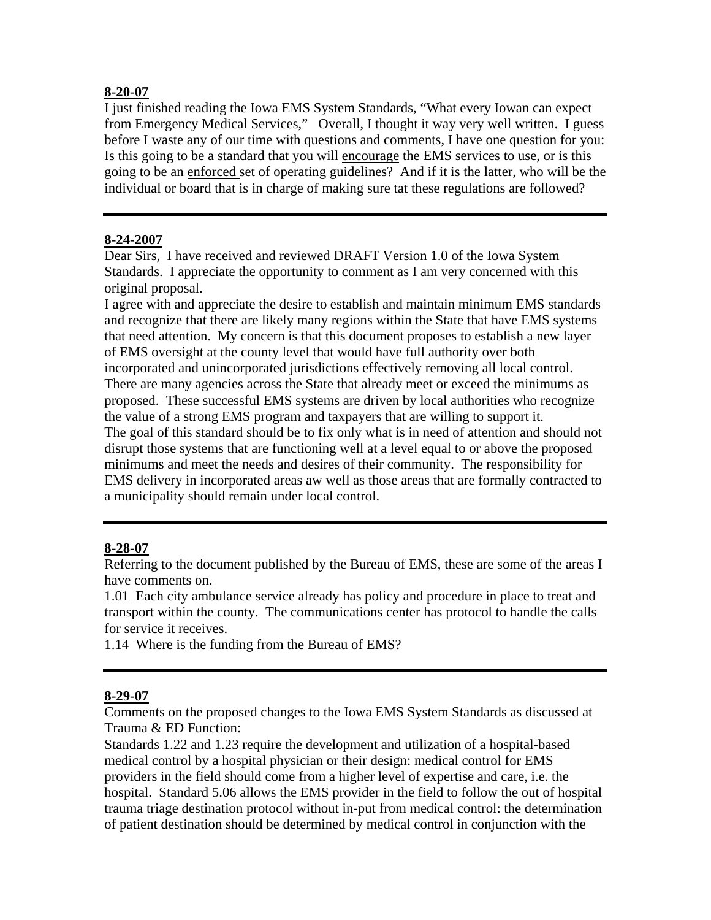**8-20-07**

I just finished reading the Iowa EMS System Standards, "What every Iowan can expect from Emergency Medical Services," Overall, I thought it way very well written. I guess before I waste any of our time with questions and comments, I have one question for you: Is this going to be a standard that you will <u>encourage</u> the EMS services to use, or is this going to be an <u>enforced</u> set of operating guidelines? And if it is the latter, who will be the individual or board that is in charge of making sure tat these regulations are followed?

---

**8-24-2007**

Dear Sirs, I have received and reviewed DRAFT Version 1.0 of the Iowa System Standards. I appreciate the opportunity to comment as I am very concerned with this original proposal.

I agree with and appreciate the desire to establish and maintain minimum EMS standards and recognize that there are likely many regions within the State that have EMS systems that need attention. My concern is that this document proposes to establish a new layer of EMS oversight at the county level that would have full authority over both incorporated and unincorporated jurisdictions effectively removing all local control. There are many agencies across the State that already meet or exceed the minimums as proposed. These successful EMS systems are driven by local authorities who recognize the value of a strong EMS program and taxpayers that are willing to support it.

The goal of this standard should be to fix only what is in need of attention and should not disrupt those systems that are functioning well at a level equal to or above the proposed minimums and meet the needs and desires of their community. The responsibility for EMS delivery in incorporated areas aw well as those areas that are formally contracted to a municipality should remain under local control.

---

**8-28-07**

Referring to the document published by the Bureau of EMS, these are some of the areas I have comments on.

1.01 Each city ambulance service already has policy and procedure in place to treat and transport within the county. The communications center has protocol to handle the calls for service it receives.

1.14 Where is the funding from the Bureau of EMS?

---

**8-29-07**

Comments on the proposed changes to the Iowa EMS System Standards as discussed at Trauma & ED Function:

Standards 1.22 and 1.23 require the development and utilization of a hospital-based medical control by a hospital physician or their design: medical control for EMS providers in the field should come from a higher level of expertise and care, i.e. the hospital. Standard 5.06 allows the EMS provider in the field to follow the out of hospital trauma triage destination protocol without in-put from medical control: the determination of patient destination should be determined by medical control in conjunction with the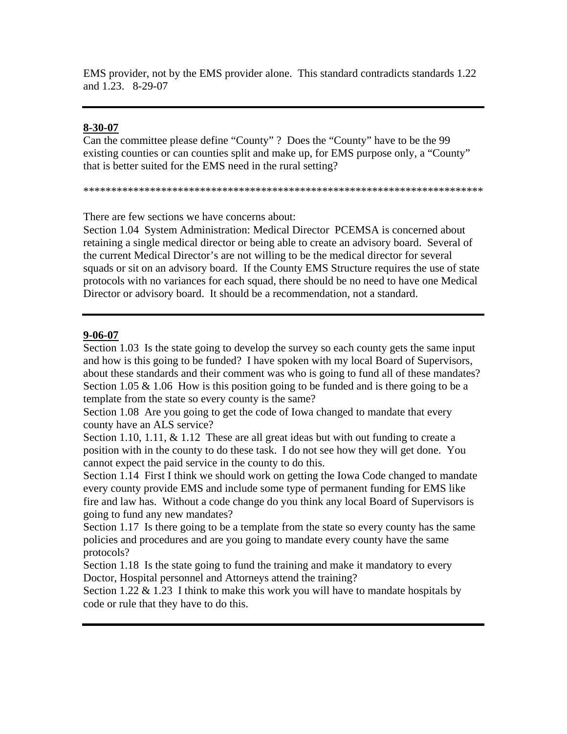EMS provider, not by the EMS provider alone. This standard contradicts standards 1.22 and 1.23. 8-29-07

---

**8-30-07**

Can the committee please define "County" ? Does the "County" have to be the 99 existing counties or can counties split and make up, for EMS purpose only, a "County" that is better suited for the EMS need in the rural setting?

**************************************************************************

There are few sections we have concerns about:

Section 1.04 System Administration: Medical Director PCEMSA is concerned about retaining a single medical director or being able to create an advisory board. Several of the current Medical Director's are not willing to be the medical director for several squads or sit on an advisory board. If the County EMS Structure requires the use of state protocols with no variances for each squad, there should be no need to have one Medical Director or advisory board. It should be a recommendation, not a standard.

---

**9-06-07**

Section 1.03 Is the state going to develop the survey so each county gets the same input and how is this going to be funded? I have spoken with my local Board of Supervisors, about these standards and their comment was who is going to fund all of these mandates?

Section 1.05 & 1.06 How is this position going to be funded and is there going to be a template from the state so every county is the same?

Section 1.08 Are you going to get the code of Iowa changed to mandate that every county have an ALS service?

Section 1.10, 1.11, & 1.12 These are all great ideas but with out funding to create a position with in the county to do these task. I do not see how they will get done. You cannot expect the paid service in the county to do this.

Section 1.14 First I think we should work on getting the Iowa Code changed to mandate every county provide EMS and include some type of permanent funding for EMS like fire and law has. Without a code change do you think any local Board of Supervisors is going to fund any new mandates?

Section 1.17 Is there going to be a template from the state so every county has the same policies and procedures and are you going to mandate every county have the same protocols?

Section 1.18 Is the state going to fund the training and make it mandatory to every Doctor, Hospital personnel and Attorneys attend the training?

Section 1.22 & 1.23 I think to make this work you will have to mandate hospitals by code or rule that they have to do this.

---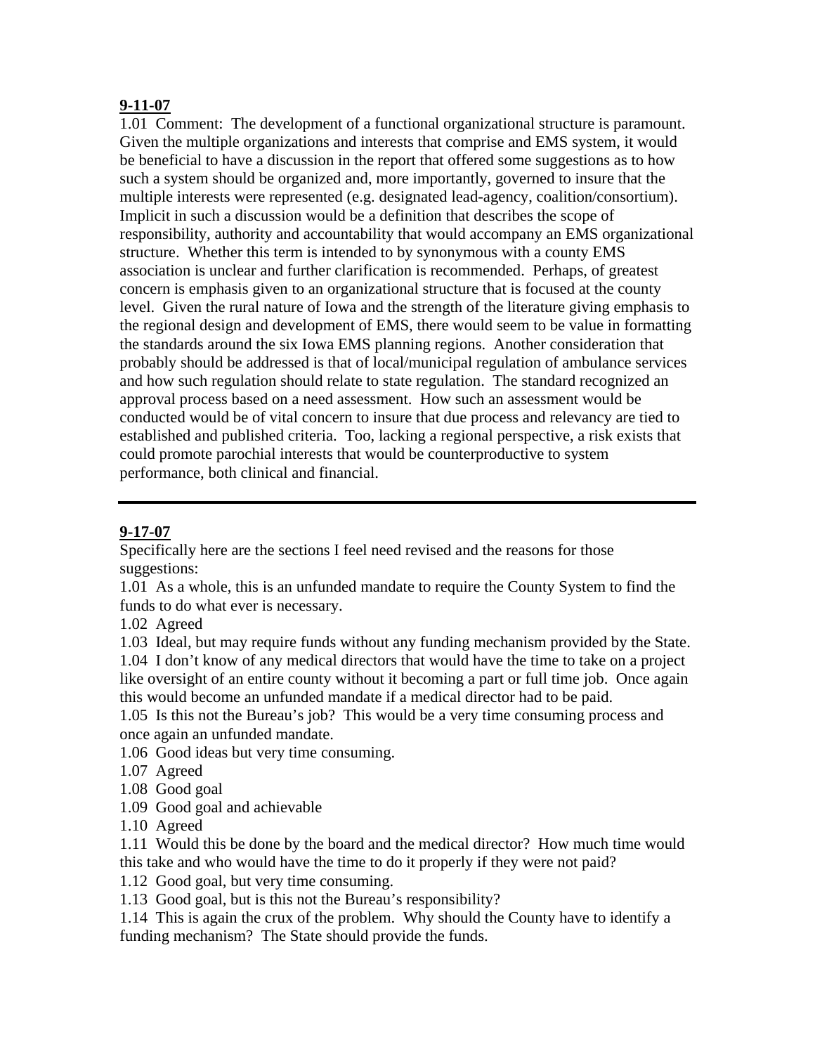**9-11-07**

1.01 Comment: The development of a functional organizational structure is paramount. Given the multiple organizations and interests that comprise and EMS system, it would be beneficial to have a discussion in the report that offered some suggestions as to how such a system should be organized and, more importantly, governed to insure that the multiple interests were represented (e.g. designated lead-agency, coalition/consortium). Implicit in such a discussion would be a definition that describes the scope of responsibility, authority and accountability that would accompany an EMS organizational structure. Whether this term is intended to by synonymous with a county EMS association is unclear and further clarification is recommended. Perhaps, of greatest concern is emphasis given to an organizational structure that is focused at the county level. Given the rural nature of Iowa and the strength of the literature giving emphasis to the regional design and development of EMS, there would seem to be value in formatting the standards around the six Iowa EMS planning regions. Another consideration that probably should be addressed is that of local/municipal regulation of ambulance services and how such regulation should relate to state regulation. The standard recognized an approval process based on a need assessment. How such an assessment would be conducted would be of vital concern to insure that due process and relevancy are tied to established and published criteria. Too, lacking a regional perspective, a risk exists that could promote parochial interests that would be counterproductive to system performance, both clinical and financial.

---

**9-17-07**

Specifically here are the sections I feel need revised and the reasons for those suggestions:

1.01 As a whole, this is an unfunded mandate to require the County System to find the funds to do what ever is necessary.

1.02 Agreed

1.03 Ideal, but may require funds without any funding mechanism provided by the State.

1.04 I don't know of any medical directors that would have the time to take on a project like oversight of an entire county without it becoming a part or full time job. Once again this would become an unfunded mandate if a medical director had to be paid.

1.05 Is this not the Bureau's job? This would be a very time consuming process and once again an unfunded mandate.

1.06 Good ideas but very time consuming.

1.07 Agreed

1.08 Good goal

1.09 Good goal and achievable

1.10 Agreed

1.11 Would this be done by the board and the medical director? How much time would this take and who would have the time to do it properly if they were not paid?

1.12 Good goal, but very time consuming.

1.13 Good goal, but is this not the Bureau's responsibility?

1.14 This is again the crux of the problem. Why should the County have to identify a funding mechanism? The State should provide the funds.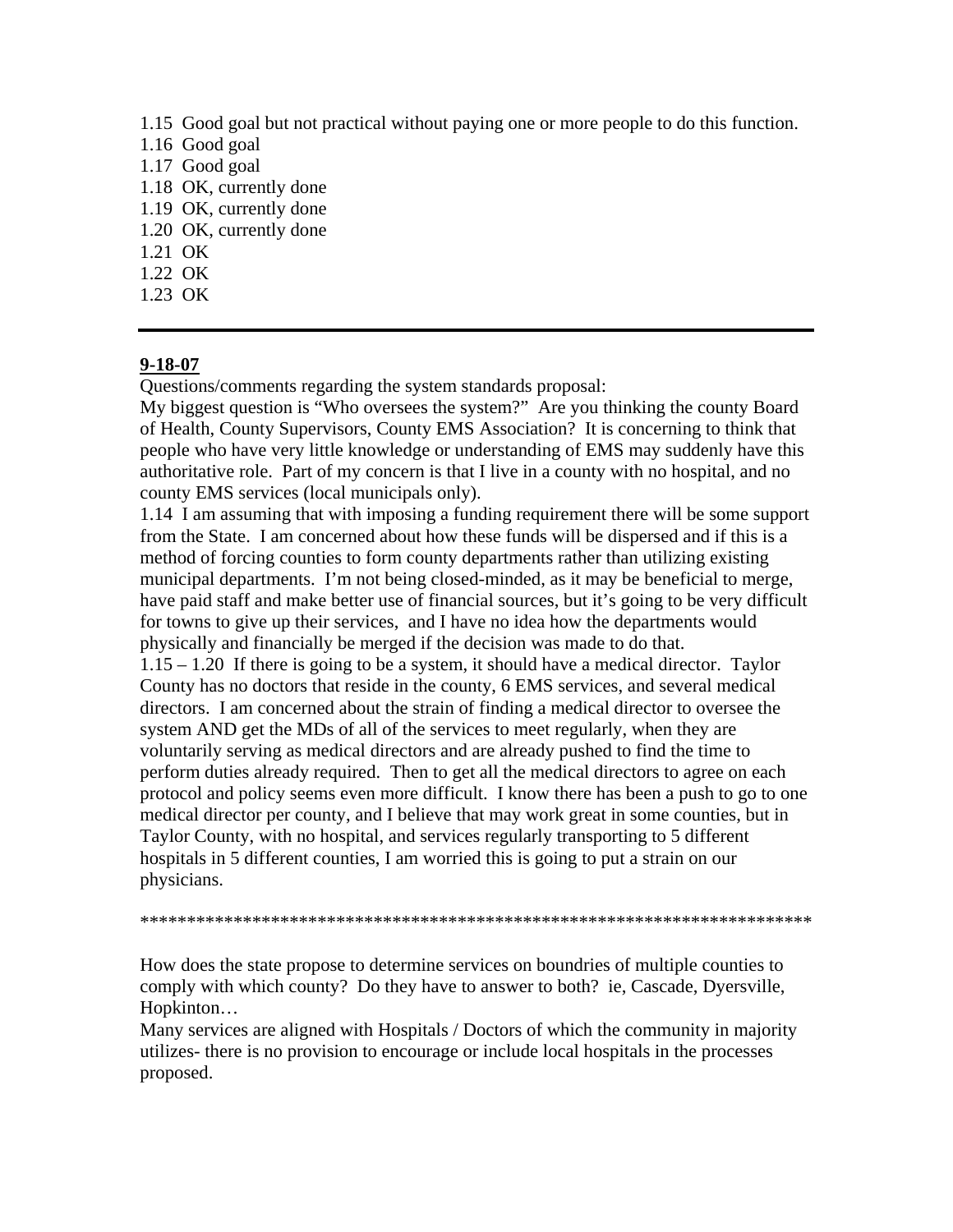1.15 Good goal but not practical without paying one or more people to do this function.
1.16 Good goal
1.17 Good goal
1.18 OK, currently done
1.19 OK, currently done
1.20 OK, currently done
1.21 OK
1.22 OK
1.23 OK

---

**9-18-07**

Questions/comments regarding the system standards proposal:

My biggest question is "Who oversees the system?" Are you thinking the county Board of Health, County Supervisors, County EMS Association? It is concerning to think that people who have very little knowledge or understanding of EMS may suddenly have this authoritative role. Part of my concern is that I live in a county with no hospital, and no county EMS services (local municipals only).

1.14 I am assuming that with imposing a funding requirement there will be some support from the State. I am concerned about how these funds will be dispersed and if this is a method of forcing counties to form county departments rather than utilizing existing municipal departments. I'm not being closed-minded, as it may be beneficial to merge, have paid staff and make better use of financial sources, but it's going to be very difficult for towns to give up their services, and I have no idea how the departments would physically and financially be merged if the decision was made to do that.

1.15 – 1.20 If there is going to be a system, it should have a medical director. Taylor County has no doctors that reside in the county, 6 EMS services, and several medical directors. I am concerned about the strain of finding a medical director to oversee the system AND get the MDs of all of the services to meet regularly, when they are voluntarily serving as medical directors and are already pushed to find the time to perform duties already required. Then to get all the medical directors to agree on each protocol and policy seems even more difficult. I know there has been a push to go to one medical director per county, and I believe that may work great in some counties, but in Taylor County, with no hospital, and services regularly transporting to 5 different hospitals in 5 different counties, I am worried this is going to put a strain on our physicians.

************************************************************************

How does the state propose to determine services on boundries of multiple counties to comply with which county? Do they have to answer to both? ie, Cascade, Dyersville, Hopkinton…

Many services are aligned with Hospitals / Doctors of which the community in majority utilizes- there is no provision to encourage or include local hospitals in the processes proposed.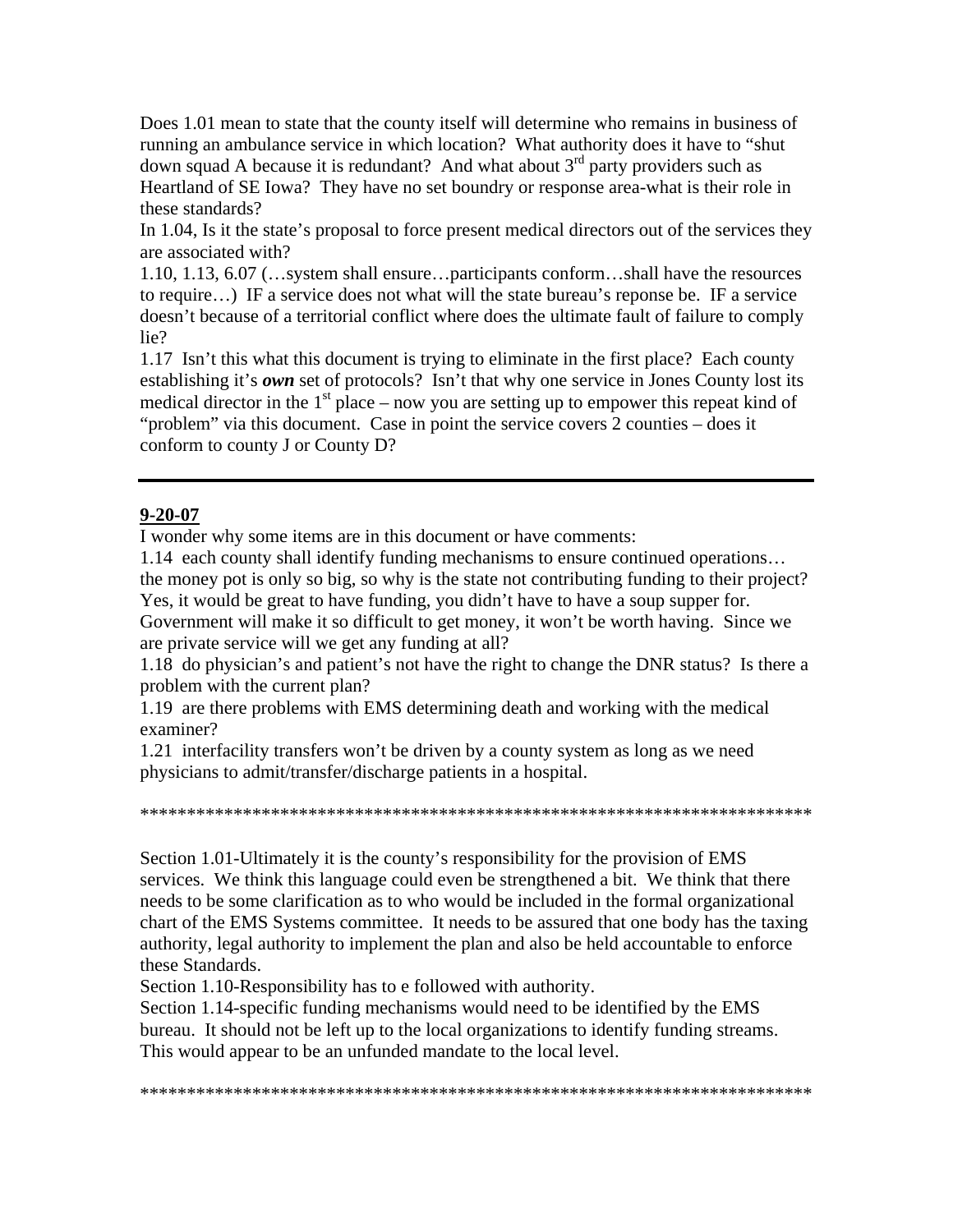Does 1.01 mean to state that the county itself will determine who remains in business of running an ambulance service in which location? What authority does it have to "shut down squad A because it is redundant? And what about 3rd party providers such as Heartland of SE Iowa? They have no set boundry or response area-what is their role in these standards?

In 1.04, Is it the state's proposal to force present medical directors out of the services they are associated with?

1.10, 1.13, 6.07 (…system shall ensure…participants conform…shall have the resources to require…) IF a service does not what will the state bureau's reponse be. IF a service doesn't because of a territorial conflict where does the ultimate fault of failure to comply lie?

1.17 Isn't this what this document is trying to eliminate in the first place? Each county establishing it's ***own*** set of protocols? Isn't that why one service in Jones County lost its medical director in the 1st place – now you are setting up to empower this repeat kind of "problem" via this document. Case in point the service covers 2 counties – does it conform to county J or County D?

---

**9-20-07**

I wonder why some items are in this document or have comments:

1.14 each county shall identify funding mechanisms to ensure continued operations… the money pot is only so big, so why is the state not contributing funding to their project? Yes, it would be great to have funding, you didn't have to have a soup supper for. Government will make it so difficult to get money, it won't be worth having. Since we are private service will we get any funding at all?

1.18 do physician's and patient's not have the right to change the DNR status? Is there a problem with the current plan?

1.19 are there problems with EMS determining death and working with the medical examiner?

1.21 interfacility transfers won't be driven by a county system as long as we need physicians to admit/transfer/discharge patients in a hospital.

*************************************************************************

Section 1.01-Ultimately it is the county's responsibility for the provision of EMS services. We think this language could even be strengthened a bit. We think that there needs to be some clarification as to who would be included in the formal organizational chart of the EMS Systems committee. It needs to be assured that one body has the taxing authority, legal authority to implement the plan and also be held accountable to enforce these Standards.

Section 1.10-Responsibility has to e followed with authority.

Section 1.14-specific funding mechanisms would need to be identified by the EMS bureau. It should not be left up to the local organizations to identify funding streams. This would appear to be an unfunded mandate to the local level.

*************************************************************************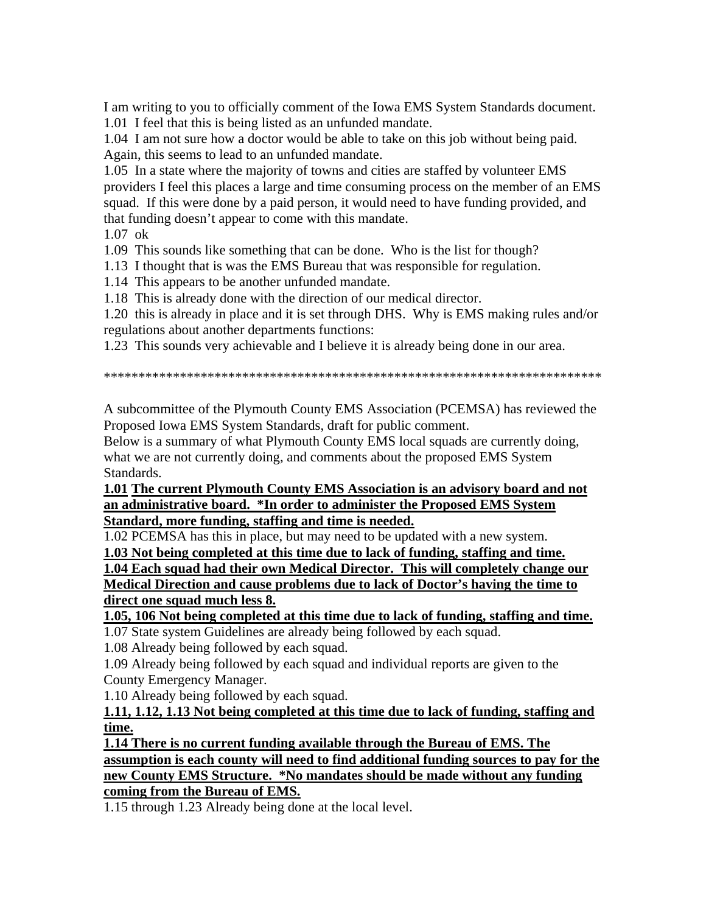I am writing to you to officially comment of the Iowa EMS System Standards document.

1.01 I feel that this is being listed as an unfunded mandate.

1.04 I am not sure how a doctor would be able to take on this job without being paid. Again, this seems to lead to an unfunded mandate.

1.05 In a state where the majority of towns and cities are staffed by volunteer EMS providers I feel this places a large and time consuming process on the member of an EMS squad. If this were done by a paid person, it would need to have funding provided, and that funding doesn't appear to come with this mandate.

1.07 ok

1.09 This sounds like something that can be done. Who is the list for though?

1.13 I thought that is was the EMS Bureau that was responsible for regulation.

1.14 This appears to be another unfunded mandate.

1.18 This is already done with the direction of our medical director.

1.20 this is already in place and it is set through DHS. Why is EMS making rules and/or regulations about another departments functions:

1.23 This sounds very achievable and I believe it is already being done in our area.

************************************************************************

A subcommittee of the Plymouth County EMS Association (PCEMSA) has reviewed the Proposed Iowa EMS System Standards, draft for public comment.

Below is a summary of what Plymouth County EMS local squads are currently doing, what we are not currently doing, and comments about the proposed EMS System Standards.

**1.01 The current Plymouth County EMS Association is an advisory board and not an administrative board. *In order to administer the Proposed EMS System Standard, more funding, staffing and time is needed.**

1.02 PCEMSA has this in place, but may need to be updated with a new system.

**1.03 Not being completed at this time due to lack of funding, staffing and time.**

**1.04 Each squad had their own Medical Director. This will completely change our Medical Direction and cause problems due to lack of Doctor's having the time to direct one squad much less 8.**

**1.05, 106 Not being completed at this time due to lack of funding, staffing and time.**

1.07 State system Guidelines are already being followed by each squad.

1.08 Already being followed by each squad.

1.09 Already being followed by each squad and individual reports are given to the County Emergency Manager.

1.10 Already being followed by each squad.

**1.11, 1.12, 1.13 Not being completed at this time due to lack of funding, staffing and time.**

**1.14 There is no current funding available through the Bureau of EMS. The assumption is each county will need to find additional funding sources to pay for the new County EMS Structure. *No mandates should be made without any funding coming from the Bureau of EMS.**

1.15 through 1.23 Already being done at the local level.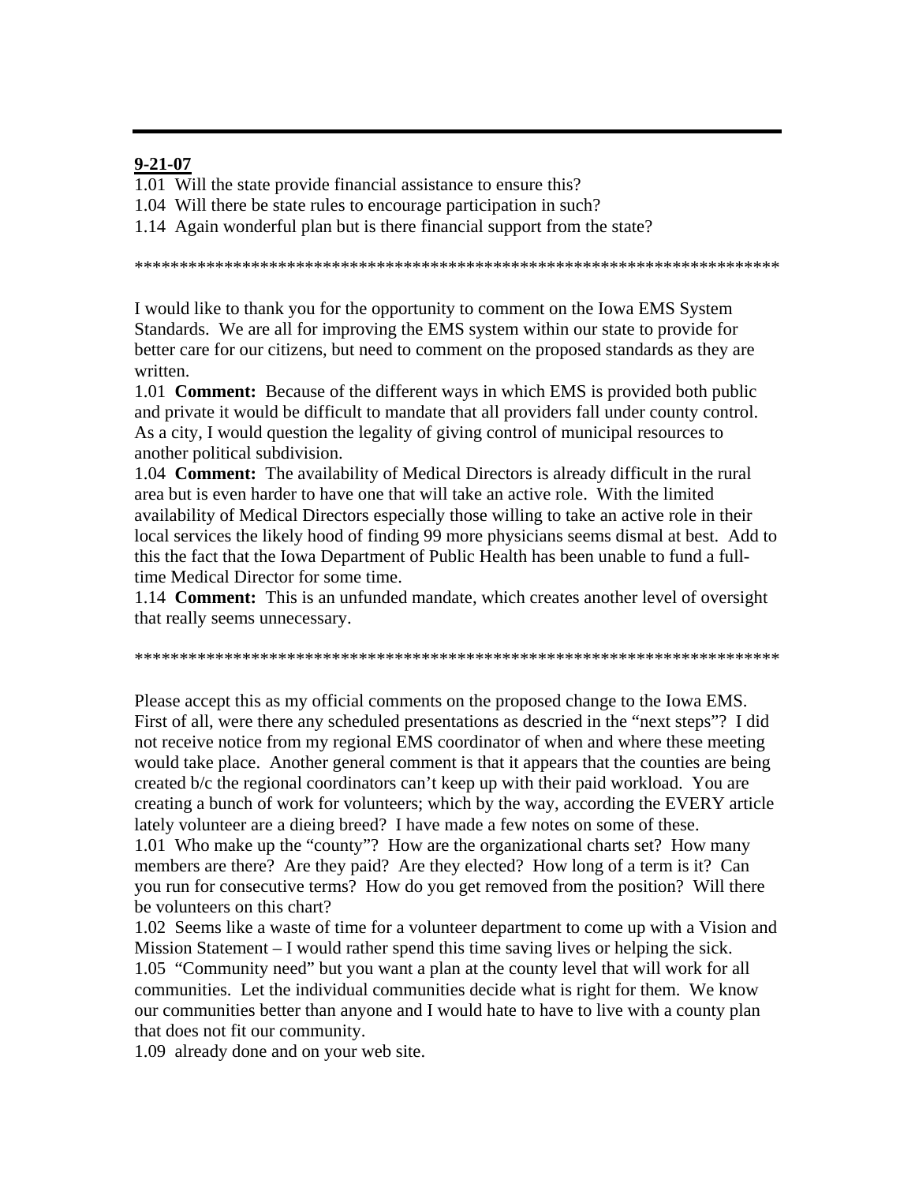**9-21-07**

1.01 Will the state provide financial assistance to ensure this?

1.04 Will there be state rules to encourage participation in such?

1.14 Again wonderful plan but is there financial support from the state?

**************************************************************************

I would like to thank you for the opportunity to comment on the Iowa EMS System Standards. We are all for improving the EMS system within our state to provide for better care for our citizens, but need to comment on the proposed standards as they are written.

1.01 **Comment:** Because of the different ways in which EMS is provided both public and private it would be difficult to mandate that all providers fall under county control. As a city, I would question the legality of giving control of municipal resources to another political subdivision.

1.04 **Comment:** The availability of Medical Directors is already difficult in the rural area but is even harder to have one that will take an active role. With the limited availability of Medical Directors especially those willing to take an active role in their local services the likely hood of finding 99 more physicians seems dismal at best. Add to this the fact that the Iowa Department of Public Health has been unable to fund a full-time Medical Director for some time.

1.14 **Comment:** This is an unfunded mandate, which creates another level of oversight that really seems unnecessary.

**************************************************************************

Please accept this as my official comments on the proposed change to the Iowa EMS. First of all, were there any scheduled presentations as descried in the "next steps"? I did not receive notice from my regional EMS coordinator of when and where these meeting would take place. Another general comment is that it appears that the counties are being created b/c the regional coordinators can't keep up with their paid workload. You are creating a bunch of work for volunteers; which by the way, according the EVERY article lately volunteer are a dieing breed? I have made a few notes on some of these.

1.01 Who make up the "county"? How are the organizational charts set? How many members are there? Are they paid? Are they elected? How long of a term is it? Can you run for consecutive terms? How do you get removed from the position? Will there be volunteers on this chart?

1.02 Seems like a waste of time for a volunteer department to come up with a Vision and Mission Statement – I would rather spend this time saving lives or helping the sick.

1.05 "Community need" but you want a plan at the county level that will work for all communities. Let the individual communities decide what is right for them. We know our communities better than anyone and I would hate to have to live with a county plan that does not fit our community.

1.09 already done and on your web site.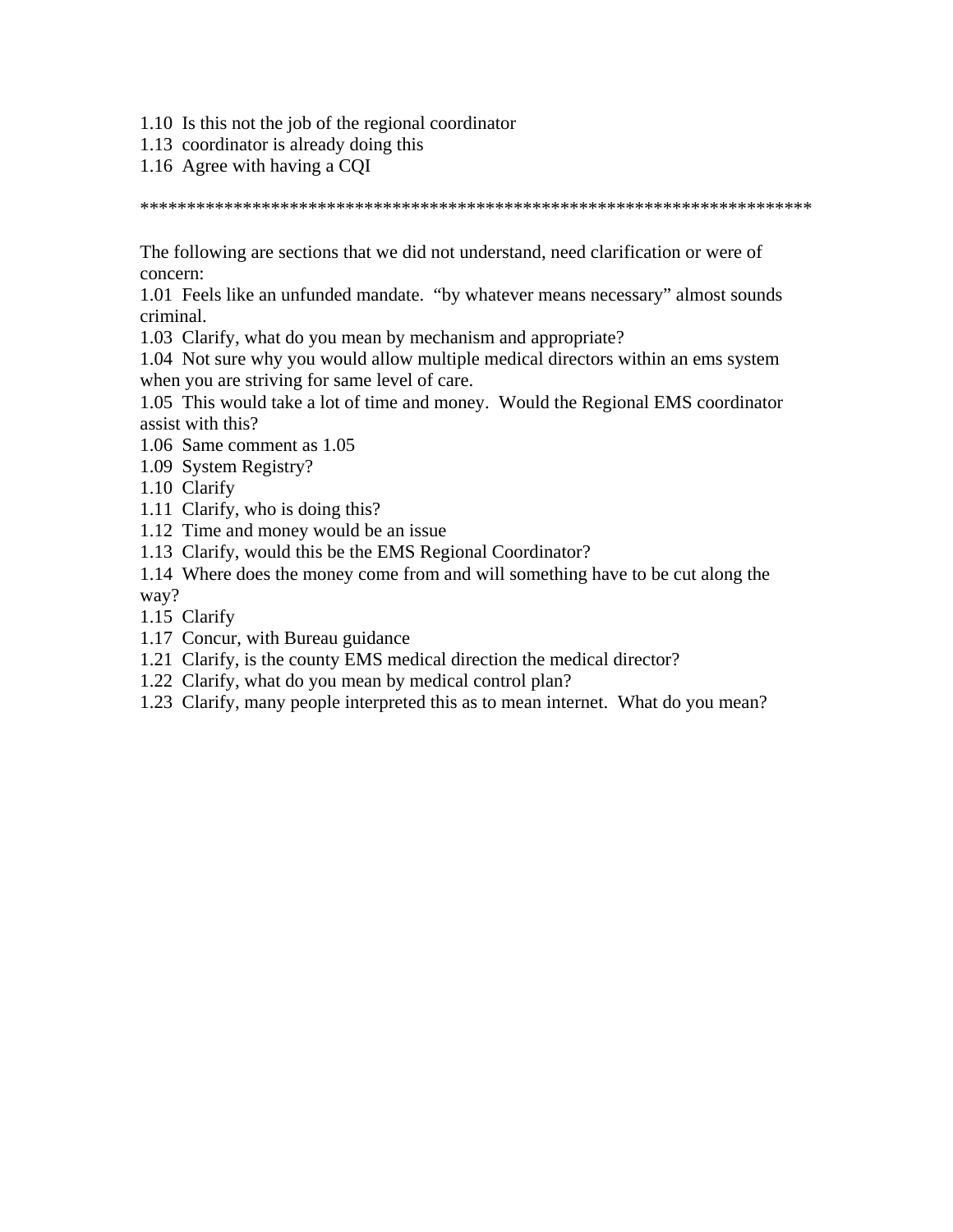1.10  Is this not the job of the regional coordinator
1.13  coordinator is already doing this
1.16  Agree with having a CQI

****************************************************************************

The following are sections that we did not understand, need clarification or were of concern:

1.01  Feels like an unfunded mandate.  "by whatever means necessary" almost sounds criminal.
1.03  Clarify, what do you mean by mechanism and appropriate?
1.04  Not sure why you would allow multiple medical directors within an ems system when you are striving for same level of care.
1.05  This would take a lot of time and money.  Would the Regional EMS coordinator assist with this?
1.06  Same comment as 1.05
1.09  System Registry?
1.10  Clarify
1.11  Clarify, who is doing this?
1.12  Time and money would be an issue
1.13  Clarify, would this be the EMS Regional Coordinator?
1.14  Where does the money come from and will something have to be cut along the way?
1.15  Clarify
1.17  Concur, with Bureau guidance
1.21  Clarify, is the county EMS medical direction the medical director?
1.22  Clarify, what do you mean by medical control plan?
1.23  Clarify, many people interpreted this as to mean internet.  What do you mean?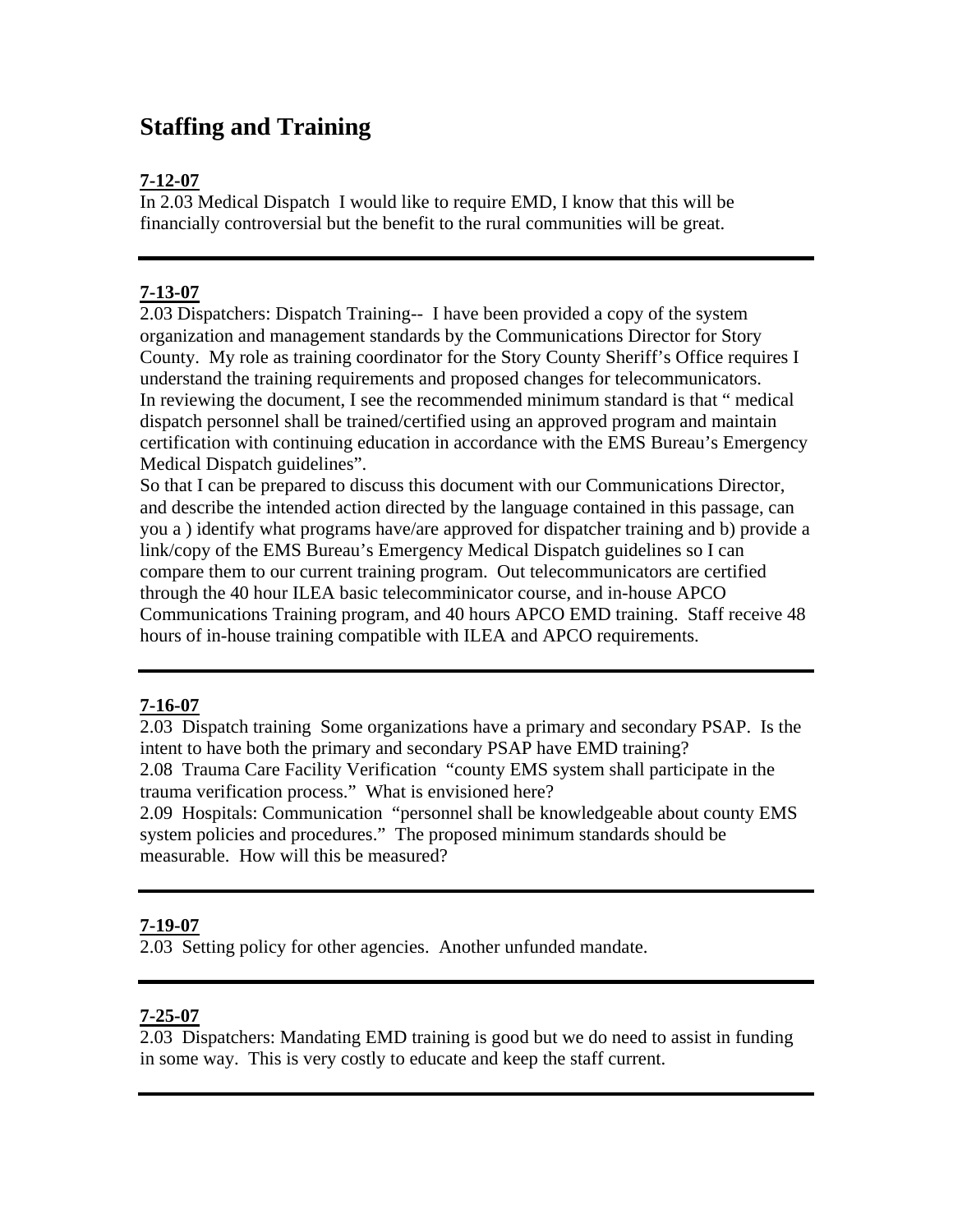# Staffing and Training

**7-12-07**

In 2.03 Medical Dispatch I would like to require EMD, I know that this will be financially controversial but the benefit to the rural communities will be great.

---

**7-13-07**

2.03 Dispatchers: Dispatch Training-- I have been provided a copy of the system organization and management standards by the Communications Director for Story County. My role as training coordinator for the Story County Sheriff's Office requires I understand the training requirements and proposed changes for telecommunicators.

In reviewing the document, I see the recommended minimum standard is that " medical dispatch personnel shall be trained/certified using an approved program and maintain certification with continuing education in accordance with the EMS Bureau's Emergency Medical Dispatch guidelines".

So that I can be prepared to discuss this document with our Communications Director, and describe the intended action directed by the language contained in this passage, can you a ) identify what programs have/are approved for dispatcher training and b) provide a link/copy of the EMS Bureau's Emergency Medical Dispatch guidelines so I can compare them to our current training program. Out telecommunicators are certified through the 40 hour ILEA basic telecomminicator course, and in-house APCO Communications Training program, and 40 hours APCO EMD training. Staff receive 48 hours of in-house training compatible with ILEA and APCO requirements.

---

**7-16-07**

2.03 Dispatch training Some organizations have a primary and secondary PSAP. Is the intent to have both the primary and secondary PSAP have EMD training?

2.08 Trauma Care Facility Verification "county EMS system shall participate in the trauma verification process." What is envisioned here?

2.09 Hospitals: Communication "personnel shall be knowledgeable about county EMS system policies and procedures." The proposed minimum standards should be measurable. How will this be measured?

---

**7-19-07**

2.03 Setting policy for other agencies. Another unfunded mandate.

---

**7-25-07**

2.03 Dispatchers: Mandating EMD training is good but we do need to assist in funding in some way. This is very costly to educate and keep the staff current.

---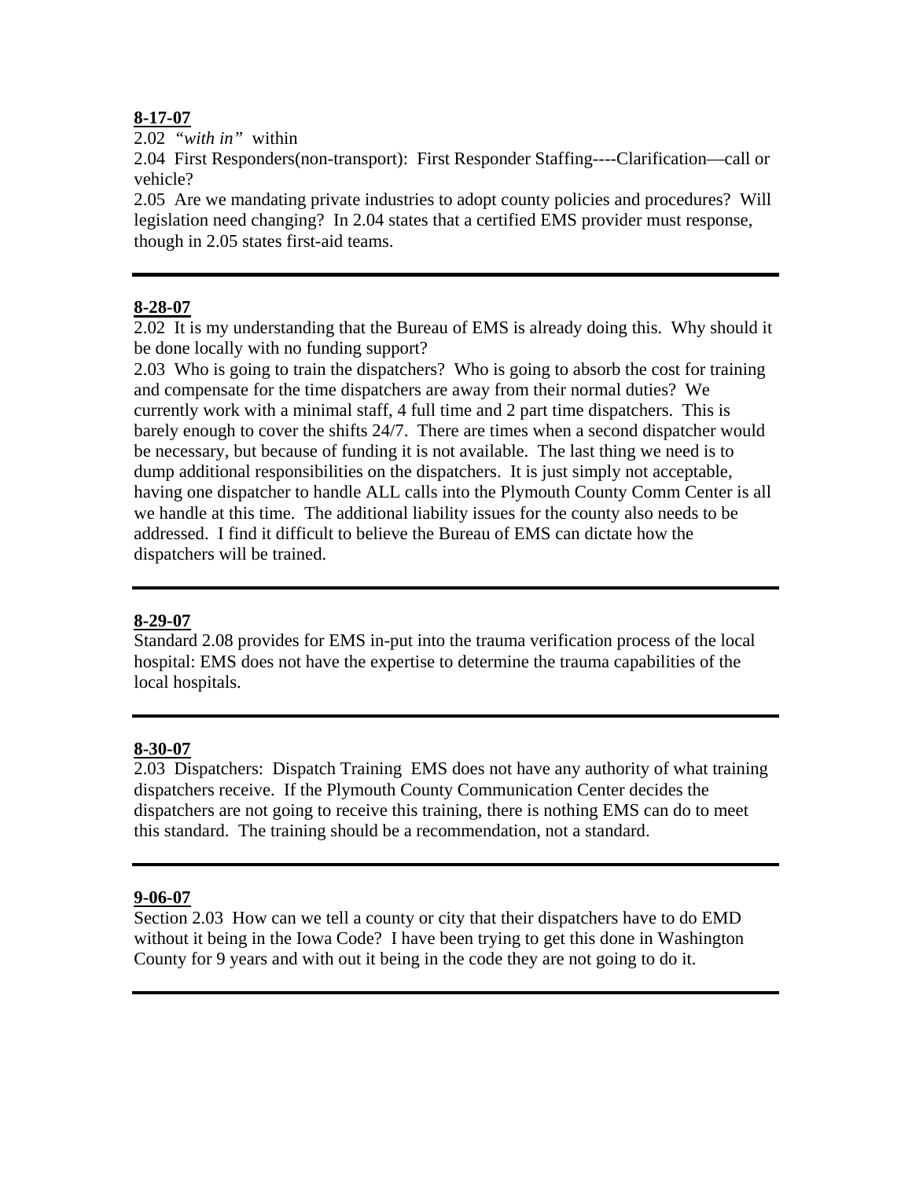**8-17-07**

2.02 *"with in"* within

2.04 First Responders(non-transport): First Responder Staffing----Clarification—call or vehicle?

2.05 Are we mandating private industries to adopt county policies and procedures? Will legislation need changing? In 2.04 states that a certified EMS provider must response, though in 2.05 states first-aid teams.

---

**8-28-07**

2.02 It is my understanding that the Bureau of EMS is already doing this. Why should it be done locally with no funding support?

2.03 Who is going to train the dispatchers? Who is going to absorb the cost for training and compensate for the time dispatchers are away from their normal duties? We currently work with a minimal staff, 4 full time and 2 part time dispatchers. This is barely enough to cover the shifts 24/7. There are times when a second dispatcher would be necessary, but because of funding it is not available. The last thing we need is to dump additional responsibilities on the dispatchers. It is just simply not acceptable, having one dispatcher to handle ALL calls into the Plymouth County Comm Center is all we handle at this time. The additional liability issues for the county also needs to be addressed. I find it difficult to believe the Bureau of EMS can dictate how the dispatchers will be trained.

---

**8-29-07**

Standard 2.08 provides for EMS in-put into the trauma verification process of the local hospital: EMS does not have the expertise to determine the trauma capabilities of the local hospitals.

---

**8-30-07**

2.03 Dispatchers: Dispatch Training EMS does not have any authority of what training dispatchers receive. If the Plymouth County Communication Center decides the dispatchers are not going to receive this training, there is nothing EMS can do to meet this standard. The training should be a recommendation, not a standard.

---

**9-06-07**

Section 2.03 How can we tell a county or city that their dispatchers have to do EMD without it being in the Iowa Code? I have been trying to get this done in Washington County for 9 years and with out it being in the code they are not going to do it.

---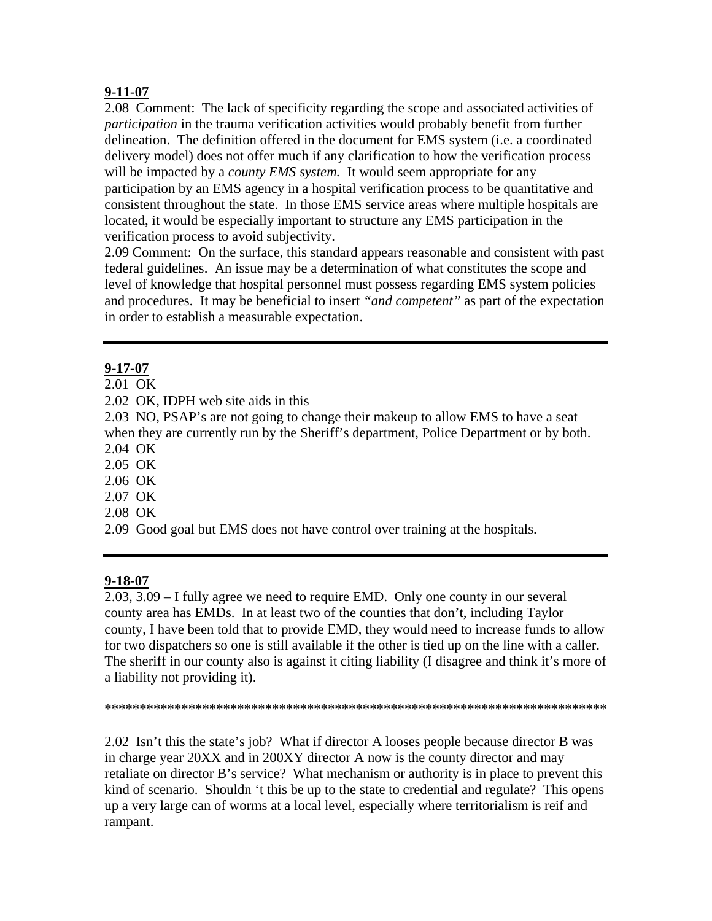**9-11-07**

2.08 Comment: The lack of specificity regarding the scope and associated activities of *participation* in the trauma verification activities would probably benefit from further delineation. The definition offered in the document for EMS system (i.e. a coordinated delivery model) does not offer much if any clarification to how the verification process will be impacted by a *county EMS system.* It would seem appropriate for any participation by an EMS agency in a hospital verification process to be quantitative and consistent throughout the state. In those EMS service areas where multiple hospitals are located, it would be especially important to structure any EMS participation in the verification process to avoid subjectivity.

2.09 Comment: On the surface, this standard appears reasonable and consistent with past federal guidelines. An issue may be a determination of what constitutes the scope and level of knowledge that hospital personnel must possess regarding EMS system policies and procedures. It may be beneficial to insert *"and competent"* as part of the expectation in order to establish a measurable expectation.

---

**9-17-07**

2.01 OK

2.02 OK, IDPH web site aids in this

2.03 NO, PSAP's are not going to change their makeup to allow EMS to have a seat when they are currently run by the Sheriff's department, Police Department or by both.

2.04 OK

2.05 OK

2.06 OK

2.07 OK

2.08 OK

2.09 Good goal but EMS does not have control over training at the hospitals.

---

**9-18-07**

2.03, 3.09 – I fully agree we need to require EMD. Only one county in our several county area has EMDs. In at least two of the counties that don't, including Taylor county, I have been told that to provide EMD, they would need to increase funds to allow for two dispatchers so one is still available if the other is tied up on the line with a caller. The sheriff in our county also is against it citing liability (I disagree and think it's more of a liability not providing it).

**************************************************************************

2.02 Isn't this the state's job? What if director A looses people because director B was in charge year 20XX and in 200XY director A now is the county director and may retaliate on director B's service? What mechanism or authority is in place to prevent this kind of scenario. Shouldn 't this be up to the state to credential and regulate? This opens up a very large can of worms at a local level, especially where territorialism is reif and rampant.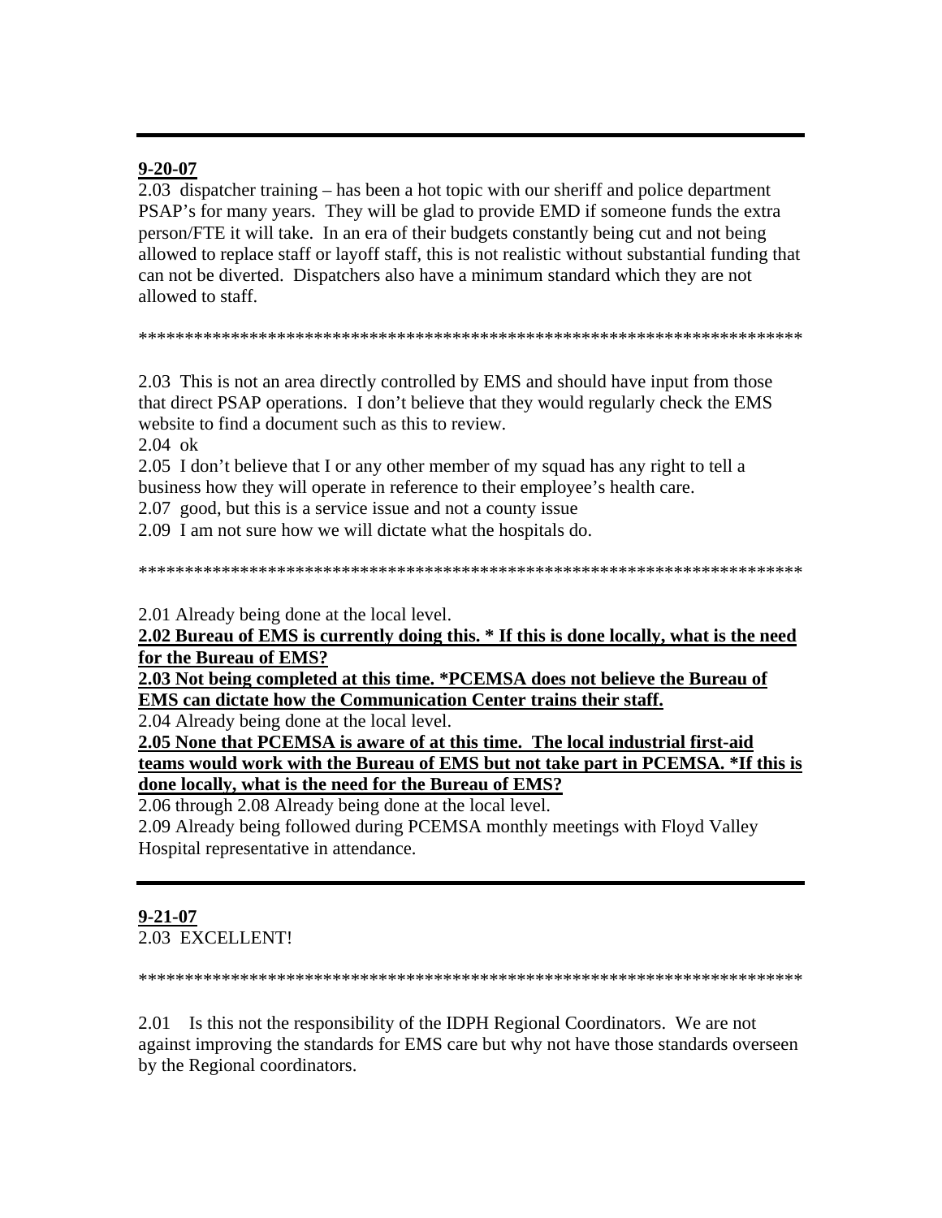---

**9-20-07**

2.03 dispatcher training – has been a hot topic with our sheriff and police department PSAP's for many years. They will be glad to provide EMD if someone funds the extra person/FTE it will take. In an era of their budgets constantly being cut and not being allowed to replace staff or layoff staff, this is not realistic without substantial funding that can not be diverted. Dispatchers also have a minimum standard which they are not allowed to staff.

\*\*\*\*\*\*\*\*\*\*\*\*\*\*\*\*\*\*\*\*\*\*\*\*\*\*\*\*\*\*\*\*\*\*\*\*\*\*\*\*\*\*\*\*\*\*\*\*\*\*\*\*\*\*\*\*\*\*\*\*\*\*\*\*\*\*\*\*\*\*\*\*

2.03 This is not an area directly controlled by EMS and should have input from those that direct PSAP operations. I don't believe that they would regularly check the EMS website to find a document such as this to review.

2.04 ok

2.05 I don't believe that I or any other member of my squad has any right to tell a business how they will operate in reference to their employee's health care.

2.07 good, but this is a service issue and not a county issue

2.09 I am not sure how we will dictate what the hospitals do.

\*\*\*\*\*\*\*\*\*\*\*\*\*\*\*\*\*\*\*\*\*\*\*\*\*\*\*\*\*\*\*\*\*\*\*\*\*\*\*\*\*\*\*\*\*\*\*\*\*\*\*\*\*\*\*\*\*\*\*\*\*\*\*\*\*\*\*\*\*\*\*\*

2.01 Already being done at the local level.

**2.02 Bureau of EMS is currently doing this. * If this is done locally, what is the need for the Bureau of EMS?**

**2.03 Not being completed at this time. *PCEMSA does not believe the Bureau of EMS can dictate how the Communication Center trains their staff.**

2.04 Already being done at the local level.

**2.05 None that PCEMSA is aware of at this time. The local industrial first-aid teams would work with the Bureau of EMS but not take part in PCEMSA. *If this is done locally, what is the need for the Bureau of EMS?**

2.06 through 2.08 Already being done at the local level.

2.09 Already being followed during PCEMSA monthly meetings with Floyd Valley Hospital representative in attendance.

---

**9-21-07**

2.03 EXCELLENT!

\*\*\*\*\*\*\*\*\*\*\*\*\*\*\*\*\*\*\*\*\*\*\*\*\*\*\*\*\*\*\*\*\*\*\*\*\*\*\*\*\*\*\*\*\*\*\*\*\*\*\*\*\*\*\*\*\*\*\*\*\*\*\*\*\*\*\*\*\*\*\*\*

2.01 Is this not the responsibility of the IDPH Regional Coordinators. We are not against improving the standards for EMS care but why not have those standards overseen by the Regional coordinators.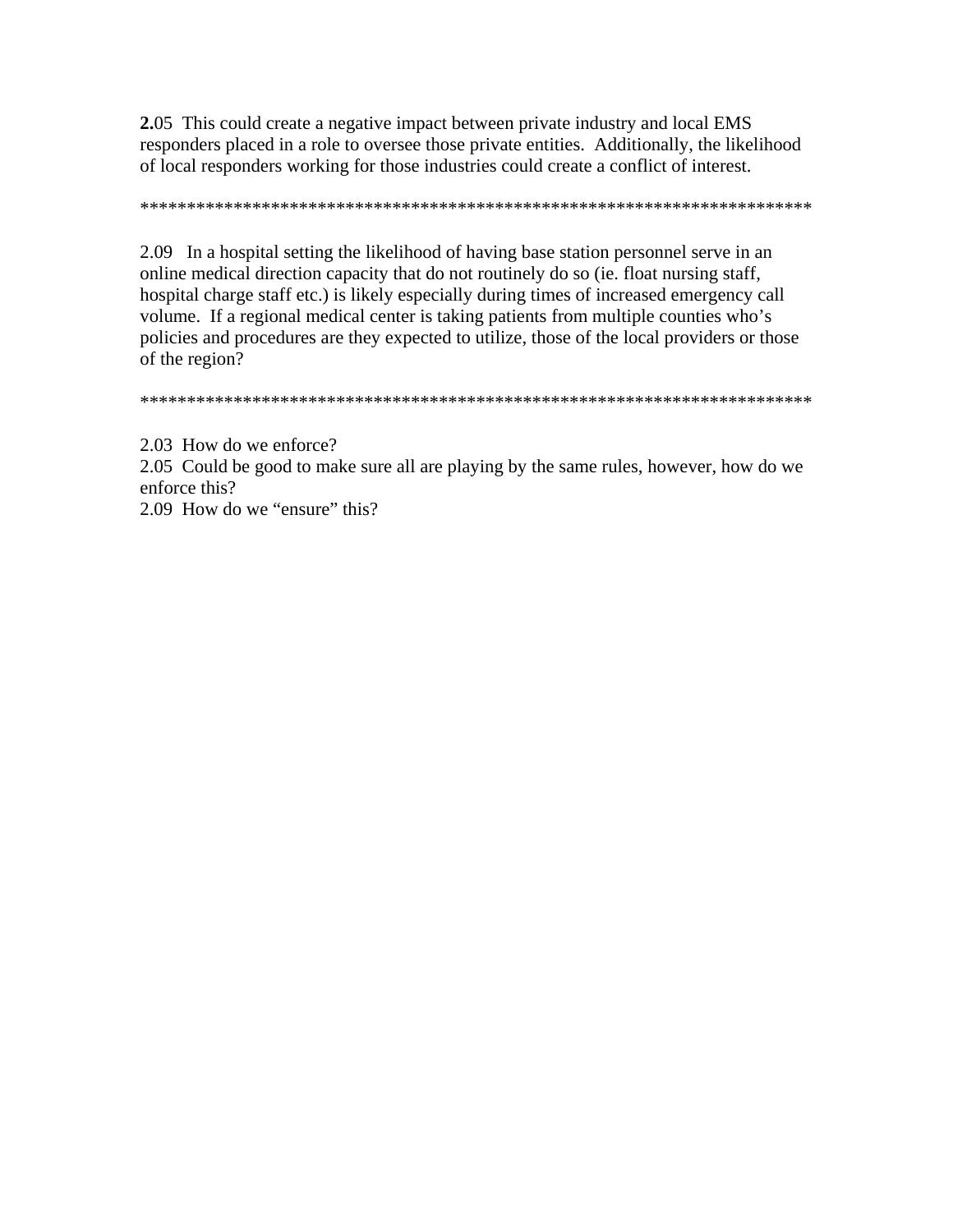**2.**05  This could create a negative impact between private industry and local EMS responders placed in a role to oversee those private entities.  Additionally, the likelihood of local responders working for those industries could create a conflict of interest.

****************************************************************************

2.09   In a hospital setting the likelihood of having base station personnel serve in an online medical direction capacity that do not routinely do so (ie. float nursing staff, hospital charge staff etc.) is likely especially during times of increased emergency call volume.  If a regional medical center is taking patients from multiple counties who's policies and procedures are they expected to utilize, those of the local providers or those of the region?

****************************************************************************

2.03  How do we enforce?
2.05  Could be good to make sure all are playing by the same rules, however, how do we enforce this?
2.09  How do we "ensure" this?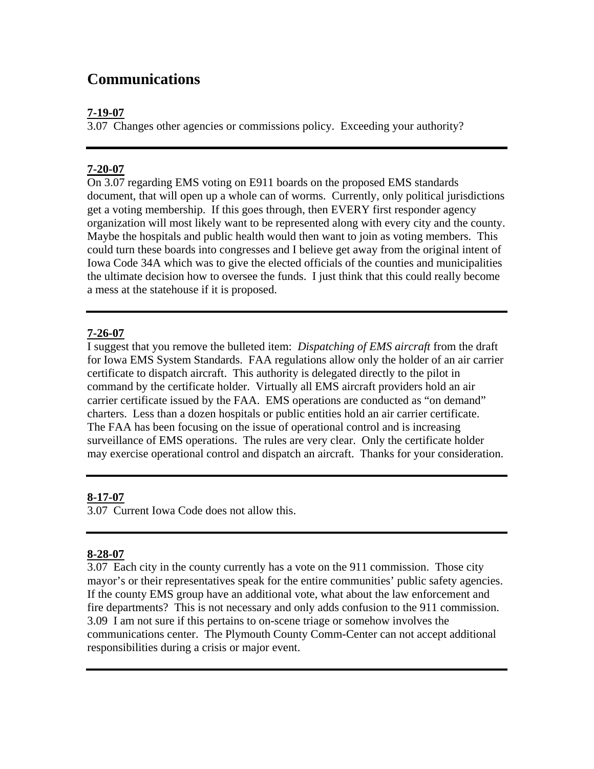# Communications

**7-19-07**

3.07 Changes other agencies or commissions policy. Exceeding your authority?

---

**7-20-07**

On 3.07 regarding EMS voting on E911 boards on the proposed EMS standards document, that will open up a whole can of worms. Currently, only political jurisdictions get a voting membership. If this goes through, then EVERY first responder agency organization will most likely want to be represented along with every city and the county. Maybe the hospitals and public health would then want to join as voting members. This could turn these boards into congresses and I believe get away from the original intent of Iowa Code 34A which was to give the elected officials of the counties and municipalities the ultimate decision how to oversee the funds. I just think that this could really become a mess at the statehouse if it is proposed.

---

**7-26-07**

I suggest that you remove the bulleted item: *Dispatching of EMS aircraft* from the draft for Iowa EMS System Standards. FAA regulations allow only the holder of an air carrier certificate to dispatch aircraft. This authority is delegated directly to the pilot in command by the certificate holder. Virtually all EMS aircraft providers hold an air carrier certificate issued by the FAA. EMS operations are conducted as "on demand" charters. Less than a dozen hospitals or public entities hold an air carrier certificate. The FAA has been focusing on the issue of operational control and is increasing surveillance of EMS operations. The rules are very clear. Only the certificate holder may exercise operational control and dispatch an aircraft. Thanks for your consideration.

---

**8-17-07**

3.07 Current Iowa Code does not allow this.

---

**8-28-07**

3.07 Each city in the county currently has a vote on the 911 commission. Those city mayor's or their representatives speak for the entire communities' public safety agencies. If the county EMS group have an additional vote, what about the law enforcement and fire departments? This is not necessary and only adds confusion to the 911 commission.
3.09 I am not sure if this pertains to on-scene triage or somehow involves the communications center. The Plymouth County Comm-Center can not accept additional responsibilities during a crisis or major event.

---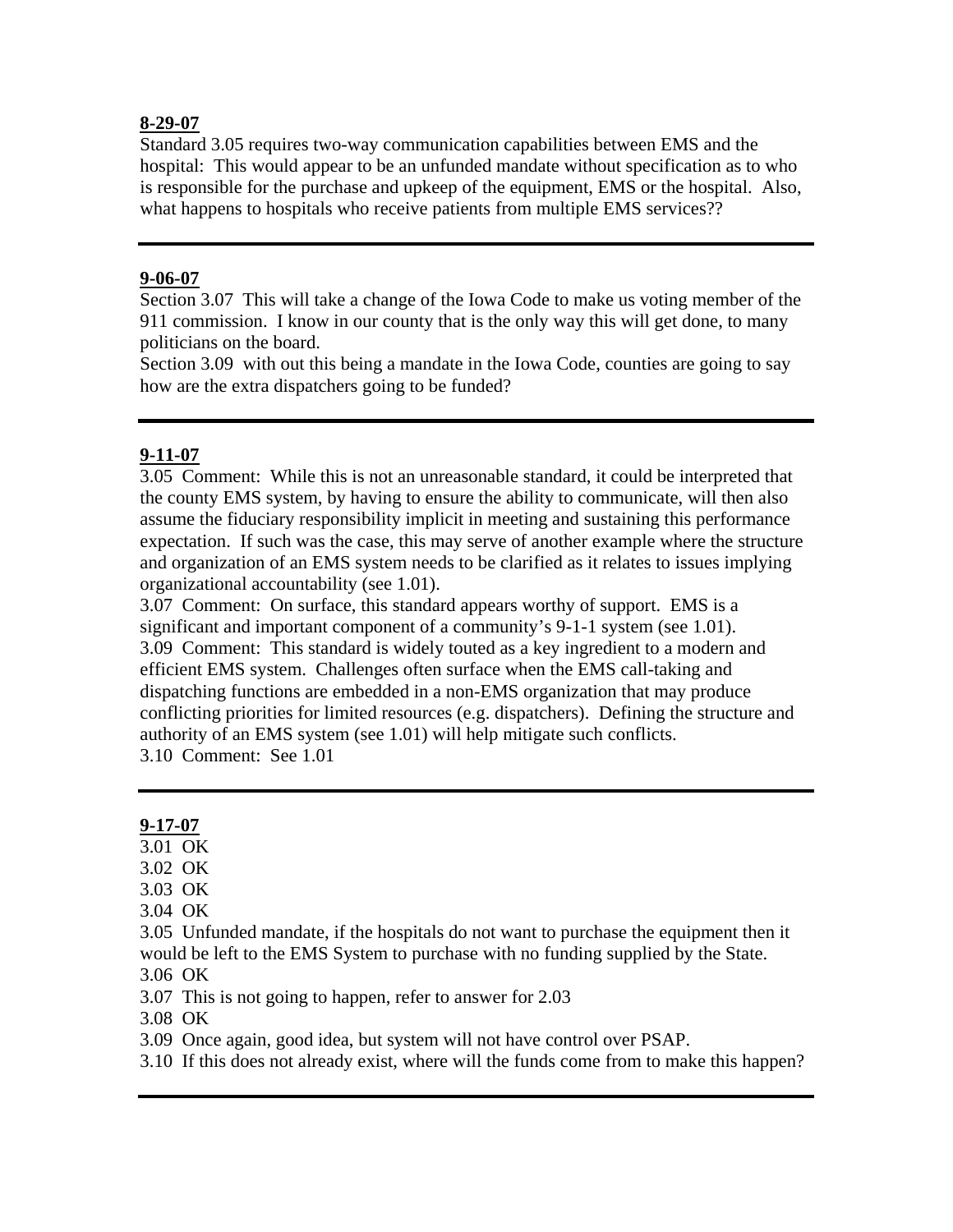**8-29-07**

Standard 3.05 requires two-way communication capabilities between EMS and the hospital: This would appear to be an unfunded mandate without specification as to who is responsible for the purchase and upkeep of the equipment, EMS or the hospital. Also, what happens to hospitals who receive patients from multiple EMS services??

---

**9-06-07**

Section 3.07 This will take a change of the Iowa Code to make us voting member of the 911 commission. I know in our county that is the only way this will get done, to many politicians on the board.

Section 3.09 with out this being a mandate in the Iowa Code, counties are going to say how are the extra dispatchers going to be funded?

---

**9-11-07**

3.05 Comment: While this is not an unreasonable standard, it could be interpreted that the county EMS system, by having to ensure the ability to communicate, will then also assume the fiduciary responsibility implicit in meeting and sustaining this performance expectation. If such was the case, this may serve of another example where the structure and organization of an EMS system needs to be clarified as it relates to issues implying organizational accountability (see 1.01).

3.07 Comment: On surface, this standard appears worthy of support. EMS is a significant and important component of a community's 9-1-1 system (see 1.01).

3.09 Comment: This standard is widely touted as a key ingredient to a modern and efficient EMS system. Challenges often surface when the EMS call-taking and dispatching functions are embedded in a non-EMS organization that may produce conflicting priorities for limited resources (e.g. dispatchers). Defining the structure and authority of an EMS system (see 1.01) will help mitigate such conflicts.

3.10 Comment: See 1.01

---

**9-17-07**

3.01 OK

3.02 OK

3.03 OK

3.04 OK

3.05 Unfunded mandate, if the hospitals do not want to purchase the equipment then it would be left to the EMS System to purchase with no funding supplied by the State.

3.06 OK

3.07 This is not going to happen, refer to answer for 2.03

3.08 OK

3.09 Once again, good idea, but system will not have control over PSAP.

3.10 If this does not already exist, where will the funds come from to make this happen?

---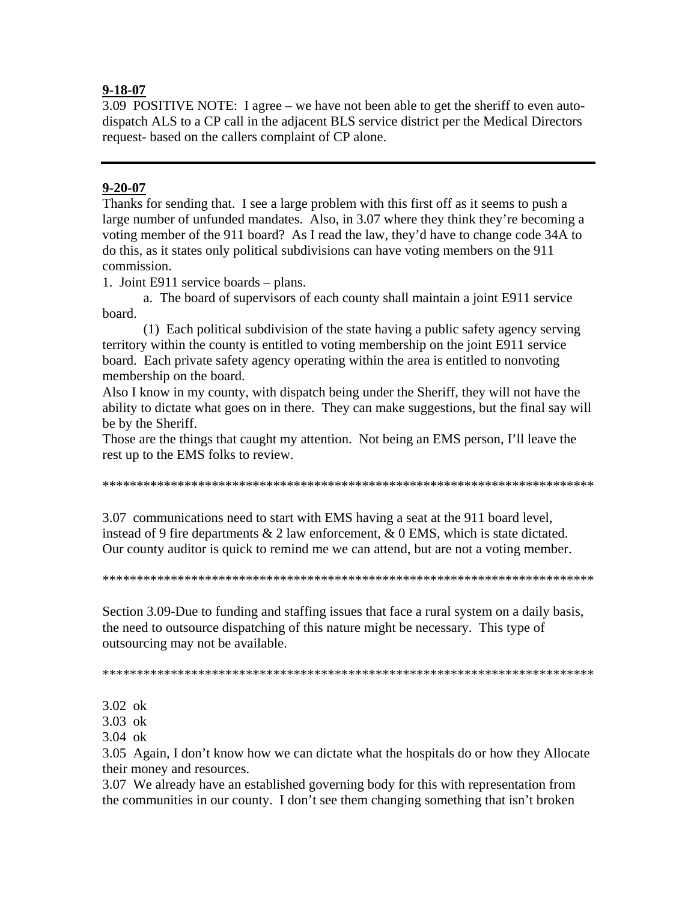**9-18-07**

3.09 POSITIVE NOTE: I agree – we have not been able to get the sheriff to even auto-dispatch ALS to a CP call in the adjacent BLS service district per the Medical Directors request- based on the callers complaint of CP alone.

---

**9-20-07**

Thanks for sending that. I see a large problem with this first off as it seems to push a large number of unfunded mandates. Also, in 3.07 where they think they're becoming a voting member of the 911 board? As I read the law, they'd have to change code 34A to do this, as it states only political subdivisions can have voting members on the 911 commission.

1. Joint E911 service boards – plans.

 a. The board of supervisors of each county shall maintain a joint E911 service board.

 (1) Each political subdivision of the state having a public safety agency serving territory within the county is entitled to voting membership on the joint E911 service board. Each private safety agency operating within the area is entitled to nonvoting membership on the board.

Also I know in my county, with dispatch being under the Sheriff, they will not have the ability to dictate what goes on in there. They can make suggestions, but the final say will be by the Sheriff.

Those are the things that caught my attention. Not being an EMS person, I'll leave the rest up to the EMS folks to review.

***************************************************************************

3.07 communications need to start with EMS having a seat at the 911 board level, instead of 9 fire departments & 2 law enforcement, & 0 EMS, which is state dictated. Our county auditor is quick to remind me we can attend, but are not a voting member.

***************************************************************************

Section 3.09-Due to funding and staffing issues that face a rural system on a daily basis, the need to outsource dispatching of this nature might be necessary. This type of outsourcing may not be available.

***************************************************************************

3.02 ok

3.03 ok

3.04 ok

3.05 Again, I don't know how we can dictate what the hospitals do or how they Allocate their money and resources.

3.07 We already have an established governing body for this with representation from the communities in our county. I don't see them changing something that isn't broken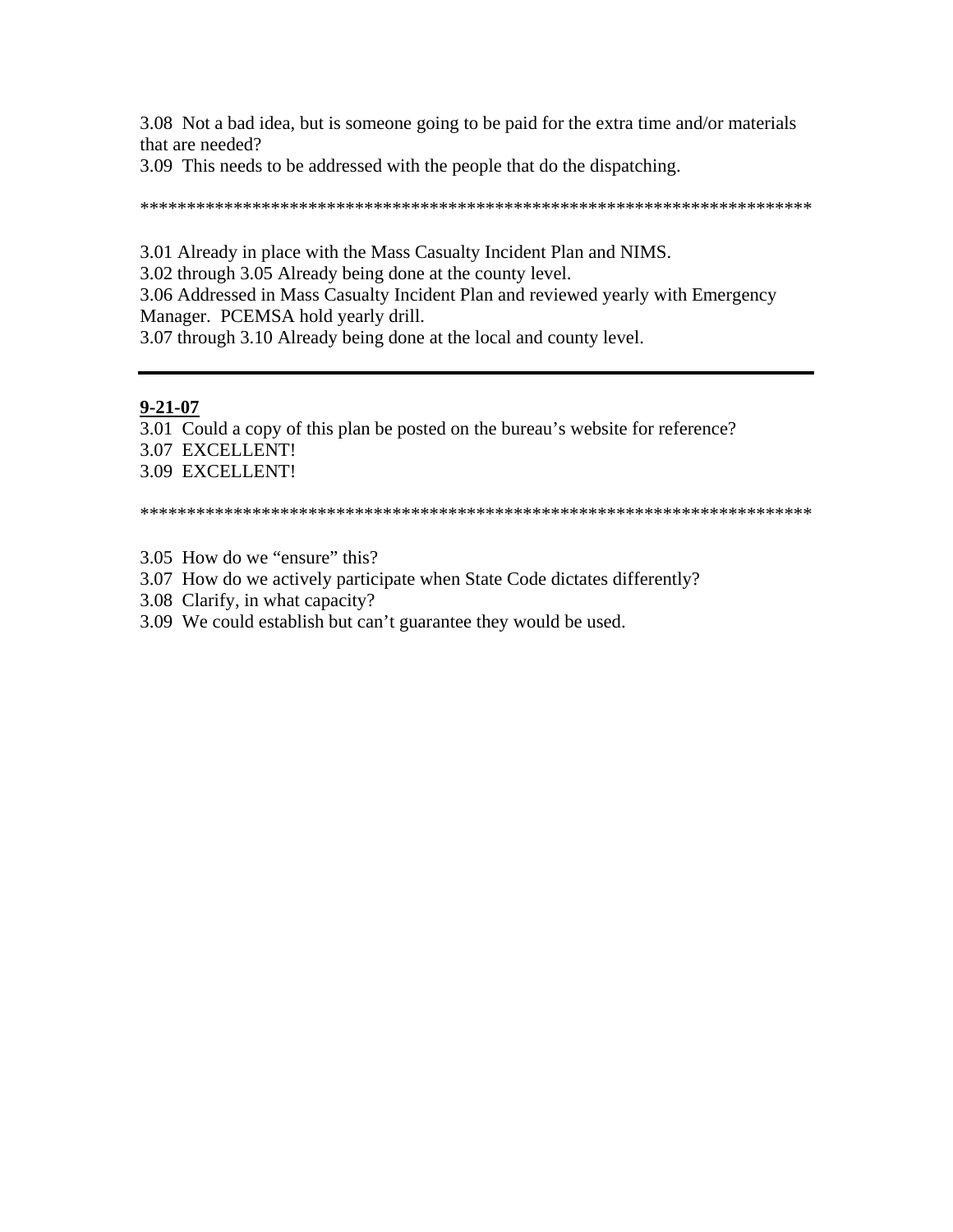3.08  Not a bad idea, but is someone going to be paid for the extra time and/or materials that are needed?

3.09  This needs to be addressed with the people that do the dispatching.

***************************************************************************

3.01 Already in place with the Mass Casualty Incident Plan and NIMS.

3.02 through 3.05 Already being done at the county level.

3.06 Addressed in Mass Casualty Incident Plan and reviewed yearly with Emergency Manager.  PCEMSA hold yearly drill.

3.07 through 3.10 Already being done at the local and county level.

---

**9-21-07**

3.01  Could a copy of this plan be posted on the bureau's website for reference?

3.07  EXCELLENT!

3.09  EXCELLENT!

***************************************************************************

3.05  How do we "ensure" this?

3.07  How do we actively participate when State Code dictates differently?

3.08  Clarify, in what capacity?

3.09  We could establish but can't guarantee they would be used.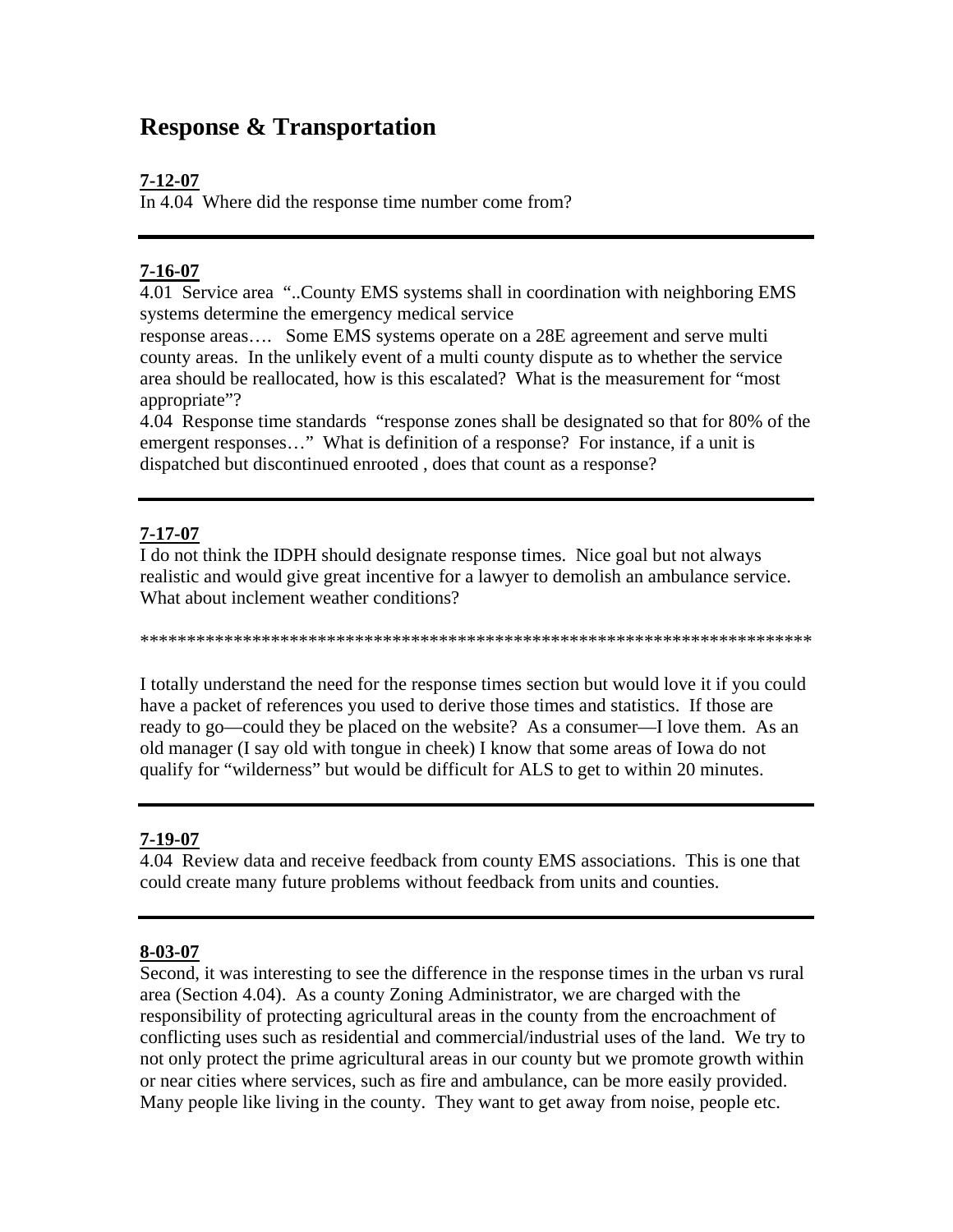# Response & Transportation

**7-12-07**

In 4.04 Where did the response time number come from?

---

**7-16-07**

4.01 Service area "..County EMS systems shall in coordination with neighboring EMS systems determine the emergency medical service response areas…. Some EMS systems operate on a 28E agreement and serve multi county areas. In the unlikely event of a multi county dispute as to whether the service area should be reallocated, how is this escalated? What is the measurement for "most appropriate"?

4.04 Response time standards "response zones shall be designated so that for 80% of the emergent responses…" What is definition of a response? For instance, if a unit is dispatched but discontinued enrooted , does that count as a response?

---

**7-17-07**

I do not think the IDPH should designate response times. Nice goal but not always realistic and would give great incentive for a lawyer to demolish an ambulance service. What about inclement weather conditions?

***************************************************************************

I totally understand the need for the response times section but would love it if you could have a packet of references you used to derive those times and statistics. If those are ready to go—could they be placed on the website? As a consumer—I love them. As an old manager (I say old with tongue in cheek) I know that some areas of Iowa do not qualify for "wilderness" but would be difficult for ALS to get to within 20 minutes.

---

**7-19-07**

4.04 Review data and receive feedback from county EMS associations. This is one that could create many future problems without feedback from units and counties.

---

**8-03-07**

Second, it was interesting to see the difference in the response times in the urban vs rural area (Section 4.04). As a county Zoning Administrator, we are charged with the responsibility of protecting agricultural areas in the county from the encroachment of conflicting uses such as residential and commercial/industrial uses of the land. We try to not only protect the prime agricultural areas in our county but we promote growth within or near cities where services, such as fire and ambulance, can be more easily provided. Many people like living in the county. They want to get away from noise, people etc.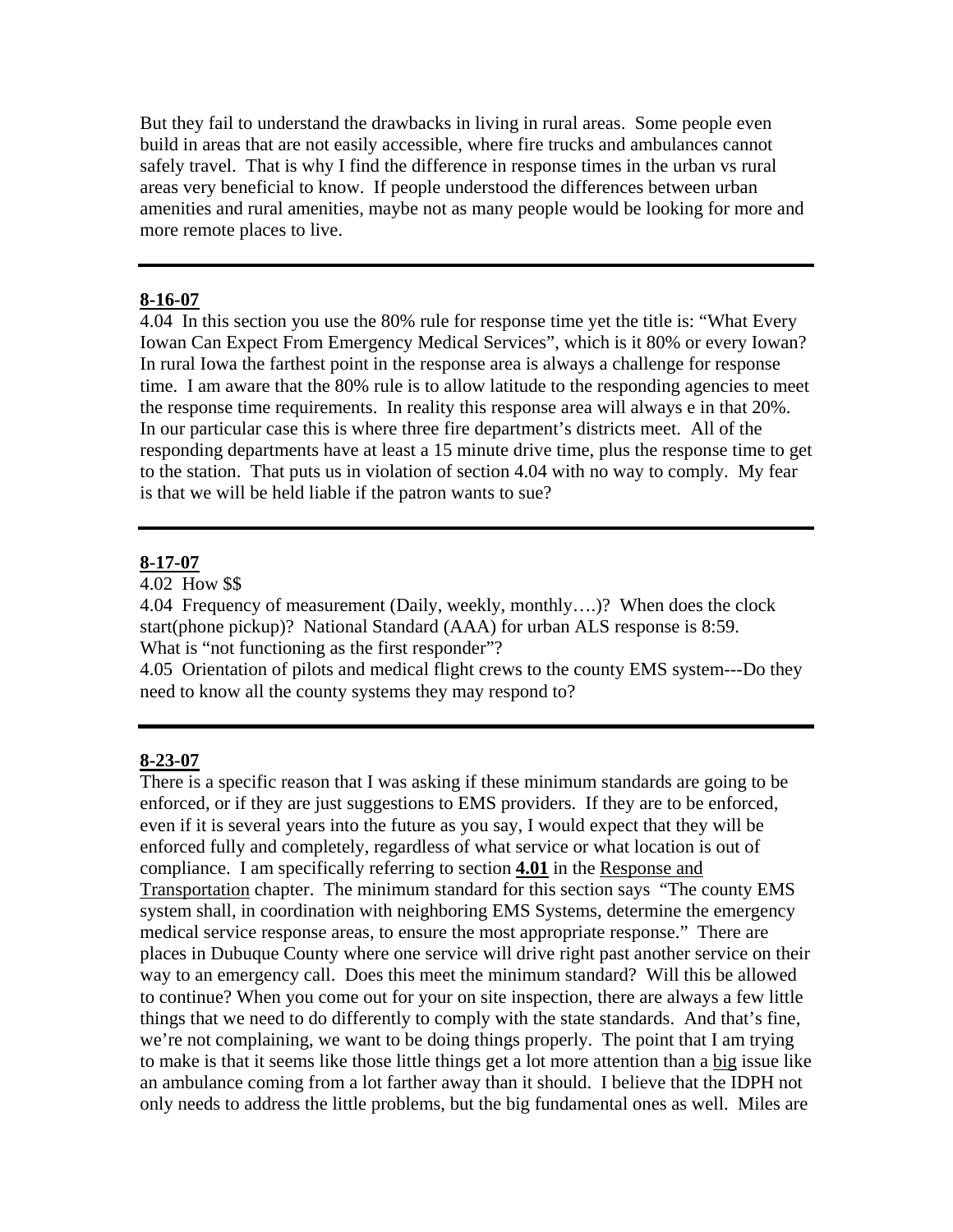But they fail to understand the drawbacks in living in rural areas. Some people even build in areas that are not easily accessible, where fire trucks and ambulances cannot safely travel. That is why I find the difference in response times in the urban vs rural areas very beneficial to know. If people understood the differences between urban amenities and rural amenities, maybe not as many people would be looking for more and more remote places to live.

---

**8-16-07**

4.04 In this section you use the 80% rule for response time yet the title is: "What Every Iowan Can Expect From Emergency Medical Services", which is it 80% or every Iowan? In rural Iowa the farthest point in the response area is always a challenge for response time. I am aware that the 80% rule is to allow latitude to the responding agencies to meet the response time requirements. In reality this response area will always e in that 20%. In our particular case this is where three fire department's districts meet. All of the responding departments have at least a 15 minute drive time, plus the response time to get to the station. That puts us in violation of section 4.04 with no way to comply. My fear is that we will be held liable if the patron wants to sue?

---

**8-17-07**

4.02 How $$

4.04 Frequency of measurement (Daily, weekly, monthly….)? When does the clock start(phone pickup)? National Standard (AAA) for urban ALS response is 8:59. What is "not functioning as the first responder"?

4.05 Orientation of pilots and medical flight crews to the county EMS system---Do they need to know all the county systems they may respond to?

---

**8-23-07**

There is a specific reason that I was asking if these minimum standards are going to be enforced, or if they are just suggestions to EMS providers. If they are to be enforced, even if it is several years into the future as you say, I would expect that they will be enforced fully and completely, regardless of what service or what location is out of compliance. I am specifically referring to section **4.01** in the Response and Transportation chapter. The minimum standard for this section says "The county EMS system shall, in coordination with neighboring EMS Systems, determine the emergency medical service response areas, to ensure the most appropriate response." There are places in Dubuque County where one service will drive right past another service on their way to an emergency call. Does this meet the minimum standard? Will this be allowed to continue? When you come out for your on site inspection, there are always a few little things that we need to do differently to comply with the state standards. And that's fine, we're not complaining, we want to be doing things properly. The point that I am trying to make is that it seems like those little things get a lot more attention than a big issue like an ambulance coming from a lot farther away than it should. I believe that the IDPH not only needs to address the little problems, but the big fundamental ones as well. Miles are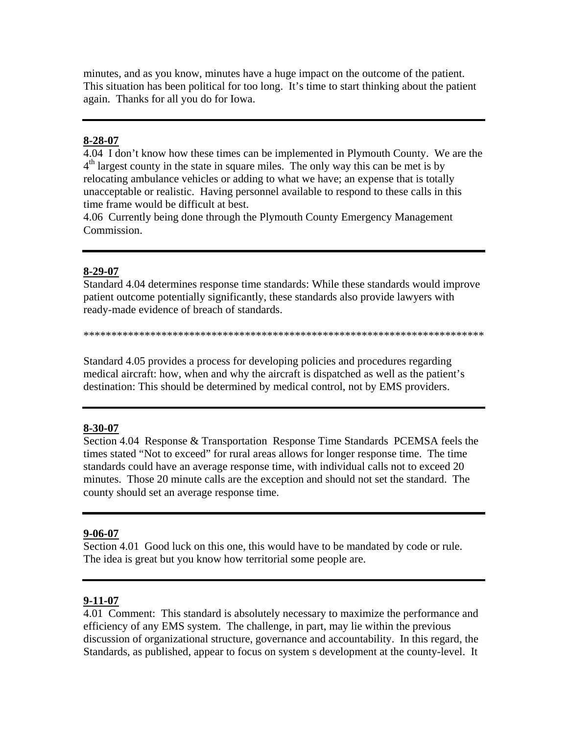minutes, and as you know, minutes have a huge impact on the outcome of the patient. This situation has been political for too long. It's time to start thinking about the patient again. Thanks for all you do for Iowa.

---

**8-28-07**

4.04 I don't know how these times can be implemented in Plymouth County. We are the 4th largest county in the state in square miles. The only way this can be met is by relocating ambulance vehicles or adding to what we have; an expense that is totally unacceptable or realistic. Having personnel available to respond to these calls in this time frame would be difficult at best.

4.06 Currently being done through the Plymouth County Emergency Management Commission.

---

**8-29-07**

Standard 4.04 determines response time standards: While these standards would improve patient outcome potentially significantly, these standards also provide lawyers with ready-made evidence of breach of standards.

***************************************************************************

Standard 4.05 provides a process for developing policies and procedures regarding medical aircraft: how, when and why the aircraft is dispatched as well as the patient's destination: This should be determined by medical control, not by EMS providers.

---

**8-30-07**

Section 4.04 Response & Transportation Response Time Standards PCEMSA feels the times stated "Not to exceed" for rural areas allows for longer response time. The time standards could have an average response time, with individual calls not to exceed 20 minutes. Those 20 minute calls are the exception and should not set the standard. The county should set an average response time.

---

**9-06-07**

Section 4.01 Good luck on this one, this would have to be mandated by code or rule. The idea is great but you know how territorial some people are.

---

**9-11-07**

4.01 Comment: This standard is absolutely necessary to maximize the performance and efficiency of any EMS system. The challenge, in part, may lie within the previous discussion of organizational structure, governance and accountability. In this regard, the Standards, as published, appear to focus on system s development at the county-level. It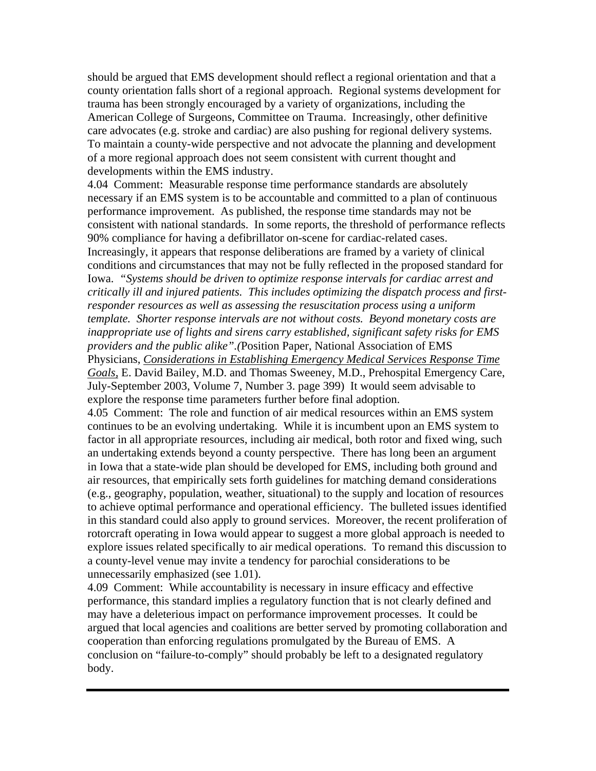should be argued that EMS development should reflect a regional orientation and that a county orientation falls short of a regional approach. Regional systems development for trauma has been strongly encouraged by a variety of organizations, including the American College of Surgeons, Committee on Trauma. Increasingly, other definitive care advocates (e.g. stroke and cardiac) are also pushing for regional delivery systems. To maintain a county-wide perspective and not advocate the planning and development of a more regional approach does not seem consistent with current thought and developments within the EMS industry.

4.04 Comment: Measurable response time performance standards are absolutely necessary if an EMS system is to be accountable and committed to a plan of continuous performance improvement. As published, the response time standards may not be consistent with national standards. In some reports, the threshold of performance reflects 90% compliance for having a defibrillator on-scene for cardiac-related cases. Increasingly, it appears that response deliberations are framed by a variety of clinical conditions and circumstances that may not be fully reflected in the proposed standard for Iowa. *"Systems should be driven to optimize response intervals for cardiac arrest and critically ill and injured patients. This includes optimizing the dispatch process and first-responder resources as well as assessing the resuscitation process using a uniform template. Shorter response intervals are not without costs. Beyond monetary costs are inappropriate use of lights and sirens carry established, significant safety risks for EMS providers and the public alike".(*Position Paper, National Association of EMS Physicians, *Considerations in Establishing Emergency Medical Services Response Time Goals*, E. David Bailey, M.D. and Thomas Sweeney, M.D., Prehospital Emergency Care, July-September 2003, Volume 7, Number 3. page 399) It would seem advisable to explore the response time parameters further before final adoption.

4.05 Comment: The role and function of air medical resources within an EMS system continues to be an evolving undertaking. While it is incumbent upon an EMS system to factor in all appropriate resources, including air medical, both rotor and fixed wing, such an undertaking extends beyond a county perspective. There has long been an argument in Iowa that a state-wide plan should be developed for EMS, including both ground and air resources, that empirically sets forth guidelines for matching demand considerations (e.g., geography, population, weather, situational) to the supply and location of resources to achieve optimal performance and operational efficiency. The bulleted issues identified in this standard could also apply to ground services. Moreover, the recent proliferation of rotorcraft operating in Iowa would appear to suggest a more global approach is needed to explore issues related specifically to air medical operations. To remand this discussion to a county-level venue may invite a tendency for parochial considerations to be unnecessarily emphasized (see 1.01).

4.09 Comment: While accountability is necessary in insure efficacy and effective performance, this standard implies a regulatory function that is not clearly defined and may have a deleterious impact on performance improvement processes. It could be argued that local agencies and coalitions are better served by promoting collaboration and cooperation than enforcing regulations promulgated by the Bureau of EMS. A conclusion on "failure-to-comply" should probably be left to a designated regulatory body.

---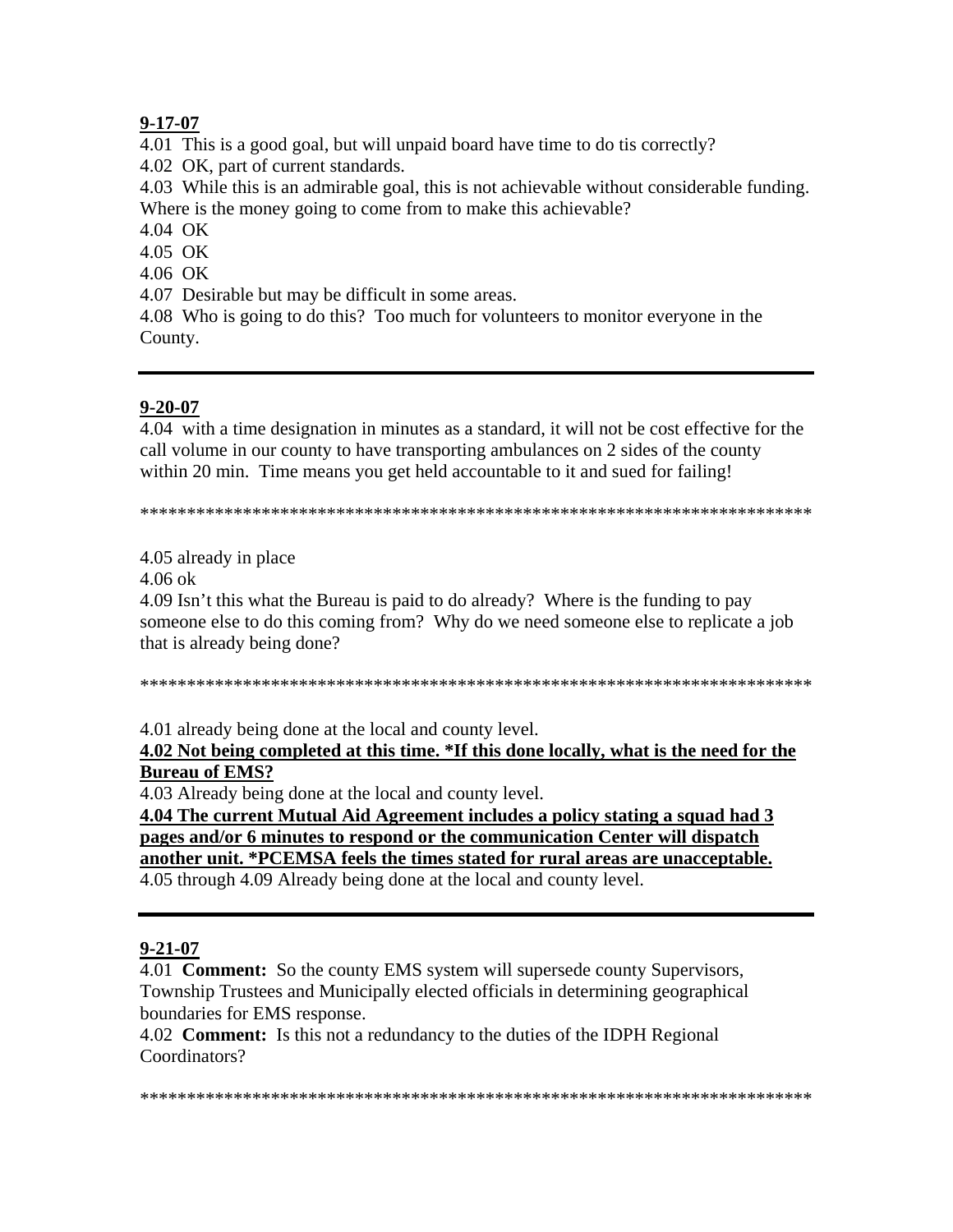**9-17-07**

4.01 This is a good goal, but will unpaid board have time to do tis correctly?

4.02 OK, part of current standards.

4.03 While this is an admirable goal, this is not achievable without considerable funding. Where is the money going to come from to make this achievable?

4.04 OK

4.05 OK

4.06 OK

4.07 Desirable but may be difficult in some areas.

4.08 Who is going to do this? Too much for volunteers to monitor everyone in the County.

---

**9-20-07**

4.04 with a time designation in minutes as a standard, it will not be cost effective for the call volume in our county to have transporting ambulances on 2 sides of the county within 20 min. Time means you get held accountable to it and sued for failing!

*************************************************************************

4.05 already in place

4.06 ok

4.09 Isn't this what the Bureau is paid to do already? Where is the funding to pay someone else to do this coming from? Why do we need someone else to replicate a job that is already being done?

*************************************************************************

4.01 already being done at the local and county level.

**4.02 Not being completed at this time. *If this done locally, what is the need for the Bureau of EMS?**

4.03 Already being done at the local and county level.

**4.04 The current Mutual Aid Agreement includes a policy stating a squad had 3 pages and/or 6 minutes to respond or the communication Center will dispatch another unit. *PCEMSA feels the times stated for rural areas are unacceptable.**

4.05 through 4.09 Already being done at the local and county level.

---

**9-21-07**

4.01 **Comment:** So the county EMS system will supersede county Supervisors, Township Trustees and Municipally elected officials in determining geographical boundaries for EMS response.

4.02 **Comment:** Is this not a redundancy to the duties of the IDPH Regional Coordinators?

*************************************************************************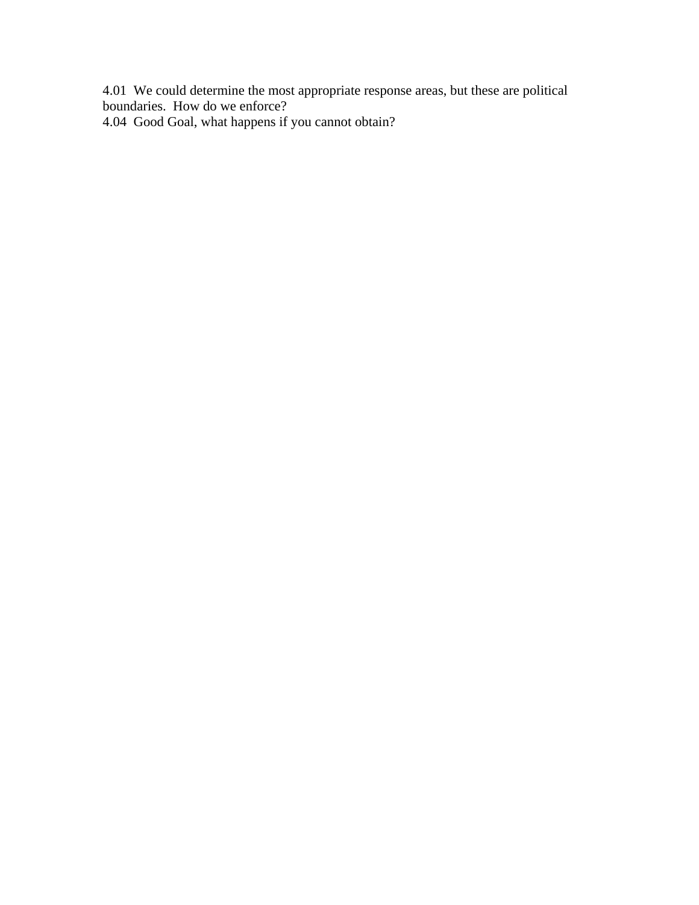4.01  We could determine the most appropriate response areas, but these are political boundaries.  How do we enforce?

4.04  Good Goal, what happens if you cannot obtain?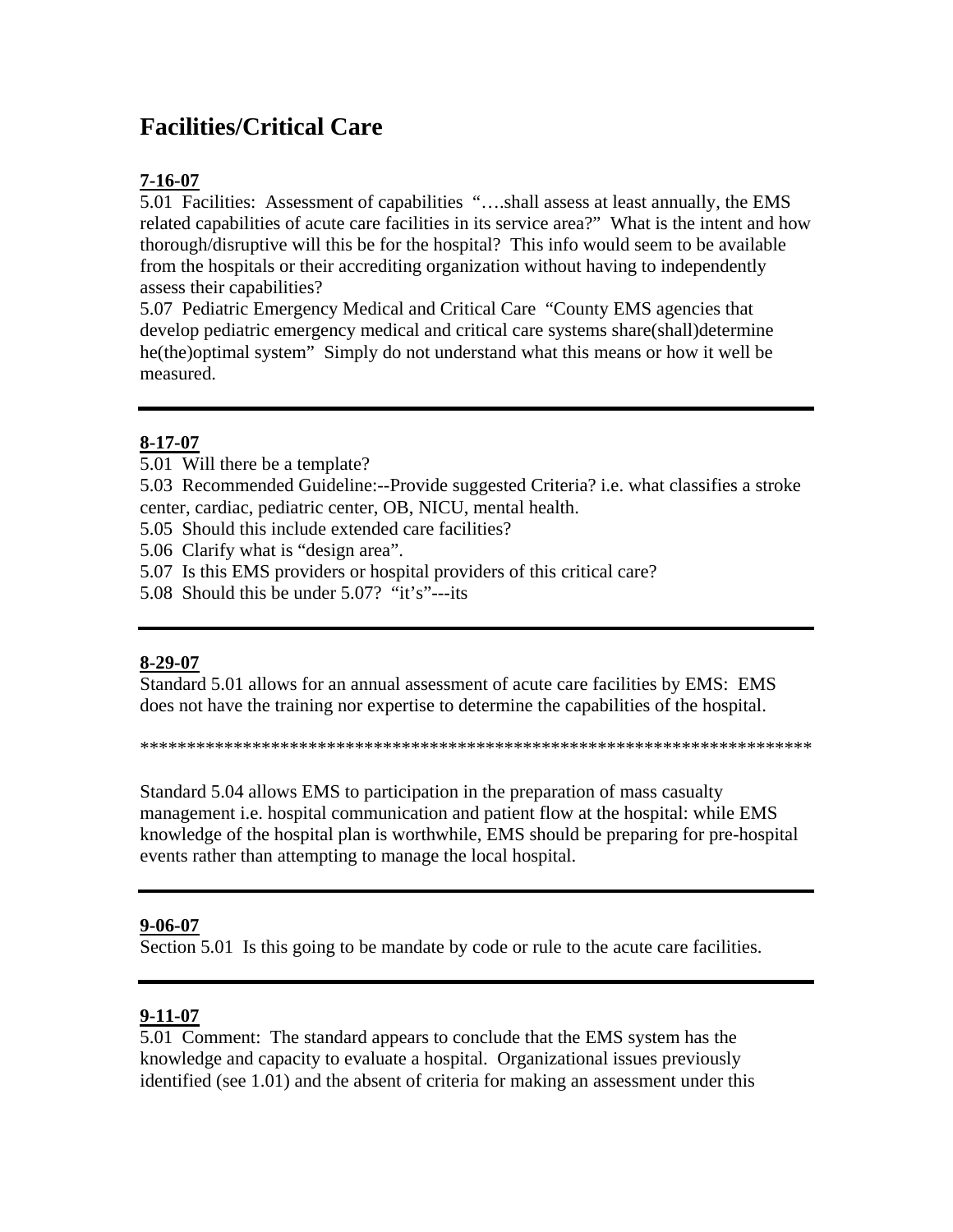# Facilities/Critical Care

**7-16-07**

5.01 Facilities: Assessment of capabilities "….shall assess at least annually, the EMS related capabilities of acute care facilities in its service area?" What is the intent and how thorough/disruptive will this be for the hospital? This info would seem to be available from the hospitals or their accrediting organization without having to independently assess their capabilities?

5.07 Pediatric Emergency Medical and Critical Care "County EMS agencies that develop pediatric emergency medical and critical care systems share(shall)determine he(the)optimal system" Simply do not understand what this means or how it well be measured.

---

**8-17-07**

5.01 Will there be a template?

5.03 Recommended Guideline:--Provide suggested Criteria? i.e. what classifies a stroke center, cardiac, pediatric center, OB, NICU, mental health.

5.05 Should this include extended care facilities?

5.06 Clarify what is "design area".

5.07 Is this EMS providers or hospital providers of this critical care?

5.08 Should this be under 5.07? "it's"---its

---

**8-29-07**

Standard 5.01 allows for an annual assessment of acute care facilities by EMS: EMS does not have the training nor expertise to determine the capabilities of the hospital.

***************************************************************************

Standard 5.04 allows EMS to participation in the preparation of mass casualty management i.e. hospital communication and patient flow at the hospital: while EMS knowledge of the hospital plan is worthwhile, EMS should be preparing for pre-hospital events rather than attempting to manage the local hospital.

---

**9-06-07**

Section 5.01 Is this going to be mandate by code or rule to the acute care facilities.

---

**9-11-07**

5.01 Comment: The standard appears to conclude that the EMS system has the knowledge and capacity to evaluate a hospital. Organizational issues previously identified (see 1.01) and the absent of criteria for making an assessment under this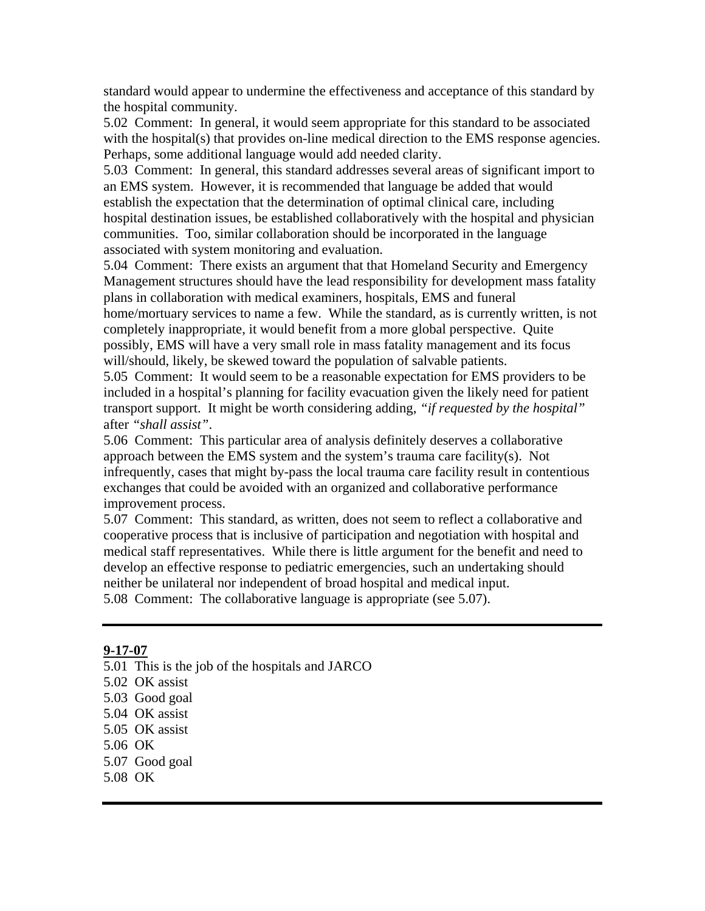standard would appear to undermine the effectiveness and acceptance of this standard by the hospital community.

5.02 Comment: In general, it would seem appropriate for this standard to be associated with the hospital(s) that provides on-line medical direction to the EMS response agencies. Perhaps, some additional language would add needed clarity.

5.03 Comment: In general, this standard addresses several areas of significant import to an EMS system. However, it is recommended that language be added that would establish the expectation that the determination of optimal clinical care, including hospital destination issues, be established collaboratively with the hospital and physician communities. Too, similar collaboration should be incorporated in the language associated with system monitoring and evaluation.

5.04 Comment: There exists an argument that that Homeland Security and Emergency Management structures should have the lead responsibility for development mass fatality plans in collaboration with medical examiners, hospitals, EMS and funeral home/mortuary services to name a few. While the standard, as is currently written, is not completely inappropriate, it would benefit from a more global perspective. Quite possibly, EMS will have a very small role in mass fatality management and its focus will/should, likely, be skewed toward the population of salvable patients.

5.05 Comment: It would seem to be a reasonable expectation for EMS providers to be included in a hospital's planning for facility evacuation given the likely need for patient transport support. It might be worth considering adding, *"if requested by the hospital"* after *"shall assist"*.

5.06 Comment: This particular area of analysis definitely deserves a collaborative approach between the EMS system and the system's trauma care facility(s). Not infrequently, cases that might by-pass the local trauma care facility result in contentious exchanges that could be avoided with an organized and collaborative performance improvement process.

5.07 Comment: This standard, as written, does not seem to reflect a collaborative and cooperative process that is inclusive of participation and negotiation with hospital and medical staff representatives. While there is little argument for the benefit and need to develop an effective response to pediatric emergencies, such an undertaking should neither be unilateral nor independent of broad hospital and medical input.

5.08 Comment: The collaborative language is appropriate (see 5.07).

---

**9-17-07**

5.01 This is the job of the hospitals and JARCO
5.02 OK assist
5.03 Good goal
5.04 OK assist
5.05 OK assist
5.06 OK
5.07 Good goal
5.08 OK

---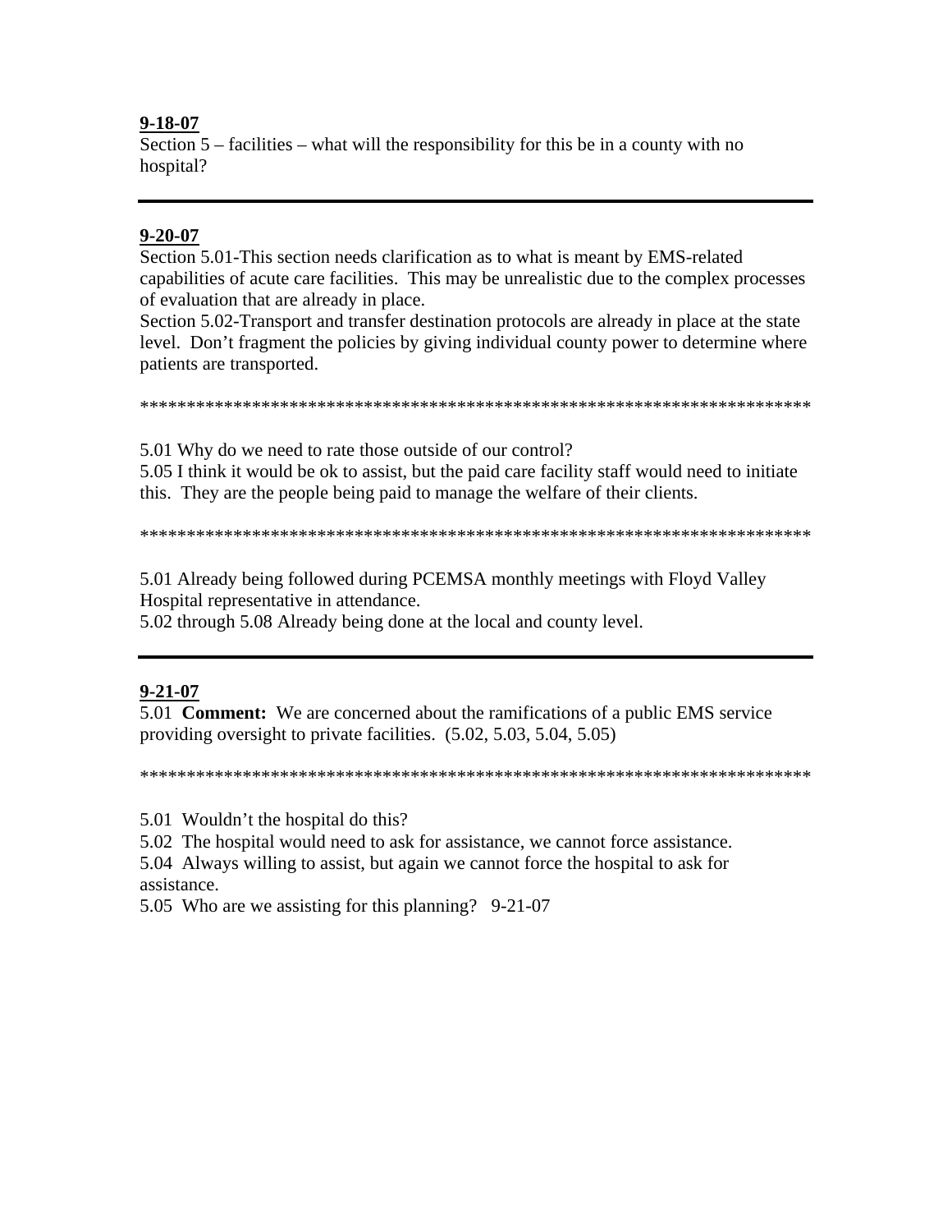**9-18-07**

Section 5 – facilities – what will the responsibility for this be in a county with no hospital?

---

**9-20-07**

Section 5.01-This section needs clarification as to what is meant by EMS-related capabilities of acute care facilities. This may be unrealistic due to the complex processes of evaluation that are already in place.

Section 5.02-Transport and transfer destination protocols are already in place at the state level. Don't fragment the policies by giving individual county power to determine where patients are transported.

***************************************************************************

5.01 Why do we need to rate those outside of our control?

5.05 I think it would be ok to assist, but the paid care facility staff would need to initiate this. They are the people being paid to manage the welfare of their clients.

***************************************************************************

5.01 Already being followed during PCEMSA monthly meetings with Floyd Valley Hospital representative in attendance.

5.02 through 5.08 Already being done at the local and county level.

---

**9-21-07**

5.01 **Comment:** We are concerned about the ramifications of a public EMS service providing oversight to private facilities. (5.02, 5.03, 5.04, 5.05)

***************************************************************************

5.01 Wouldn't the hospital do this?

5.02 The hospital would need to ask for assistance, we cannot force assistance.

5.04 Always willing to assist, but again we cannot force the hospital to ask for assistance.

5.05 Who are we assisting for this planning? 9-21-07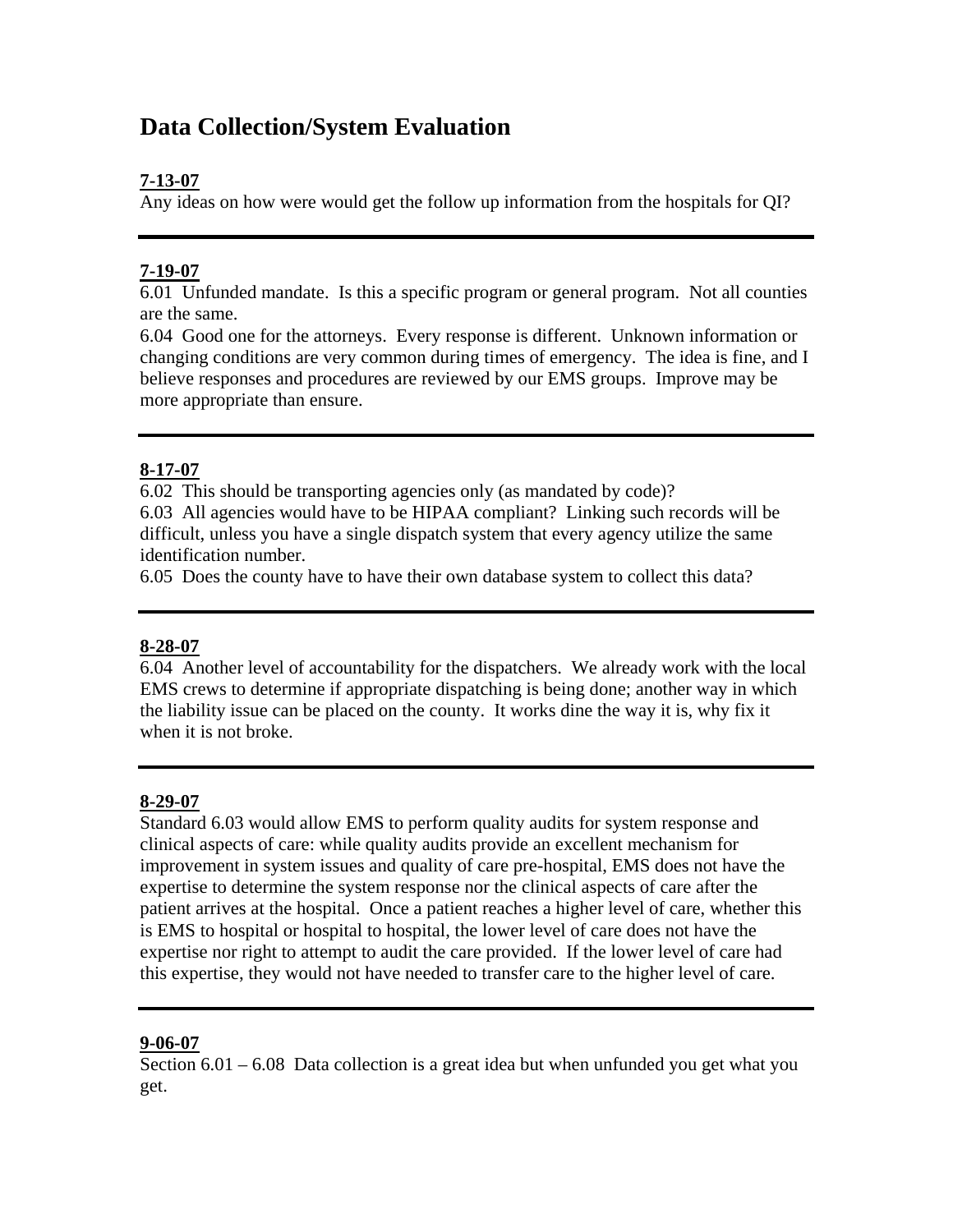# Data Collection/System Evaluation

**7-13-07**

Any ideas on how were would get the follow up information from the hospitals for QI?

---

**7-19-07**

6.01 Unfunded mandate. Is this a specific program or general program. Not all counties are the same.

6.04 Good one for the attorneys. Every response is different. Unknown information or changing conditions are very common during times of emergency. The idea is fine, and I believe responses and procedures are reviewed by our EMS groups. Improve may be more appropriate than ensure.

---

**8-17-07**

6.02 This should be transporting agencies only (as mandated by code)?

6.03 All agencies would have to be HIPAA compliant? Linking such records will be difficult, unless you have a single dispatch system that every agency utilize the same identification number.

6.05 Does the county have to have their own database system to collect this data?

---

**8-28-07**

6.04 Another level of accountability for the dispatchers. We already work with the local EMS crews to determine if appropriate dispatching is being done; another way in which the liability issue can be placed on the county. It works dine the way it is, why fix it when it is not broke.

---

**8-29-07**

Standard 6.03 would allow EMS to perform quality audits for system response and clinical aspects of care: while quality audits provide an excellent mechanism for improvement in system issues and quality of care pre-hospital, EMS does not have the expertise to determine the system response nor the clinical aspects of care after the patient arrives at the hospital. Once a patient reaches a higher level of care, whether this is EMS to hospital or hospital to hospital, the lower level of care does not have the expertise nor right to attempt to audit the care provided. If the lower level of care had this expertise, they would not have needed to transfer care to the higher level of care.

---

**9-06-07**

Section 6.01 – 6.08 Data collection is a great idea but when unfunded you get what you get.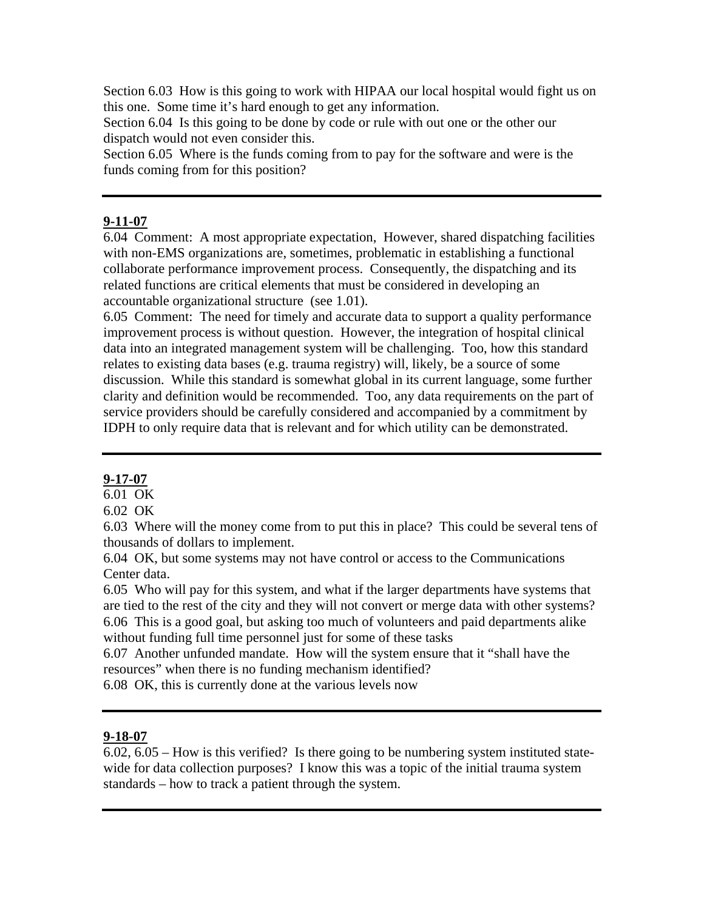Section 6.03 How is this going to work with HIPAA our local hospital would fight us on this one. Some time it's hard enough to get any information.
Section 6.04 Is this going to be done by code or rule with out one or the other our dispatch would not even consider this.
Section 6.05 Where is the funds coming from to pay for the software and were is the funds coming from for this position?

---

**9-11-07**

6.04 Comment: A most appropriate expectation, However, shared dispatching facilities with non-EMS organizations are, sometimes, problematic in establishing a functional collaborate performance improvement process. Consequently, the dispatching and its related functions are critical elements that must be considered in developing an accountable organizational structure (see 1.01).
6.05 Comment: The need for timely and accurate data to support a quality performance improvement process is without question. However, the integration of hospital clinical data into an integrated management system will be challenging. Too, how this standard relates to existing data bases (e.g. trauma registry) will, likely, be a source of some discussion. While this standard is somewhat global in its current language, some further clarity and definition would be recommended. Too, any data requirements on the part of service providers should be carefully considered and accompanied by a commitment by IDPH to only require data that is relevant and for which utility can be demonstrated.

---

**9-17-07**

6.01 OK
6.02 OK
6.03 Where will the money come from to put this in place? This could be several tens of thousands of dollars to implement.
6.04 OK, but some systems may not have control or access to the Communications Center data.
6.05 Who will pay for this system, and what if the larger departments have systems that are tied to the rest of the city and they will not convert or merge data with other systems?
6.06 This is a good goal, but asking too much of volunteers and paid departments alike without funding full time personnel just for some of these tasks
6.07 Another unfunded mandate. How will the system ensure that it "shall have the resources" when there is no funding mechanism identified?
6.08 OK, this is currently done at the various levels now

---

**9-18-07**

6.02, 6.05 – How is this verified? Is there going to be numbering system instituted state-wide for data collection purposes? I know this was a topic of the initial trauma system standards – how to track a patient through the system.

---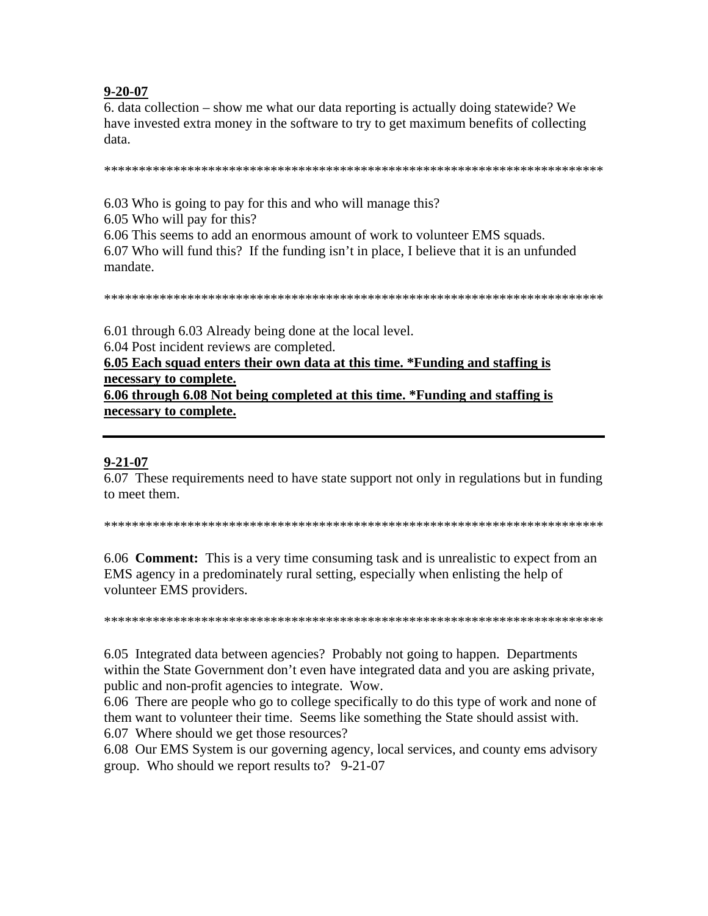**9-20-07**

6. data collection – show me what our data reporting is actually doing statewide? We have invested extra money in the software to try to get maximum benefits of collecting data.

**************************************************************************

6.03 Who is going to pay for this and who will manage this?
6.05 Who will pay for this?
6.06 This seems to add an enormous amount of work to volunteer EMS squads.
6.07 Who will fund this? If the funding isn't in place, I believe that it is an unfunded mandate.

**************************************************************************

6.01 through 6.03 Already being done at the local level.
6.04 Post incident reviews are completed.
**6.05 Each squad enters their own data at this time. *Funding and staffing is necessary to complete.**
**6.06 through 6.08 Not being completed at this time. *Funding and staffing is necessary to complete.**

---

**9-21-07**

6.07 These requirements need to have state support not only in regulations but in funding to meet them.

**************************************************************************

6.06 **Comment:** This is a very time consuming task and is unrealistic to expect from an EMS agency in a predominately rural setting, especially when enlisting the help of volunteer EMS providers.

**************************************************************************

6.05 Integrated data between agencies? Probably not going to happen. Departments within the State Government don't even have integrated data and you are asking private, public and non-profit agencies to integrate. Wow.
6.06 There are people who go to college specifically to do this type of work and none of them want to volunteer their time. Seems like something the State should assist with.
6.07 Where should we get those resources?
6.08 Our EMS System is our governing agency, local services, and county ems advisory group. Who should we report results to? 9-21-07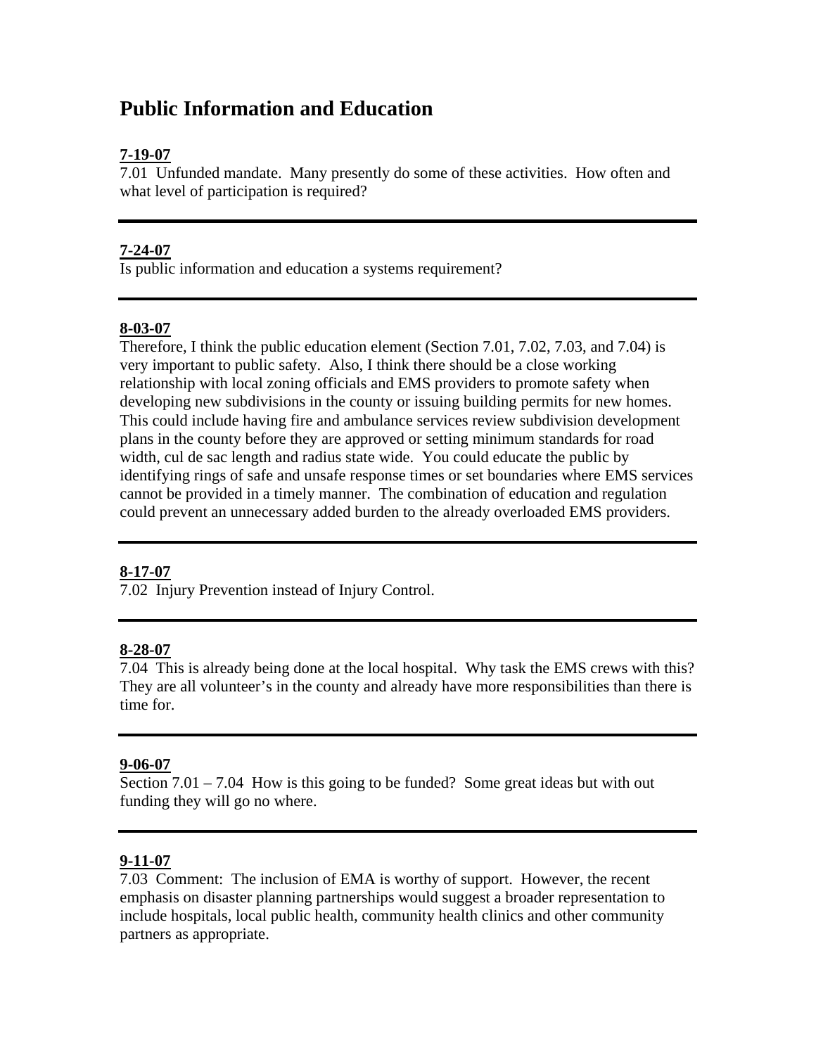# Public Information and Education

**7-19-07**

7.01 Unfunded mandate. Many presently do some of these activities. How often and what level of participation is required?

---

**7-24-07**

Is public information and education a systems requirement?

---

**8-03-07**

Therefore, I think the public education element (Section 7.01, 7.02, 7.03, and 7.04) is very important to public safety. Also, I think there should be a close working relationship with local zoning officials and EMS providers to promote safety when developing new subdivisions in the county or issuing building permits for new homes. This could include having fire and ambulance services review subdivision development plans in the county before they are approved or setting minimum standards for road width, cul de sac length and radius state wide. You could educate the public by identifying rings of safe and unsafe response times or set boundaries where EMS services cannot be provided in a timely manner. The combination of education and regulation could prevent an unnecessary added burden to the already overloaded EMS providers.

---

**8-17-07**

7.02 Injury Prevention instead of Injury Control.

---

**8-28-07**

7.04 This is already being done at the local hospital. Why task the EMS crews with this? They are all volunteer's in the county and already have more responsibilities than there is time for.

---

**9-06-07**

Section 7.01 – 7.04 How is this going to be funded? Some great ideas but with out funding they will go no where.

---

**9-11-07**

7.03 Comment: The inclusion of EMA is worthy of support. However, the recent emphasis on disaster planning partnerships would suggest a broader representation to include hospitals, local public health, community health clinics and other community partners as appropriate.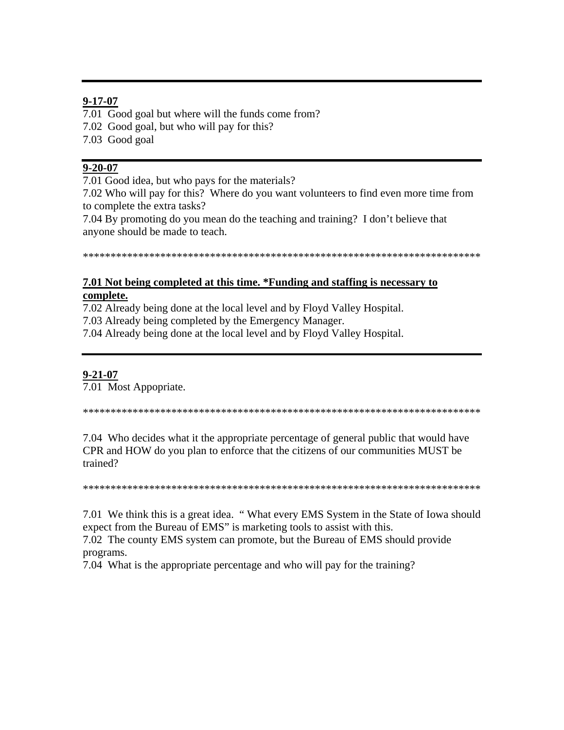---

**9-17-07**

7.01 Good goal but where will the funds come from?
7.02 Good goal, but who will pay for this?
7.03 Good goal

---

**9-20-07**

7.01 Good idea, but who pays for the materials?
7.02 Who will pay for this? Where do you want volunteers to find even more time from to complete the extra tasks?
7.04 By promoting do you mean do the teaching and training? I don't believe that anyone should be made to teach.

***************************************************************************

**7.01 Not being completed at this time. *Funding and staffing is necessary to complete.**
7.02 Already being done at the local level and by Floyd Valley Hospital.
7.03 Already being completed by the Emergency Manager.
7.04 Already being done at the local level and by Floyd Valley Hospital.

---

**9-21-07**

7.01 Most Appopriate.

***************************************************************************

7.04 Who decides what it the appropriate percentage of general public that would have CPR and HOW do you plan to enforce that the citizens of our communities MUST be trained?

***************************************************************************

7.01 We think this is a great idea. " What every EMS System in the State of Iowa should expect from the Bureau of EMS" is marketing tools to assist with this.
7.02 The county EMS system can promote, but the Bureau of EMS should provide programs.
7.04 What is the appropriate percentage and who will pay for the training?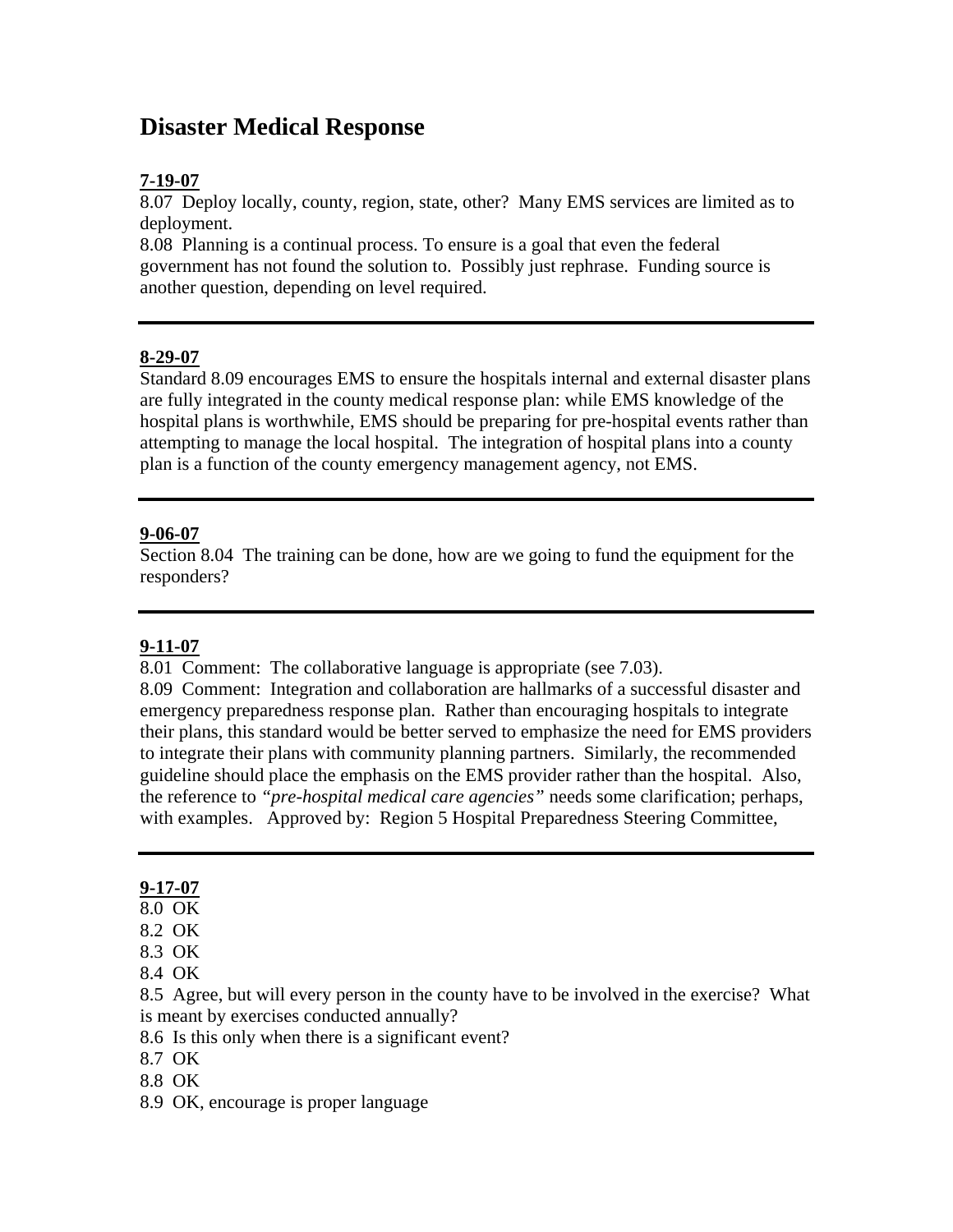# Disaster Medical Response

**7-19-07**

8.07 Deploy locally, county, region, state, other? Many EMS services are limited as to deployment.

8.08 Planning is a continual process. To ensure is a goal that even the federal government has not found the solution to. Possibly just rephrase. Funding source is another question, depending on level required.

---

**8-29-07**

Standard 8.09 encourages EMS to ensure the hospitals internal and external disaster plans are fully integrated in the county medical response plan: while EMS knowledge of the hospital plans is worthwhile, EMS should be preparing for pre-hospital events rather than attempting to manage the local hospital. The integration of hospital plans into a county plan is a function of the county emergency management agency, not EMS.

---

**9-06-07**

Section 8.04 The training can be done, how are we going to fund the equipment for the responders?

---

**9-11-07**

8.01 Comment: The collaborative language is appropriate (see 7.03).

8.09 Comment: Integration and collaboration are hallmarks of a successful disaster and emergency preparedness response plan. Rather than encouraging hospitals to integrate their plans, this standard would be better served to emphasize the need for EMS providers to integrate their plans with community planning partners. Similarly, the recommended guideline should place the emphasis on the EMS provider rather than the hospital. Also, the reference to *"pre-hospital medical care agencies"* needs some clarification; perhaps, with examples. Approved by: Region 5 Hospital Preparedness Steering Committee,

---

**9-17-07**

8.0 OK

8.2 OK

8.3 OK

8.4 OK

8.5 Agree, but will every person in the county have to be involved in the exercise? What is meant by exercises conducted annually?

8.6 Is this only when there is a significant event?

8.7 OK

8.8 OK

8.9 OK, encourage is proper language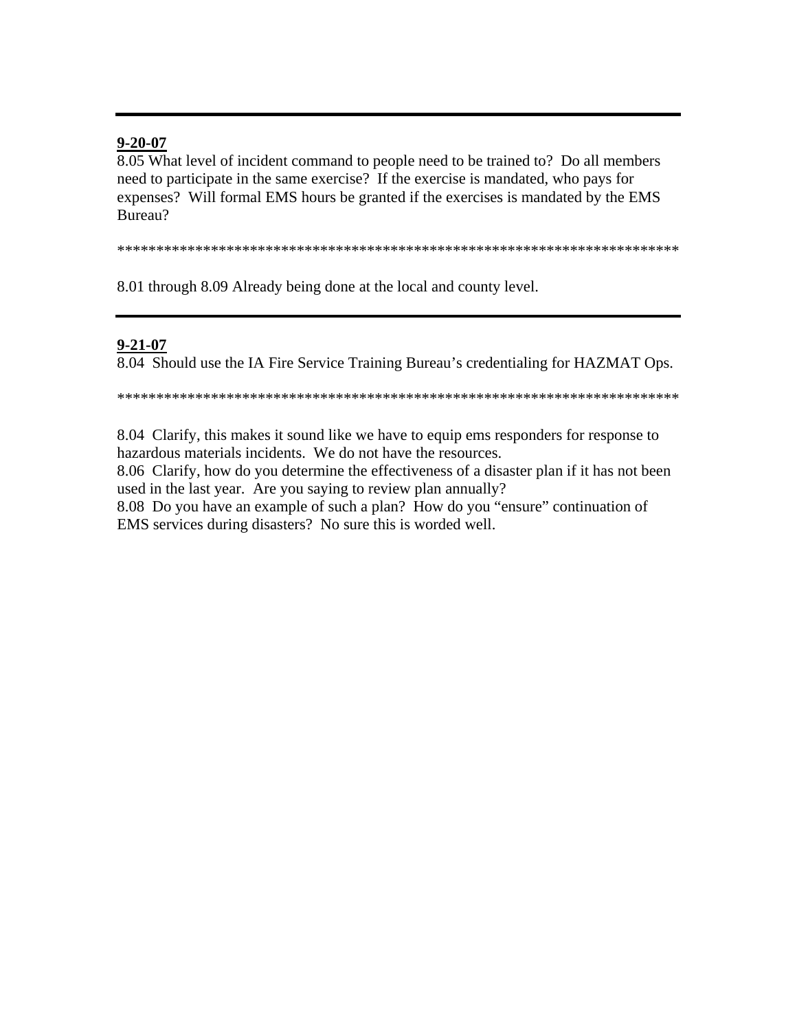---

**9-20-07**

8.05 What level of incident command to people need to be trained to? Do all members need to participate in the same exercise? If the exercise is mandated, who pays for expenses? Will formal EMS hours be granted if the exercises is mandated by the EMS Bureau?

*************************************************************************

8.01 through 8.09 Already being done at the local and county level.

---

**9-21-07**

8.04 Should use the IA Fire Service Training Bureau's credentialing for HAZMAT Ops.

*************************************************************************

8.04 Clarify, this makes it sound like we have to equip ems responders for response to hazardous materials incidents. We do not have the resources.

8.06 Clarify, how do you determine the effectiveness of a disaster plan if it has not been used in the last year. Are you saying to review plan annually?

8.08 Do you have an example of such a plan? How do you "ensure" continuation of EMS services during disasters? No sure this is worded well.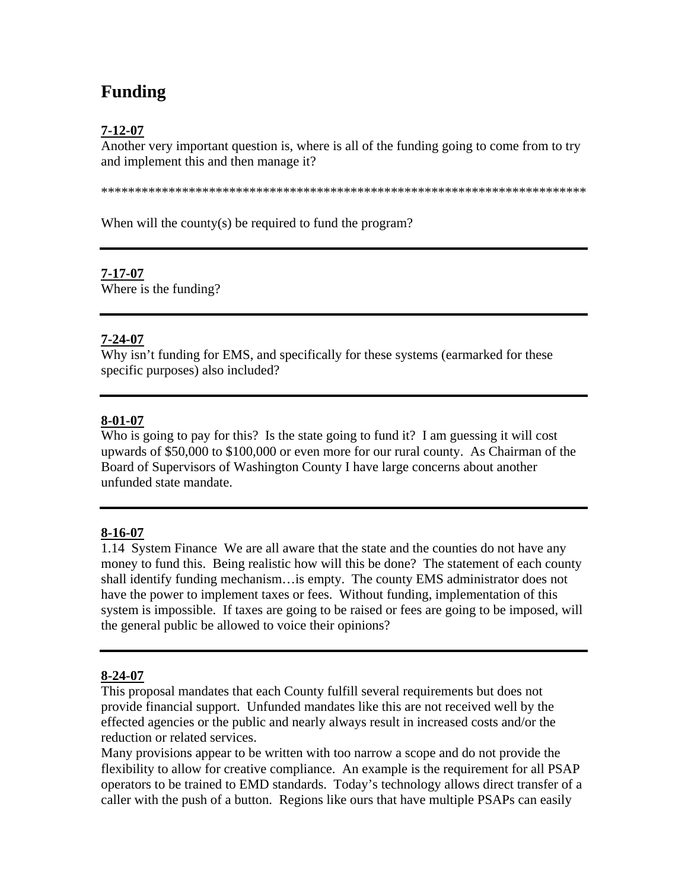# Funding

**7-12-07**

Another very important question is, where is all of the funding going to come from to try and implement this and then manage it?

*************************************************************************

When will the county(s) be required to fund the program?

---

**7-17-07**

Where is the funding?

---

**7-24-07**

Why isn't funding for EMS, and specifically for these systems (earmarked for these specific purposes) also included?

---

**8-01-07**

Who is going to pay for this? Is the state going to fund it? I am guessing it will cost upwards of $50,000 to $100,000 or even more for our rural county. As Chairman of the Board of Supervisors of Washington County I have large concerns about another unfunded state mandate.

---

**8-16-07**

1.14 System Finance We are all aware that the state and the counties do not have any money to fund this. Being realistic how will this be done? The statement of each county shall identify funding mechanism…is empty. The county EMS administrator does not have the power to implement taxes or fees. Without funding, implementation of this system is impossible. If taxes are going to be raised or fees are going to be imposed, will the general public be allowed to voice their opinions?

---

**8-24-07**

This proposal mandates that each County fulfill several requirements but does not provide financial support. Unfunded mandates like this are not received well by the effected agencies or the public and nearly always result in increased costs and/or the reduction or related services.

Many provisions appear to be written with too narrow a scope and do not provide the flexibility to allow for creative compliance. An example is the requirement for all PSAP operators to be trained to EMD standards. Today's technology allows direct transfer of a caller with the push of a button. Regions like ours that have multiple PSAPs can easily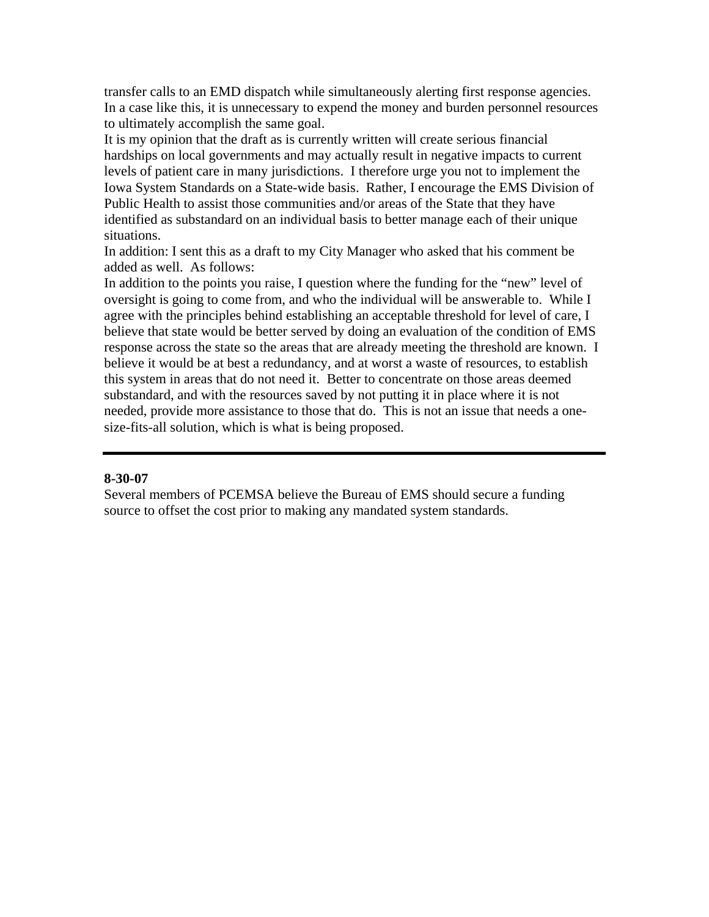transfer calls to an EMD dispatch while simultaneously alerting first response agencies. In a case like this, it is unnecessary to expend the money and burden personnel resources to ultimately accomplish the same goal.

It is my opinion that the draft as is currently written will create serious financial hardships on local governments and may actually result in negative impacts to current levels of patient care in many jurisdictions. I therefore urge you not to implement the Iowa System Standards on a State-wide basis. Rather, I encourage the EMS Division of Public Health to assist those communities and/or areas of the State that they have identified as substandard on an individual basis to better manage each of their unique situations.

In addition: I sent this as a draft to my City Manager who asked that his comment be added as well. As follows:

In addition to the points you raise, I question where the funding for the "new" level of oversight is going to come from, and who the individual will be answerable to. While I agree with the principles behind establishing an acceptable threshold for level of care, I believe that state would be better served by doing an evaluation of the condition of EMS response across the state so the areas that are already meeting the threshold are known. I believe it would be at best a redundancy, and at worst a waste of resources, to establish this system in areas that do not need it. Better to concentrate on those areas deemed substandard, and with the resources saved by not putting it in place where it is not needed, provide more assistance to those that do. This is not an issue that needs a one-size-fits-all solution, which is what is being proposed.

---

**8-30-07**

Several members of PCEMSA believe the Bureau of EMS should secure a funding source to offset the cost prior to making any mandated system standards.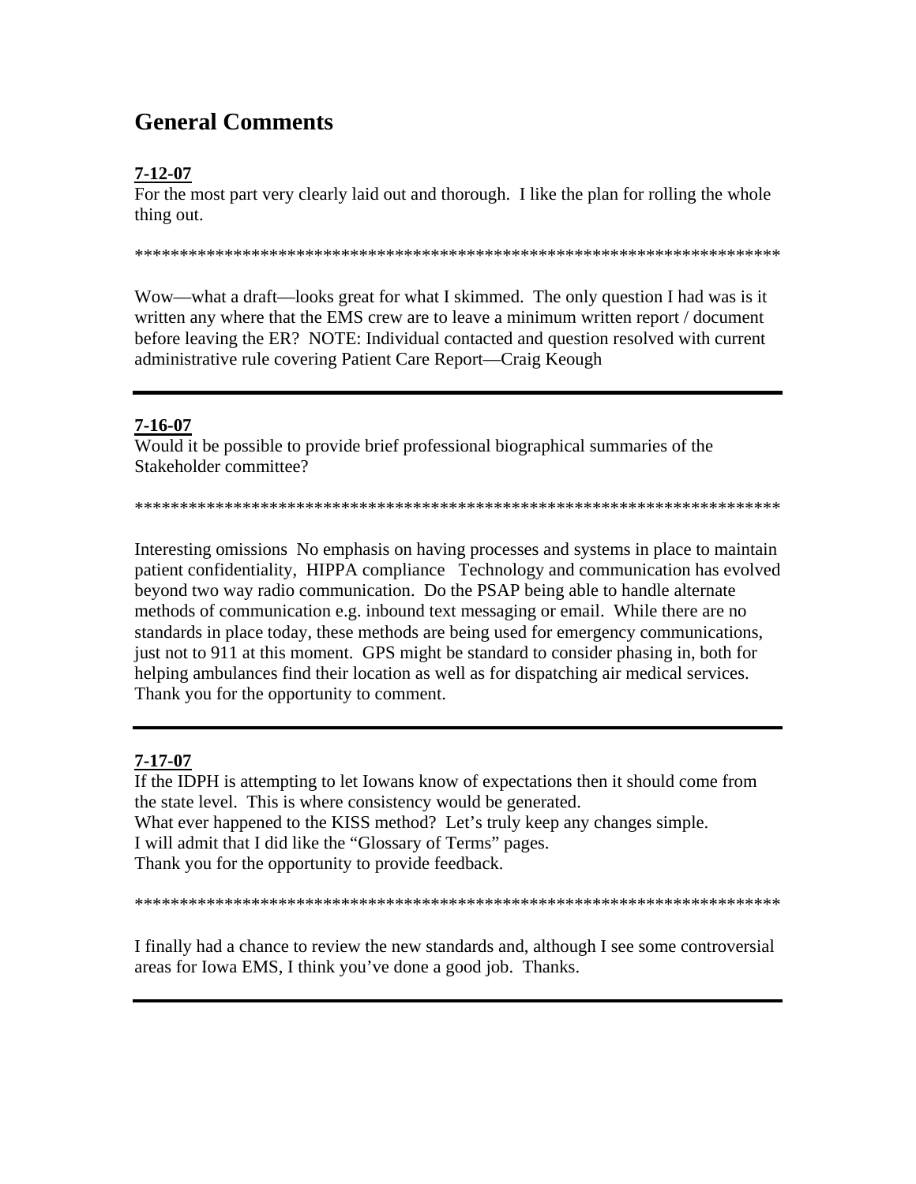# General Comments

**7-12-07**

For the most part very clearly laid out and thorough. I like the plan for rolling the whole thing out.

***************************************************************************

Wow—what a draft—looks great for what I skimmed. The only question I had was is it written any where that the EMS crew are to leave a minimum written report / document before leaving the ER? NOTE: Individual contacted and question resolved with current administrative rule covering Patient Care Report—Craig Keough

---

**7-16-07**

Would it be possible to provide brief professional biographical summaries of the Stakeholder committee?

***************************************************************************

Interesting omissions No emphasis on having processes and systems in place to maintain patient confidentiality, HIPPA compliance Technology and communication has evolved beyond two way radio communication. Do the PSAP being able to handle alternate methods of communication e.g. inbound text messaging or email. While there are no standards in place today, these methods are being used for emergency communications, just not to 911 at this moment. GPS might be standard to consider phasing in, both for helping ambulances find their location as well as for dispatching air medical services. Thank you for the opportunity to comment.

---

**7-17-07**

If the IDPH is attempting to let Iowans know of expectations then it should come from the state level. This is where consistency would be generated.

What ever happened to the KISS method? Let's truly keep any changes simple.

I will admit that I did like the "Glossary of Terms" pages.

Thank you for the opportunity to provide feedback.

***************************************************************************

I finally had a chance to review the new standards and, although I see some controversial areas for Iowa EMS, I think you've done a good job. Thanks.

---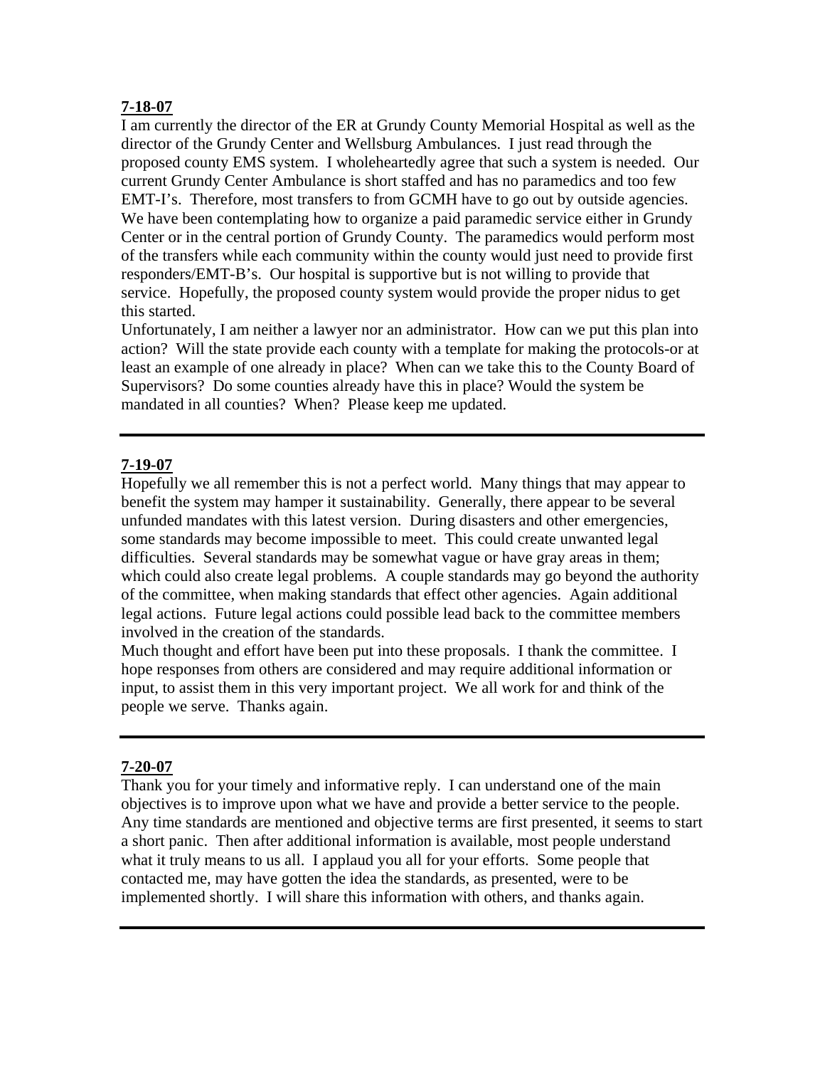**7-18-07**

I am currently the director of the ER at Grundy County Memorial Hospital as well as the director of the Grundy Center and Wellsburg Ambulances. I just read through the proposed county EMS system. I wholeheartedly agree that such a system is needed. Our current Grundy Center Ambulance is short staffed and has no paramedics and too few EMT-I's. Therefore, most transfers to from GCMH have to go out by outside agencies. We have been contemplating how to organize a paid paramedic service either in Grundy Center or in the central portion of Grundy County. The paramedics would perform most of the transfers while each community within the county would just need to provide first responders/EMT-B's. Our hospital is supportive but is not willing to provide that service. Hopefully, the proposed county system would provide the proper nidus to get this started.

Unfortunately, I am neither a lawyer nor an administrator. How can we put this plan into action? Will the state provide each county with a template for making the protocols-or at least an example of one already in place? When can we take this to the County Board of Supervisors? Do some counties already have this in place? Would the system be mandated in all counties? When? Please keep me updated.

---

**7-19-07**

Hopefully we all remember this is not a perfect world. Many things that may appear to benefit the system may hamper it sustainability. Generally, there appear to be several unfunded mandates with this latest version. During disasters and other emergencies, some standards may become impossible to meet. This could create unwanted legal difficulties. Several standards may be somewhat vague or have gray areas in them; which could also create legal problems. A couple standards may go beyond the authority of the committee, when making standards that effect other agencies. Again additional legal actions. Future legal actions could possible lead back to the committee members involved in the creation of the standards.

Much thought and effort have been put into these proposals. I thank the committee. I hope responses from others are considered and may require additional information or input, to assist them in this very important project. We all work for and think of the people we serve. Thanks again.

---

**7-20-07**

Thank you for your timely and informative reply. I can understand one of the main objectives is to improve upon what we have and provide a better service to the people. Any time standards are mentioned and objective terms are first presented, it seems to start a short panic. Then after additional information is available, most people understand what it truly means to us all. I applaud you all for your efforts. Some people that contacted me, may have gotten the idea the standards, as presented, were to be implemented shortly. I will share this information with others, and thanks again.

---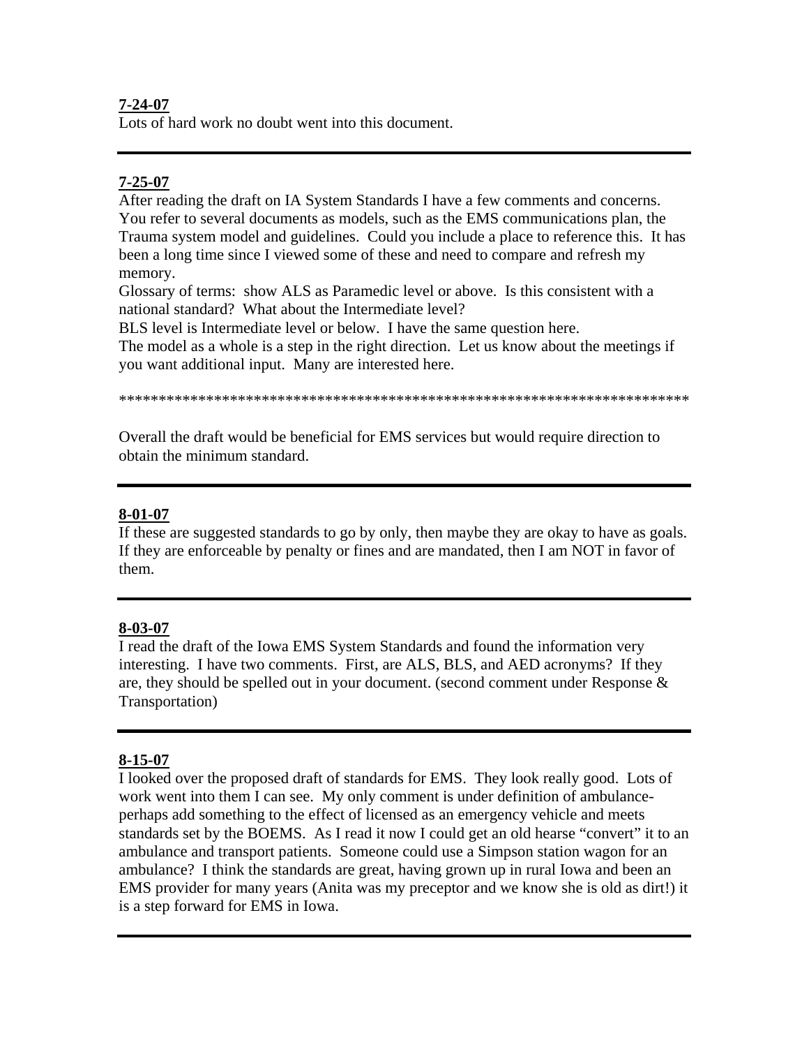**7-24-07**

Lots of hard work no doubt went into this document.

---

**7-25-07**

After reading the draft on IA System Standards I have a few comments and concerns. You refer to several documents as models, such as the EMS communications plan, the Trauma system model and guidelines. Could you include a place to reference this. It has been a long time since I viewed some of these and need to compare and refresh my memory.

Glossary of terms: show ALS as Paramedic level or above. Is this consistent with a national standard? What about the Intermediate level?

BLS level is Intermediate level or below. I have the same question here.

The model as a whole is a step in the right direction. Let us know about the meetings if you want additional input. Many are interested here.

**************************************************************************

Overall the draft would be beneficial for EMS services but would require direction to obtain the minimum standard.

---

**8-01-07**

If these are suggested standards to go by only, then maybe they are okay to have as goals. If they are enforceable by penalty or fines and are mandated, then I am NOT in favor of them.

---

**8-03-07**

I read the draft of the Iowa EMS System Standards and found the information very interesting. I have two comments. First, are ALS, BLS, and AED acronyms? If they are, they should be spelled out in your document. (second comment under Response & Transportation)

---

**8-15-07**

I looked over the proposed draft of standards for EMS. They look really good. Lots of work went into them I can see. My only comment is under definition of ambulance-perhaps add something to the effect of licensed as an emergency vehicle and meets standards set by the BOEMS. As I read it now I could get an old hearse "convert" it to an ambulance and transport patients. Someone could use a Simpson station wagon for an ambulance? I think the standards are great, having grown up in rural Iowa and been an EMS provider for many years (Anita was my preceptor and we know she is old as dirt!) it is a step forward for EMS in Iowa.

---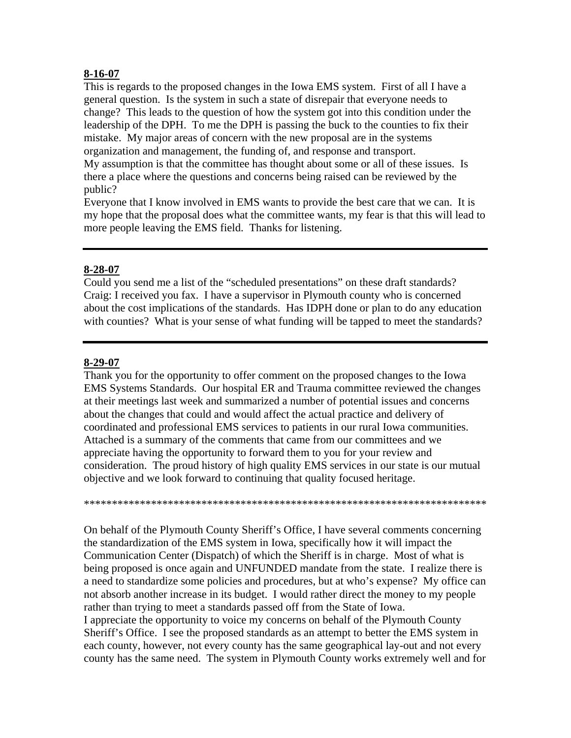**8-16-07**

This is regards to the proposed changes in the Iowa EMS system. First of all I have a general question. Is the system in such a state of disrepair that everyone needs to change? This leads to the question of how the system got into this condition under the leadership of the DPH. To me the DPH is passing the buck to the counties to fix their mistake. My major areas of concern with the new proposal are in the systems organization and management, the funding of, and response and transport.

My assumption is that the committee has thought about some or all of these issues. Is there a place where the questions and concerns being raised can be reviewed by the public?

Everyone that I know involved in EMS wants to provide the best care that we can. It is my hope that the proposal does what the committee wants, my fear is that this will lead to more people leaving the EMS field. Thanks for listening.

---

**8-28-07**

Could you send me a list of the "scheduled presentations" on these draft standards?

Craig: I received you fax. I have a supervisor in Plymouth county who is concerned about the cost implications of the standards. Has IDPH done or plan to do any education with counties? What is your sense of what funding will be tapped to meet the standards?

---

**8-29-07**

Thank you for the opportunity to offer comment on the proposed changes to the Iowa EMS Systems Standards. Our hospital ER and Trauma committee reviewed the changes at their meetings last week and summarized a number of potential issues and concerns about the changes that could and would affect the actual practice and delivery of coordinated and professional EMS services to patients in our rural Iowa communities. Attached is a summary of the comments that came from our committees and we appreciate having the opportunity to forward them to you for your review and consideration. The proud history of high quality EMS services in our state is our mutual objective and we look forward to continuing that quality focused heritage.

************************************************************************

On behalf of the Plymouth County Sheriff's Office, I have several comments concerning the standardization of the EMS system in Iowa, specifically how it will impact the Communication Center (Dispatch) of which the Sheriff is in charge. Most of what is being proposed is once again and UNFUNDED mandate from the state. I realize there is a need to standardize some policies and procedures, but at who's expense? My office can not absorb another increase in its budget. I would rather direct the money to my people rather than trying to meet a standards passed off from the State of Iowa.

I appreciate the opportunity to voice my concerns on behalf of the Plymouth County Sheriff's Office. I see the proposed standards as an attempt to better the EMS system in each county, however, not every county has the same geographical lay-out and not every county has the same need. The system in Plymouth County works extremely well and for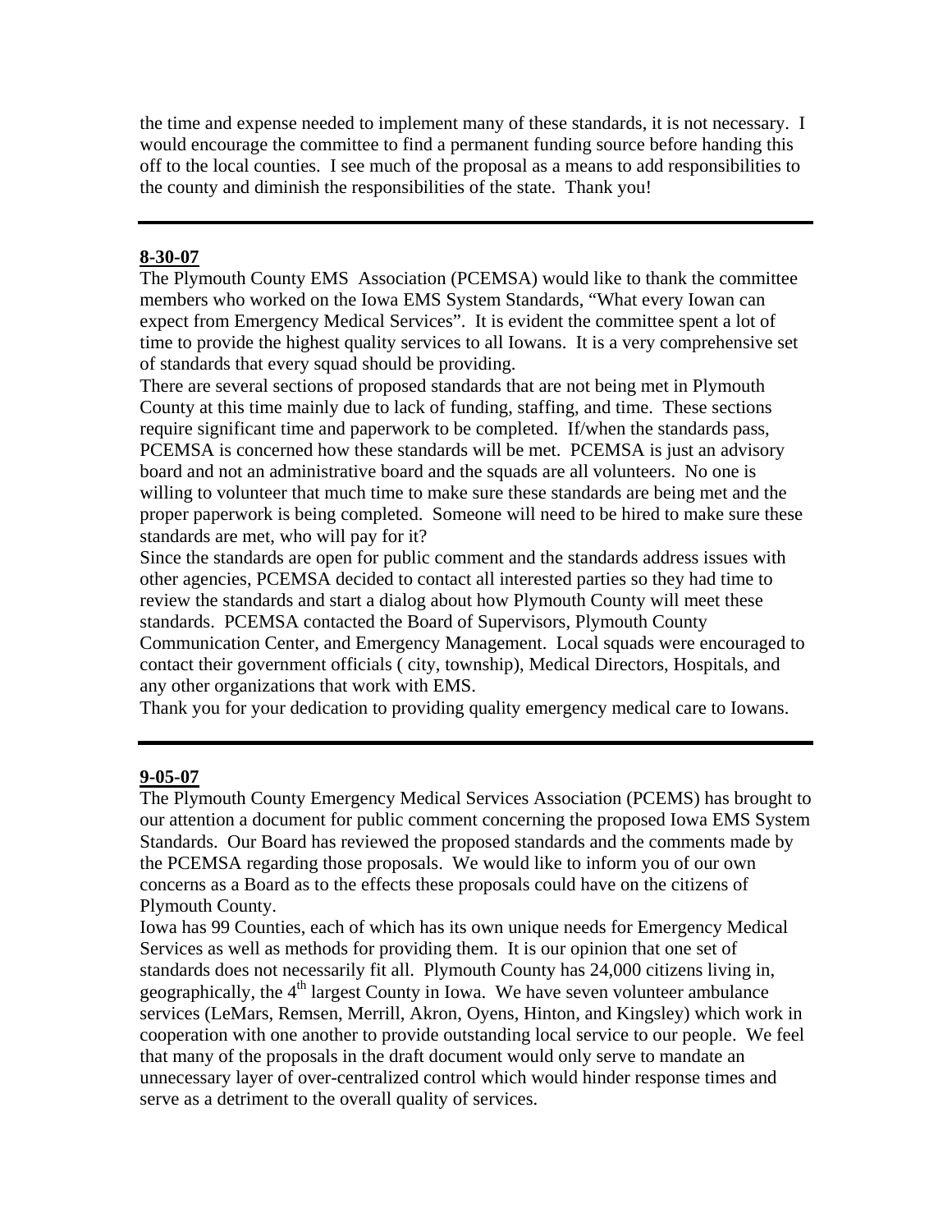the time and expense needed to implement many of these standards, it is not necessary. I would encourage the committee to find a permanent funding source before handing this off to the local counties. I see much of the proposal as a means to add responsibilities to the county and diminish the responsibilities of the state. Thank you!

---

**8-30-07**

The Plymouth County EMS Association (PCEMSA) would like to thank the committee members who worked on the Iowa EMS System Standards, "What every Iowan can expect from Emergency Medical Services". It is evident the committee spent a lot of time to provide the highest quality services to all Iowans. It is a very comprehensive set of standards that every squad should be providing.

There are several sections of proposed standards that are not being met in Plymouth County at this time mainly due to lack of funding, staffing, and time. These sections require significant time and paperwork to be completed. If/when the standards pass, PCEMSA is concerned how these standards will be met. PCEMSA is just an advisory board and not an administrative board and the squads are all volunteers. No one is willing to volunteer that much time to make sure these standards are being met and the proper paperwork is being completed. Someone will need to be hired to make sure these standards are met, who will pay for it?

Since the standards are open for public comment and the standards address issues with other agencies, PCEMSA decided to contact all interested parties so they had time to review the standards and start a dialog about how Plymouth County will meet these standards. PCEMSA contacted the Board of Supervisors, Plymouth County Communication Center, and Emergency Management. Local squads were encouraged to contact their government officials ( city, township), Medical Directors, Hospitals, and any other organizations that work with EMS.

Thank you for your dedication to providing quality emergency medical care to Iowans.

---

**9-05-07**

The Plymouth County Emergency Medical Services Association (PCEMS) has brought to our attention a document for public comment concerning the proposed Iowa EMS System Standards. Our Board has reviewed the proposed standards and the comments made by the PCEMSA regarding those proposals. We would like to inform you of our own concerns as a Board as to the effects these proposals could have on the citizens of Plymouth County.

Iowa has 99 Counties, each of which has its own unique needs for Emergency Medical Services as well as methods for providing them. It is our opinion that one set of standards does not necessarily fit all. Plymouth County has 24,000 citizens living in, geographically, the 4th largest County in Iowa. We have seven volunteer ambulance services (LeMars, Remsen, Merrill, Akron, Oyens, Hinton, and Kingsley) which work in cooperation with one another to provide outstanding local service to our people. We feel that many of the proposals in the draft document would only serve to mandate an unnecessary layer of over-centralized control which would hinder response times and serve as a detriment to the overall quality of services.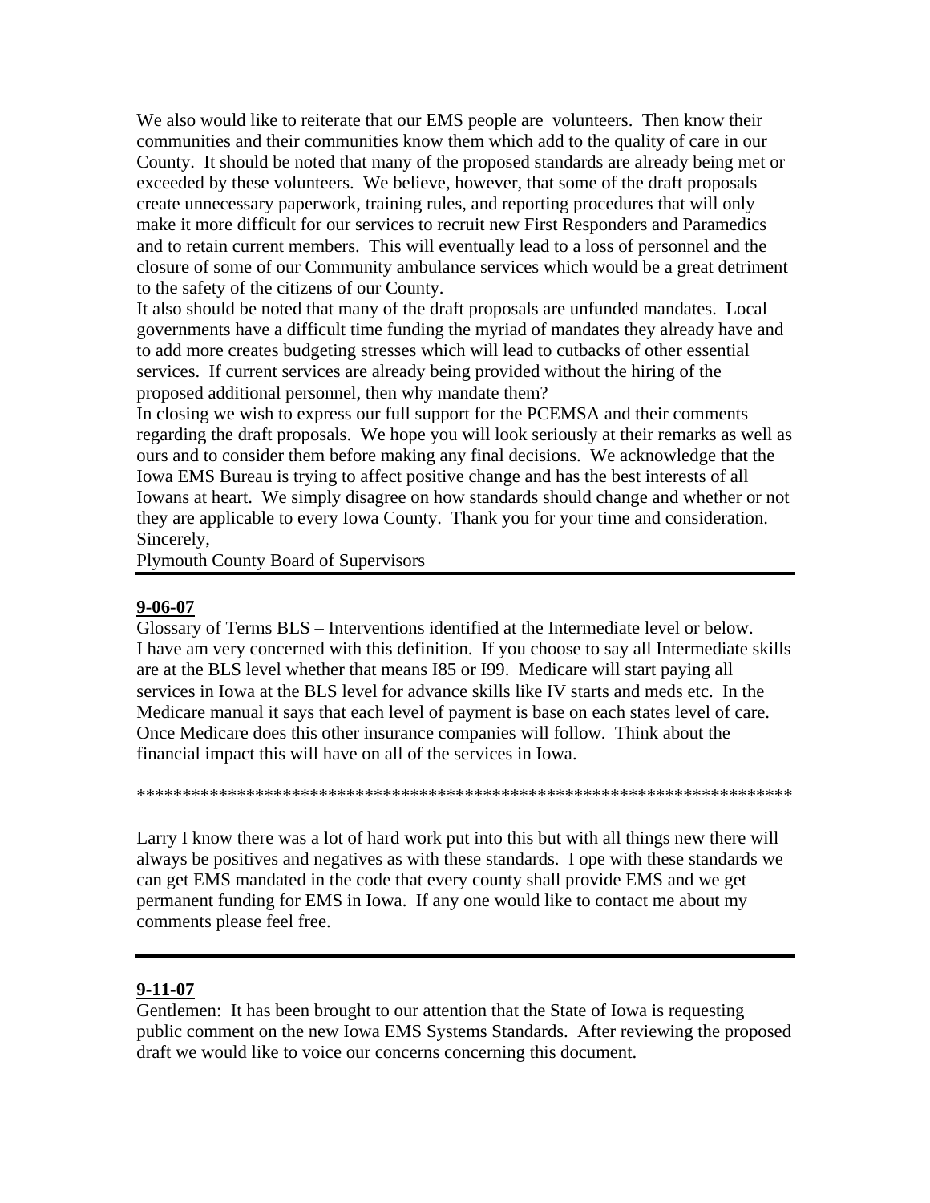We also would like to reiterate that our EMS people are  volunteers.  Then know their communities and their communities know them which add to the quality of care in our County.  It should be noted that many of the proposed standards are already being met or exceeded by these volunteers.  We believe, however, that some of the draft proposals create unnecessary paperwork, training rules, and reporting procedures that will only make it more difficult for our services to recruit new First Responders and Paramedics and to retain current members.  This will eventually lead to a loss of personnel and the closure of some of our Community ambulance services which would be a great detriment to the safety of the citizens of our County.

It also should be noted that many of the draft proposals are unfunded mandates.  Local governments have a difficult time funding the myriad of mandates they already have and to add more creates budgeting stresses which will lead to cutbacks of other essential services.  If current services are already being provided without the hiring of the proposed additional personnel, then why mandate them?

In closing we wish to express our full support for the PCEMSA and their comments regarding the draft proposals.  We hope you will look seriously at their remarks as well as ours and to consider them before making any final decisions.  We acknowledge that the Iowa EMS Bureau is trying to affect positive change and has the best interests of all Iowans at heart.  We simply disagree on how standards should change and whether or not they are applicable to every Iowa County.  Thank you for your time and consideration.

Sincerely,

Plymouth County Board of Supervisors

---

**9-06-07**

Glossary of Terms BLS – Interventions identified at the Intermediate level or below. I have am very concerned with this definition.  If you choose to say all Intermediate skills are at the BLS level whether that means I85 or I99.  Medicare will start paying all services in Iowa at the BLS level for advance skills like IV starts and meds etc.  In the Medicare manual it says that each level of payment is base on each states level of care. Once Medicare does this other insurance companies will follow.  Think about the financial impact this will have on all of the services in Iowa.

*************************************************************************

Larry I know there was a lot of hard work put into this but with all things new there will always be positives and negatives as with these standards.  I ope with these standards we can get EMS mandated in the code that every county shall provide EMS and we get permanent funding for EMS in Iowa.  If any one would like to contact me about my comments please feel free.

---

**9-11-07**

Gentlemen:  It has been brought to our attention that the State of Iowa is requesting public comment on the new Iowa EMS Systems Standards.  After reviewing the proposed draft we would like to voice our concerns concerning this document.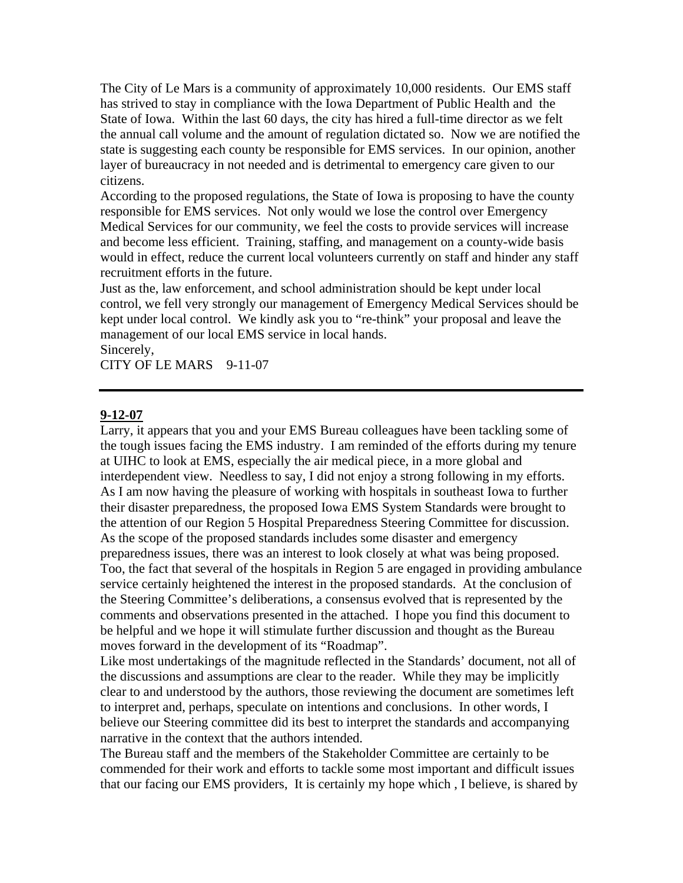The City of Le Mars is a community of approximately 10,000 residents. Our EMS staff has strived to stay in compliance with the Iowa Department of Public Health and the State of Iowa. Within the last 60 days, the city has hired a full-time director as we felt the annual call volume and the amount of regulation dictated so. Now we are notified the state is suggesting each county be responsible for EMS services. In our opinion, another layer of bureaucracy in not needed and is detrimental to emergency care given to our citizens.

According to the proposed regulations, the State of Iowa is proposing to have the county responsible for EMS services. Not only would we lose the control over Emergency Medical Services for our community, we feel the costs to provide services will increase and become less efficient. Training, staffing, and management on a county-wide basis would in effect, reduce the current local volunteers currently on staff and hinder any staff recruitment efforts in the future.

Just as the, law enforcement, and school administration should be kept under local control, we fell very strongly our management of Emergency Medical Services should be kept under local control. We kindly ask you to "re-think" your proposal and leave the management of our local EMS service in local hands.

Sincerely,

CITY OF LE MARS 9-11-07

---

**9-12-07**

Larry, it appears that you and your EMS Bureau colleagues have been tackling some of the tough issues facing the EMS industry. I am reminded of the efforts during my tenure at UIHC to look at EMS, especially the air medical piece, in a more global and interdependent view. Needless to say, I did not enjoy a strong following in my efforts. As I am now having the pleasure of working with hospitals in southeast Iowa to further their disaster preparedness, the proposed Iowa EMS System Standards were brought to the attention of our Region 5 Hospital Preparedness Steering Committee for discussion. As the scope of the proposed standards includes some disaster and emergency preparedness issues, there was an interest to look closely at what was being proposed. Too, the fact that several of the hospitals in Region 5 are engaged in providing ambulance service certainly heightened the interest in the proposed standards. At the conclusion of the Steering Committee's deliberations, a consensus evolved that is represented by the comments and observations presented in the attached. I hope you find this document to be helpful and we hope it will stimulate further discussion and thought as the Bureau moves forward in the development of its "Roadmap".

Like most undertakings of the magnitude reflected in the Standards' document, not all of the discussions and assumptions are clear to the reader. While they may be implicitly clear to and understood by the authors, those reviewing the document are sometimes left to interpret and, perhaps, speculate on intentions and conclusions. In other words, I believe our Steering committee did its best to interpret the standards and accompanying narrative in the context that the authors intended.

The Bureau staff and the members of the Stakeholder Committee are certainly to be commended for their work and efforts to tackle some most important and difficult issues that our facing our EMS providers, It is certainly my hope which , I believe, is shared by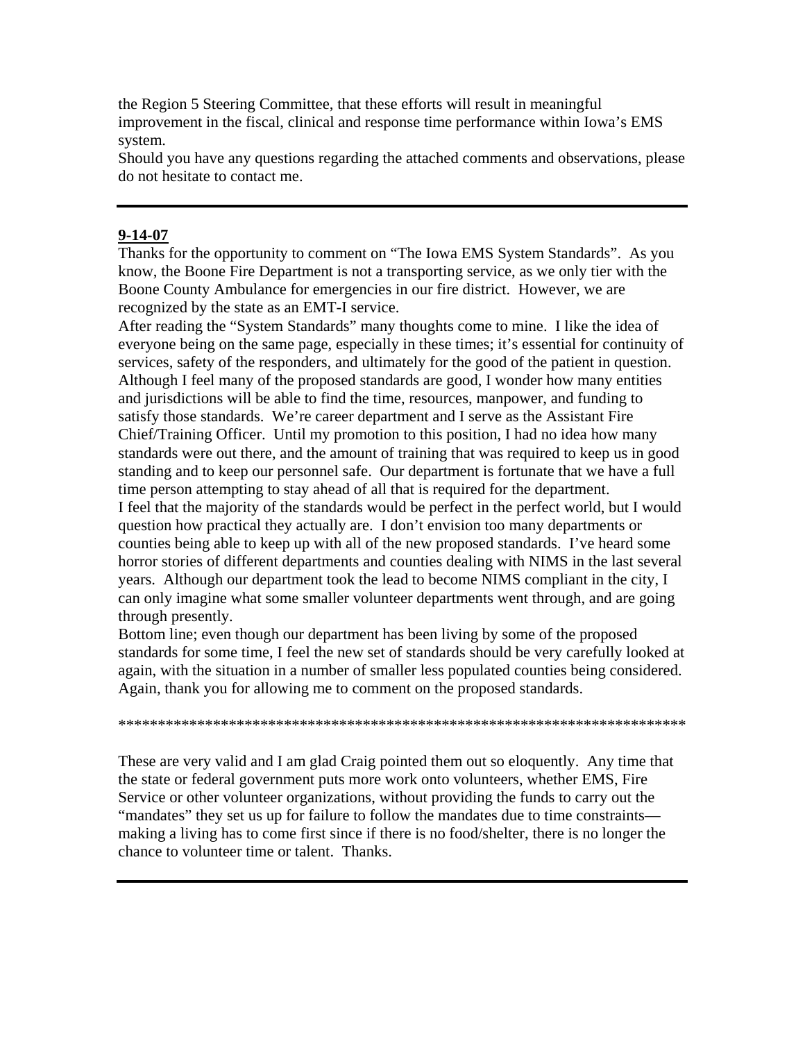the Region 5 Steering Committee, that these efforts will result in meaningful improvement in the fiscal, clinical and response time performance within Iowa's EMS system.

Should you have any questions regarding the attached comments and observations, please do not hesitate to contact me.

---

**9-14-07**

Thanks for the opportunity to comment on "The Iowa EMS System Standards". As you know, the Boone Fire Department is not a transporting service, as we only tier with the Boone County Ambulance for emergencies in our fire district. However, we are recognized by the state as an EMT-I service.

After reading the "System Standards" many thoughts come to mine. I like the idea of everyone being on the same page, especially in these times; it's essential for continuity of services, safety of the responders, and ultimately for the good of the patient in question. Although I feel many of the proposed standards are good, I wonder how many entities and jurisdictions will be able to find the time, resources, manpower, and funding to satisfy those standards. We're career department and I serve as the Assistant Fire Chief/Training Officer. Until my promotion to this position, I had no idea how many standards were out there, and the amount of training that was required to keep us in good standing and to keep our personnel safe. Our department is fortunate that we have a full time person attempting to stay ahead of all that is required for the department.

I feel that the majority of the standards would be perfect in the perfect world, but I would question how practical they actually are. I don't envision too many departments or counties being able to keep up with all of the new proposed standards. I've heard some horror stories of different departments and counties dealing with NIMS in the last several years. Although our department took the lead to become NIMS compliant in the city, I can only imagine what some smaller volunteer departments went through, and are going through presently.

Bottom line; even though our department has been living by some of the proposed standards for some time, I feel the new set of standards should be very carefully looked at again, with the situation in a number of smaller less populated counties being considered. Again, thank you for allowing me to comment on the proposed standards.

*************************************************************************

These are very valid and I am glad Craig pointed them out so eloquently. Any time that the state or federal government puts more work onto volunteers, whether EMS, Fire Service or other volunteer organizations, without providing the funds to carry out the "mandates" they set us up for failure to follow the mandates due to time constraints—making a living has to come first since if there is no food/shelter, there is no longer the chance to volunteer time or talent. Thanks.

---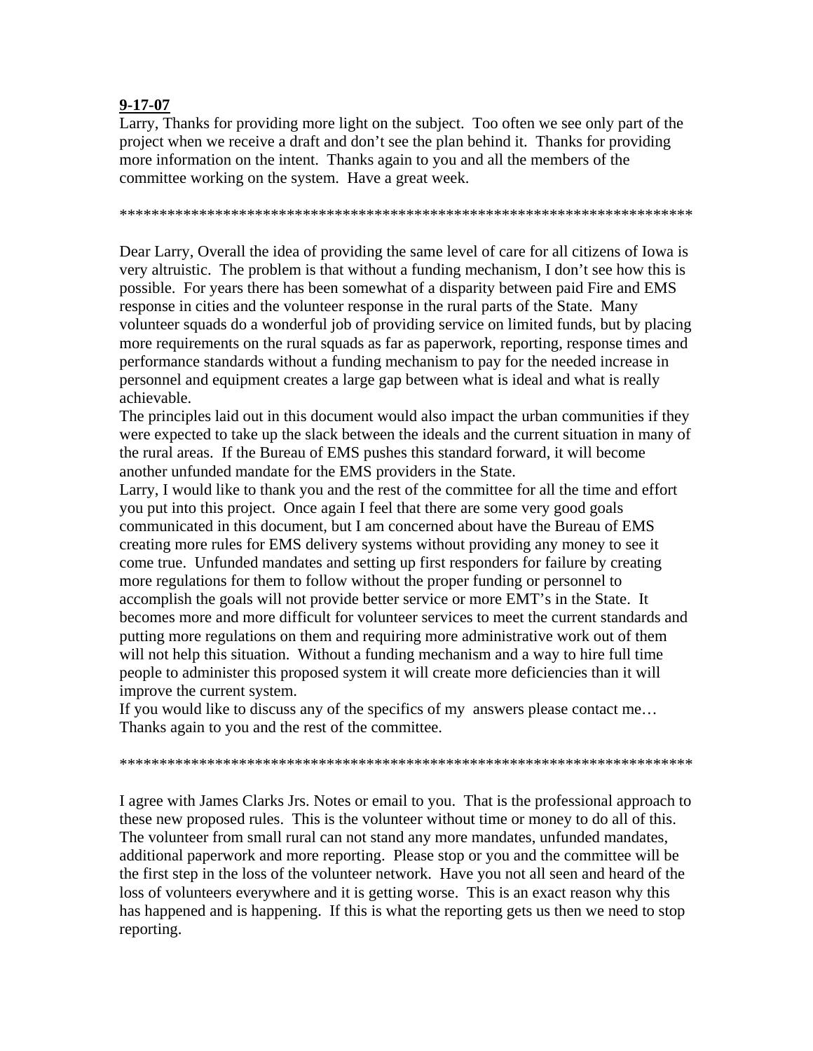**9-17-07**

Larry, Thanks for providing more light on the subject. Too often we see only part of the project when we receive a draft and don't see the plan behind it. Thanks for providing more information on the intent. Thanks again to you and all the members of the committee working on the system. Have a great week.

**************************************************************************

Dear Larry, Overall the idea of providing the same level of care for all citizens of Iowa is very altruistic. The problem is that without a funding mechanism, I don't see how this is possible. For years there has been somewhat of a disparity between paid Fire and EMS response in cities and the volunteer response in the rural parts of the State. Many volunteer squads do a wonderful job of providing service on limited funds, but by placing more requirements on the rural squads as far as paperwork, reporting, response times and performance standards without a funding mechanism to pay for the needed increase in personnel and equipment creates a large gap between what is ideal and what is really achievable.

The principles laid out in this document would also impact the urban communities if they were expected to take up the slack between the ideals and the current situation in many of the rural areas. If the Bureau of EMS pushes this standard forward, it will become another unfunded mandate for the EMS providers in the State.

Larry, I would like to thank you and the rest of the committee for all the time and effort you put into this project. Once again I feel that there are some very good goals communicated in this document, but I am concerned about have the Bureau of EMS creating more rules for EMS delivery systems without providing any money to see it come true. Unfunded mandates and setting up first responders for failure by creating more regulations for them to follow without the proper funding or personnel to accomplish the goals will not provide better service or more EMT's in the State. It becomes more and more difficult for volunteer services to meet the current standards and putting more regulations on them and requiring more administrative work out of them will not help this situation. Without a funding mechanism and a way to hire full time people to administer this proposed system it will create more deficiencies than it will improve the current system.

If you would like to discuss any of the specifics of my answers please contact me…
Thanks again to you and the rest of the committee.

**************************************************************************

I agree with James Clarks Jrs. Notes or email to you. That is the professional approach to these new proposed rules. This is the volunteer without time or money to do all of this. The volunteer from small rural can not stand any more mandates, unfunded mandates, additional paperwork and more reporting. Please stop or you and the committee will be the first step in the loss of the volunteer network. Have you not all seen and heard of the loss of volunteers everywhere and it is getting worse. This is an exact reason why this has happened and is happening. If this is what the reporting gets us then we need to stop reporting.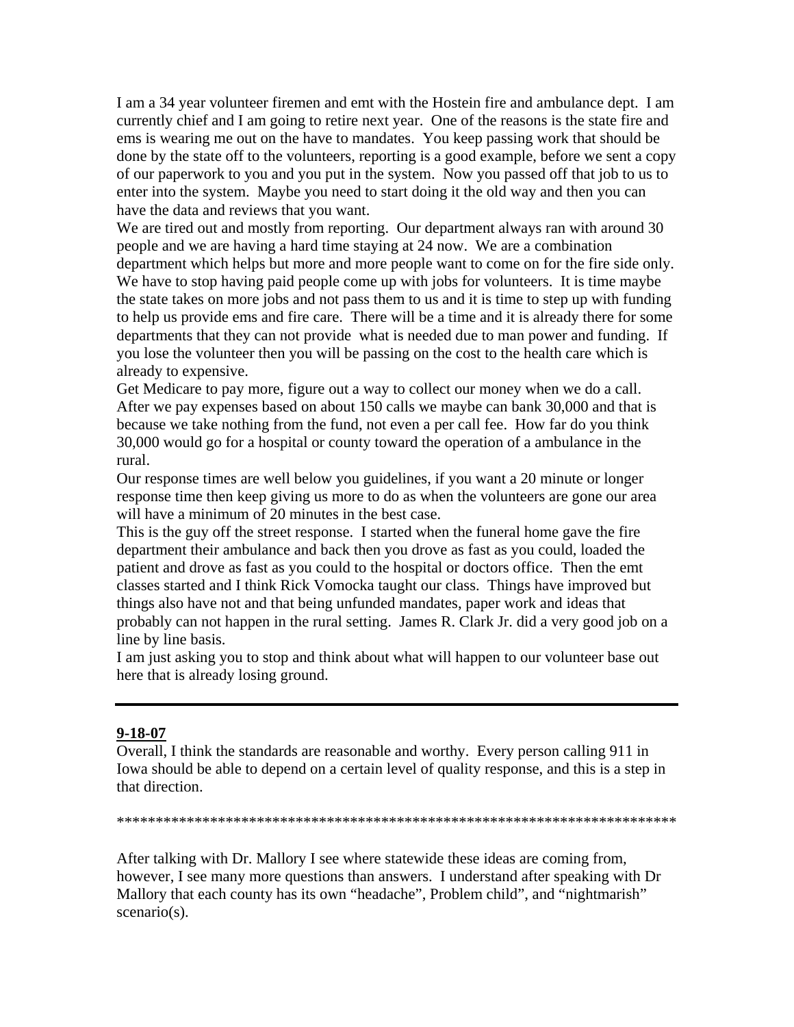I am a 34 year volunteer firemen and emt with the Hostein fire and ambulance dept. I am currently chief and I am going to retire next year. One of the reasons is the state fire and ems is wearing me out on the have to mandates. You keep passing work that should be done by the state off to the volunteers, reporting is a good example, before we sent a copy of our paperwork to you and you put in the system. Now you passed off that job to us to enter into the system. Maybe you need to start doing it the old way and then you can have the data and reviews that you want.

We are tired out and mostly from reporting. Our department always ran with around 30 people and we are having a hard time staying at 24 now. We are a combination department which helps but more and more people want to come on for the fire side only. We have to stop having paid people come up with jobs for volunteers. It is time maybe the state takes on more jobs and not pass them to us and it is time to step up with funding to help us provide ems and fire care. There will be a time and it is already there for some departments that they can not provide what is needed due to man power and funding. If you lose the volunteer then you will be passing on the cost to the health care which is already to expensive.

Get Medicare to pay more, figure out a way to collect our money when we do a call. After we pay expenses based on about 150 calls we maybe can bank 30,000 and that is because we take nothing from the fund, not even a per call fee. How far do you think 30,000 would go for a hospital or county toward the operation of a ambulance in the rural.

Our response times are well below you guidelines, if you want a 20 minute or longer response time then keep giving us more to do as when the volunteers are gone our area will have a minimum of 20 minutes in the best case.

This is the guy off the street response. I started when the funeral home gave the fire department their ambulance and back then you drove as fast as you could, loaded the patient and drove as fast as you could to the hospital or doctors office. Then the emt classes started and I think Rick Vomocka taught our class. Things have improved but things also have not and that being unfunded mandates, paper work and ideas that probably can not happen in the rural setting. James R. Clark Jr. did a very good job on a line by line basis.

I am just asking you to stop and think about what will happen to our volunteer base out here that is already losing ground.

---

**9-18-07**

Overall, I think the standards are reasonable and worthy. Every person calling 911 in Iowa should be able to depend on a certain level of quality response, and this is a step in that direction.

***************************************************************************

After talking with Dr. Mallory I see where statewide these ideas are coming from, however, I see many more questions than answers. I understand after speaking with Dr Mallory that each county has its own "headache", Problem child", and "nightmarish" scenario(s).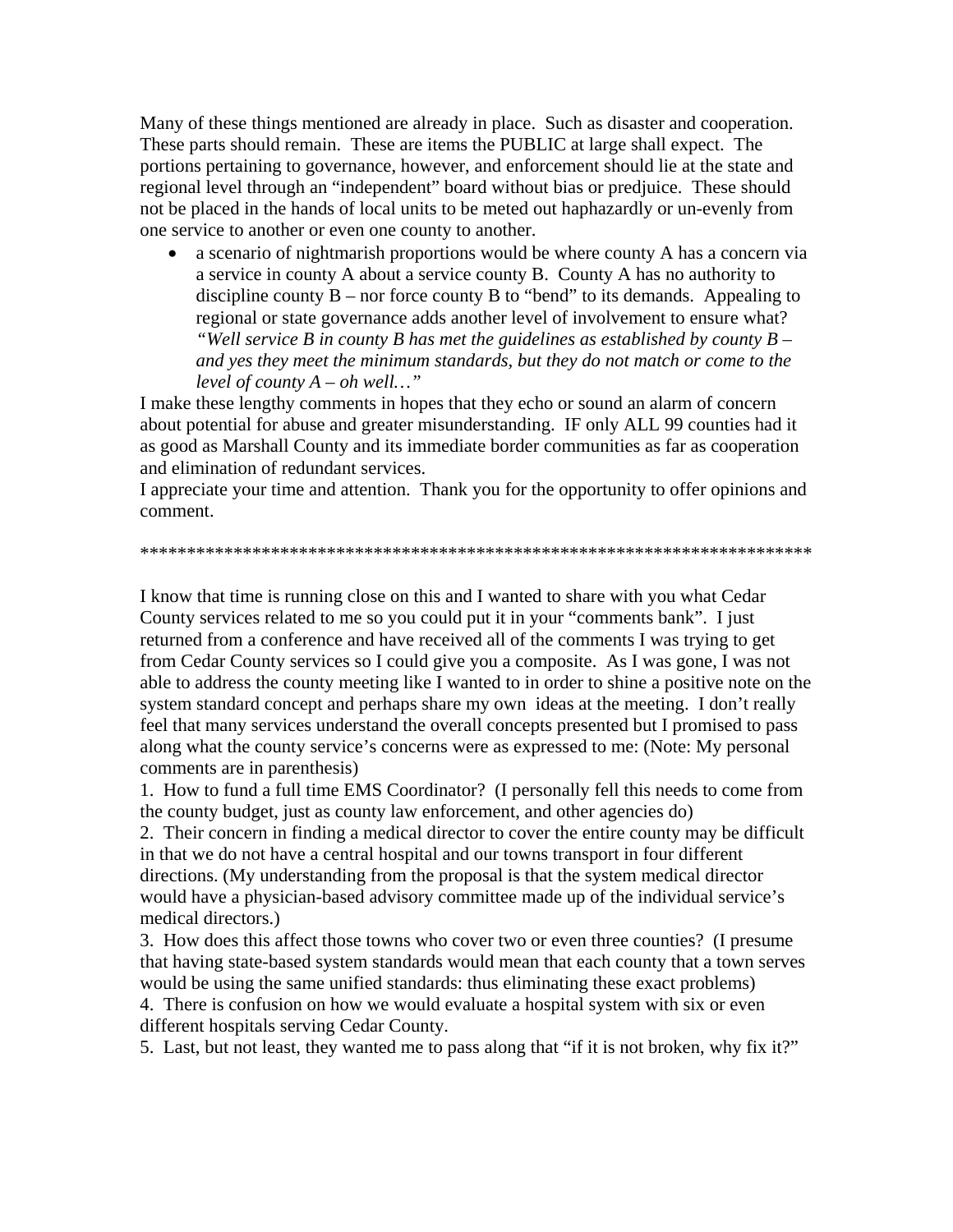Many of these things mentioned are already in place. Such as disaster and cooperation. These parts should remain. These are items the PUBLIC at large shall expect. The portions pertaining to governance, however, and enforcement should lie at the state and regional level through an "independent" board without bias or predjuice. These should not be placed in the hands of local units to be meted out haphazardly or un-evenly from one service to another or even one county to another.

- a scenario of nightmarish proportions would be where county A has a concern via a service in county A about a service county B. County A has no authority to discipline county B – nor force county B to "bend" to its demands. Appealing to regional or state governance adds another level of involvement to ensure what? *"Well service B in county B has met the guidelines as established by county B – and yes they meet the minimum standards, but they do not match or come to the level of county A – oh well…"*

I make these lengthy comments in hopes that they echo or sound an alarm of concern about potential for abuse and greater misunderstanding. IF only ALL 99 counties had it as good as Marshall County and its immediate border communities as far as cooperation and elimination of redundant services.

I appreciate your time and attention. Thank you for the opportunity to offer opinions and comment.

**************************************************************************

I know that time is running close on this and I wanted to share with you what Cedar County services related to me so you could put it in your "comments bank". I just returned from a conference and have received all of the comments I was trying to get from Cedar County services so I could give you a composite. As I was gone, I was not able to address the county meeting like I wanted to in order to shine a positive note on the system standard concept and perhaps share my own ideas at the meeting. I don't really feel that many services understand the overall concepts presented but I promised to pass along what the county service's concerns were as expressed to me: (Note: My personal comments are in parenthesis)

1. How to fund a full time EMS Coordinator? (I personally fell this needs to come from the county budget, just as county law enforcement, and other agencies do)
2. Their concern in finding a medical director to cover the entire county may be difficult in that we do not have a central hospital and our towns transport in four different directions. (My understanding from the proposal is that the system medical director would have a physician-based advisory committee made up of the individual service's medical directors.)
3. How does this affect those towns who cover two or even three counties? (I presume that having state-based system standards would mean that each county that a town serves would be using the same unified standards: thus eliminating these exact problems)
4. There is confusion on how we would evaluate a hospital system with six or even different hospitals serving Cedar County.
5. Last, but not least, they wanted me to pass along that "if it is not broken, why fix it?"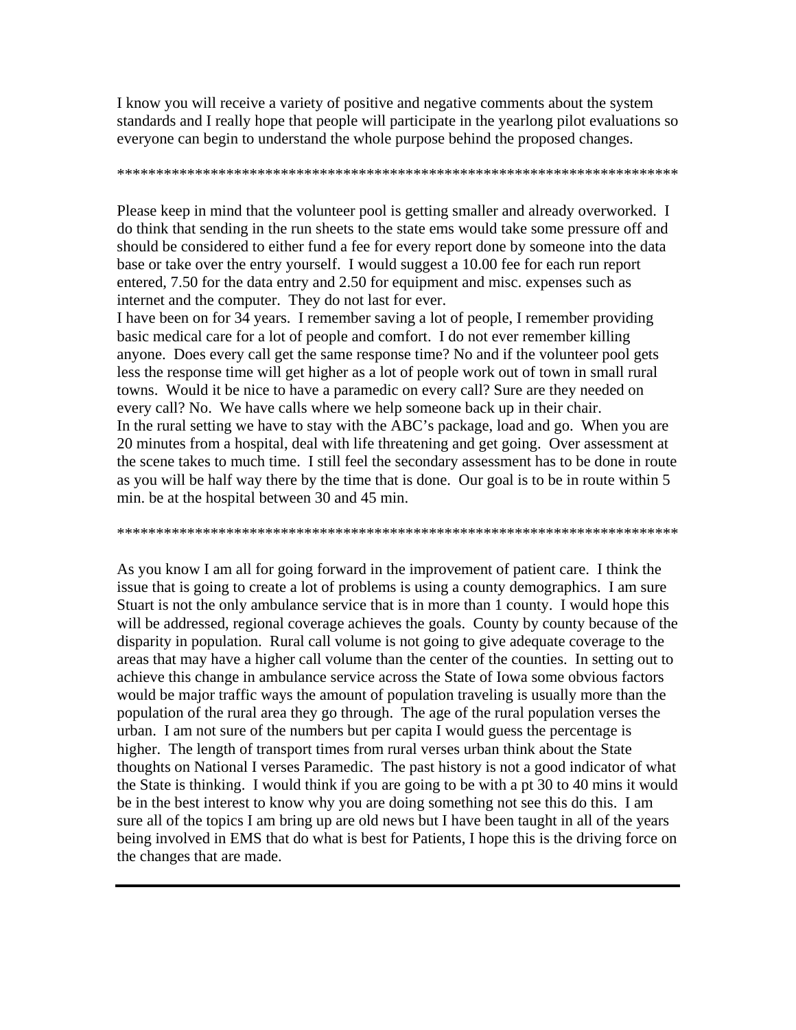I know you will receive a variety of positive and negative comments about the system standards and I really hope that people will participate in the yearlong pilot evaluations so everyone can begin to understand the whole purpose behind the proposed changes.

**************************************************************************

Please keep in mind that the volunteer pool is getting smaller and already overworked. I do think that sending in the run sheets to the state ems would take some pressure off and should be considered to either fund a fee for every report done by someone into the data base or take over the entry yourself. I would suggest a 10.00 fee for each run report entered, 7.50 for the data entry and 2.50 for equipment and misc. expenses such as internet and the computer. They do not last for ever.
I have been on for 34 years. I remember saving a lot of people, I remember providing basic medical care for a lot of people and comfort. I do not ever remember killing anyone. Does every call get the same response time? No and if the volunteer pool gets less the response time will get higher as a lot of people work out of town in small rural towns. Would it be nice to have a paramedic on every call? Sure are they needed on every call? No. We have calls where we help someone back up in their chair.
In the rural setting we have to stay with the ABC's package, load and go. When you are 20 minutes from a hospital, deal with life threatening and get going. Over assessment at the scene takes to much time. I still feel the secondary assessment has to be done in route as you will be half way there by the time that is done. Our goal is to be in route within 5 min. be at the hospital between 30 and 45 min.

**************************************************************************

As you know I am all for going forward in the improvement of patient care. I think the issue that is going to create a lot of problems is using a county demographics. I am sure Stuart is not the only ambulance service that is in more than 1 county. I would hope this will be addressed, regional coverage achieves the goals. County by county because of the disparity in population. Rural call volume is not going to give adequate coverage to the areas that may have a higher call volume than the center of the counties. In setting out to achieve this change in ambulance service across the State of Iowa some obvious factors would be major traffic ways the amount of population traveling is usually more than the population of the rural area they go through. The age of the rural population verses the urban. I am not sure of the numbers but per capita I would guess the percentage is higher. The length of transport times from rural verses urban think about the State thoughts on National I verses Paramedic. The past history is not a good indicator of what the State is thinking. I would think if you are going to be with a pt 30 to 40 mins it would be in the best interest to know why you are doing something not see this do this. I am sure all of the topics I am bring up are old news but I have been taught in all of the years being involved in EMS that do what is best for Patients, I hope this is the driving force on the changes that are made.

---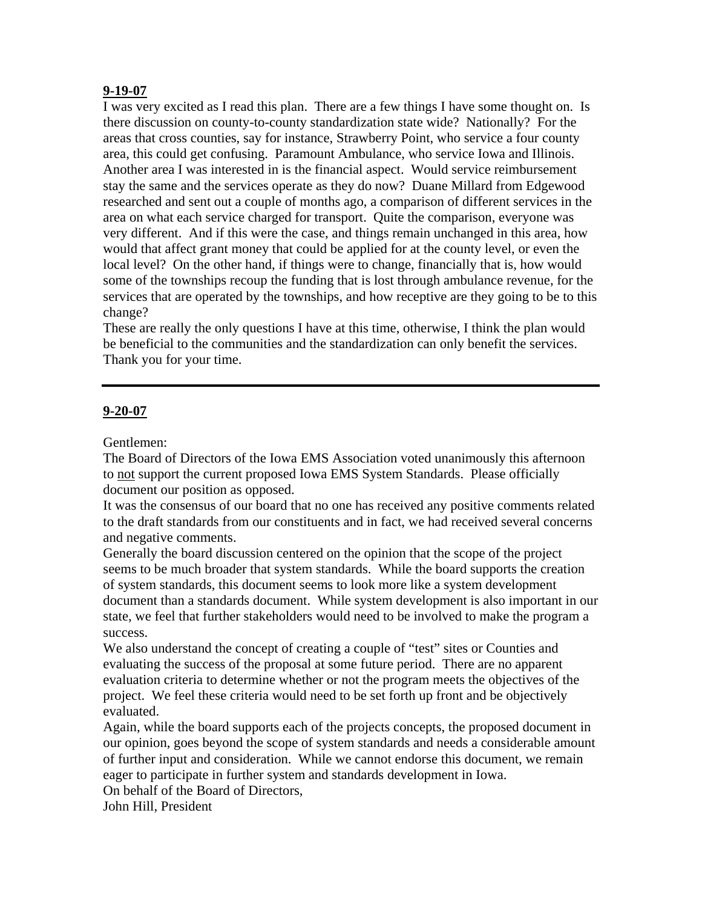**<u>9-19-07</u>**

I was very excited as I read this plan. There are a few things I have some thought on. Is there discussion on county-to-county standardization state wide? Nationally? For the areas that cross counties, say for instance, Strawberry Point, who service a four county area, this could get confusing. Paramount Ambulance, who service Iowa and Illinois. Another area I was interested in is the financial aspect. Would service reimbursement stay the same and the services operate as they do now? Duane Millard from Edgewood researched and sent out a couple of months ago, a comparison of different services in the area on what each service charged for transport. Quite the comparison, everyone was very different. And if this were the case, and things remain unchanged in this area, how would that affect grant money that could be applied for at the county level, or even the local level? On the other hand, if things were to change, financially that is, how would some of the townships recoup the funding that is lost through ambulance revenue, for the services that are operated by the townships, and how receptive are they going to be to this change?

These are really the only questions I have at this time, otherwise, I think the plan would be beneficial to the communities and the standardization can only benefit the services. Thank you for your time.

---

**<u>9-20-07</u>**

Gentlemen:

The Board of Directors of the Iowa EMS Association voted unanimously this afternoon to <u>not</u> support the current proposed Iowa EMS System Standards. Please officially document our position as opposed.

It was the consensus of our board that no one has received any positive comments related to the draft standards from our constituents and in fact, we had received several concerns and negative comments.

Generally the board discussion centered on the opinion that the scope of the project seems to be much broader that system standards. While the board supports the creation of system standards, this document seems to look more like a system development document than a standards document. While system development is also important in our state, we feel that further stakeholders would need to be involved to make the program a success.

We also understand the concept of creating a couple of "test" sites or Counties and evaluating the success of the proposal at some future period. There are no apparent evaluation criteria to determine whether or not the program meets the objectives of the project. We feel these criteria would need to be set forth up front and be objectively evaluated.

Again, while the board supports each of the projects concepts, the proposed document in our opinion, goes beyond the scope of system standards and needs a considerable amount of further input and consideration. While we cannot endorse this document, we remain eager to participate in further system and standards development in Iowa.

On behalf of the Board of Directors,

John Hill, President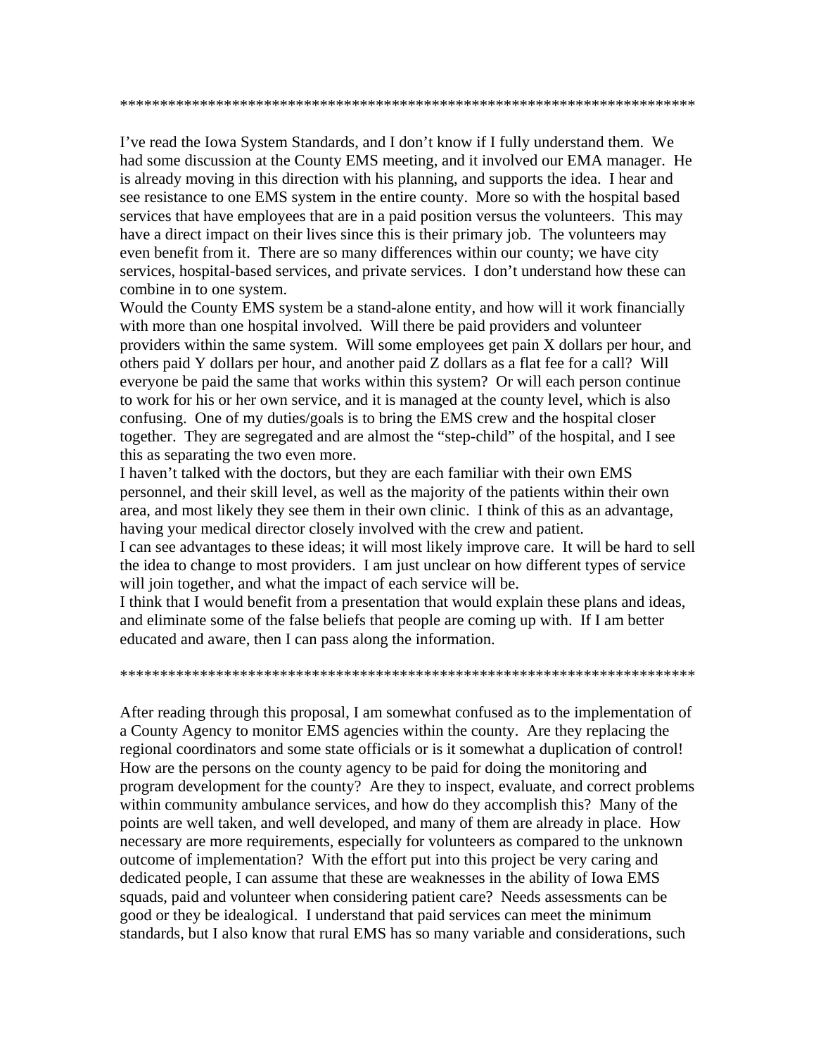*************************************************************************

I've read the Iowa System Standards, and I don't know if I fully understand them. We had some discussion at the County EMS meeting, and it involved our EMA manager. He is already moving in this direction with his planning, and supports the idea. I hear and see resistance to one EMS system in the entire county. More so with the hospital based services that have employees that are in a paid position versus the volunteers. This may have a direct impact on their lives since this is their primary job. The volunteers may even benefit from it. There are so many differences within our county; we have city services, hospital-based services, and private services. I don't understand how these can combine in to one system.

Would the County EMS system be a stand-alone entity, and how will it work financially with more than one hospital involved. Will there be paid providers and volunteer providers within the same system. Will some employees get pain X dollars per hour, and others paid Y dollars per hour, and another paid Z dollars as a flat fee for a call? Will everyone be paid the same that works within this system? Or will each person continue to work for his or her own service, and it is managed at the county level, which is also confusing. One of my duties/goals is to bring the EMS crew and the hospital closer together. They are segregated and are almost the "step-child" of the hospital, and I see this as separating the two even more.

I haven't talked with the doctors, but they are each familiar with their own EMS personnel, and their skill level, as well as the majority of the patients within their own area, and most likely they see them in their own clinic. I think of this as an advantage, having your medical director closely involved with the crew and patient.

I can see advantages to these ideas; it will most likely improve care. It will be hard to sell the idea to change to most providers. I am just unclear on how different types of service will join together, and what the impact of each service will be.

I think that I would benefit from a presentation that would explain these plans and ideas, and eliminate some of the false beliefs that people are coming up with. If I am better educated and aware, then I can pass along the information.

*************************************************************************

After reading through this proposal, I am somewhat confused as to the implementation of a County Agency to monitor EMS agencies within the county. Are they replacing the regional coordinators and some state officials or is it somewhat a duplication of control! How are the persons on the county agency to be paid for doing the monitoring and program development for the county? Are they to inspect, evaluate, and correct problems within community ambulance services, and how do they accomplish this? Many of the points are well taken, and well developed, and many of them are already in place. How necessary are more requirements, especially for volunteers as compared to the unknown outcome of implementation? With the effort put into this project be very caring and dedicated people, I can assume that these are weaknesses in the ability of Iowa EMS squads, paid and volunteer when considering patient care? Needs assessments can be good or they be idealogical. I understand that paid services can meet the minimum standards, but I also know that rural EMS has so many variable and considerations, such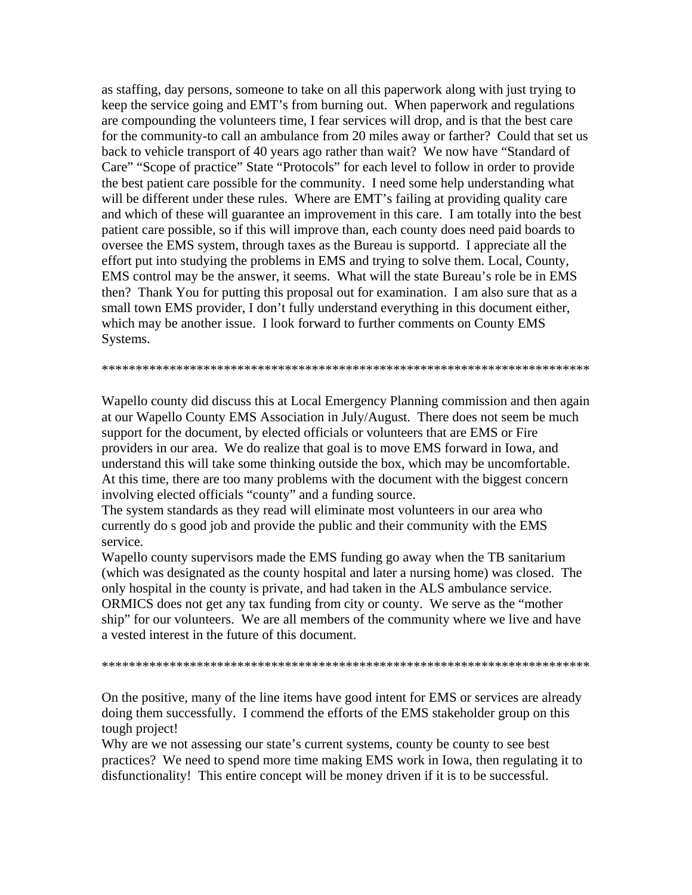as staffing, day persons, someone to take on all this paperwork along with just trying to keep the service going and EMT's from burning out. When paperwork and regulations are compounding the volunteers time, I fear services will drop, and is that the best care for the community-to call an ambulance from 20 miles away or farther? Could that set us back to vehicle transport of 40 years ago rather than wait? We now have "Standard of Care" "Scope of practice" State "Protocols" for each level to follow in order to provide the best patient care possible for the community. I need some help understanding what will be different under these rules. Where are EMT's failing at providing quality care and which of these will guarantee an improvement in this care. I am totally into the best patient care possible, so if this will improve than, each county does need paid boards to oversee the EMS system, through taxes as the Bureau is supportd. I appreciate all the effort put into studying the problems in EMS and trying to solve them. Local, County, EMS control may be the answer, it seems. What will the state Bureau's role be in EMS then? Thank You for putting this proposal out for examination. I am also sure that as a small town EMS provider, I don't fully understand everything in this document either, which may be another issue. I look forward to further comments on County EMS Systems.

**************************************************************************

Wapello county did discuss this at Local Emergency Planning commission and then again at our Wapello County EMS Association in July/August. There does not seem be much support for the document, by elected officials or volunteers that are EMS or Fire providers in our area. We do realize that goal is to move EMS forward in Iowa, and understand this will take some thinking outside the box, which may be uncomfortable. At this time, there are too many problems with the document with the biggest concern involving elected officials "county" and a funding source.

The system standards as they read will eliminate most volunteers in our area who currently do s good job and provide the public and their community with the EMS service.

Wapello county supervisors made the EMS funding go away when the TB sanitarium (which was designated as the county hospital and later a nursing home) was closed. The only hospital in the county is private, and had taken in the ALS ambulance service. ORMICS does not get any tax funding from city or county. We serve as the "mother ship" for our volunteers. We are all members of the community where we live and have a vested interest in the future of this document.

**************************************************************************

On the positive, many of the line items have good intent for EMS or services are already doing them successfully. I commend the efforts of the EMS stakeholder group on this tough project!

Why are we not assessing our state's current systems, county be county to see best practices? We need to spend more time making EMS work in Iowa, then regulating it to disfunctionality! This entire concept will be money driven if it is to be successful.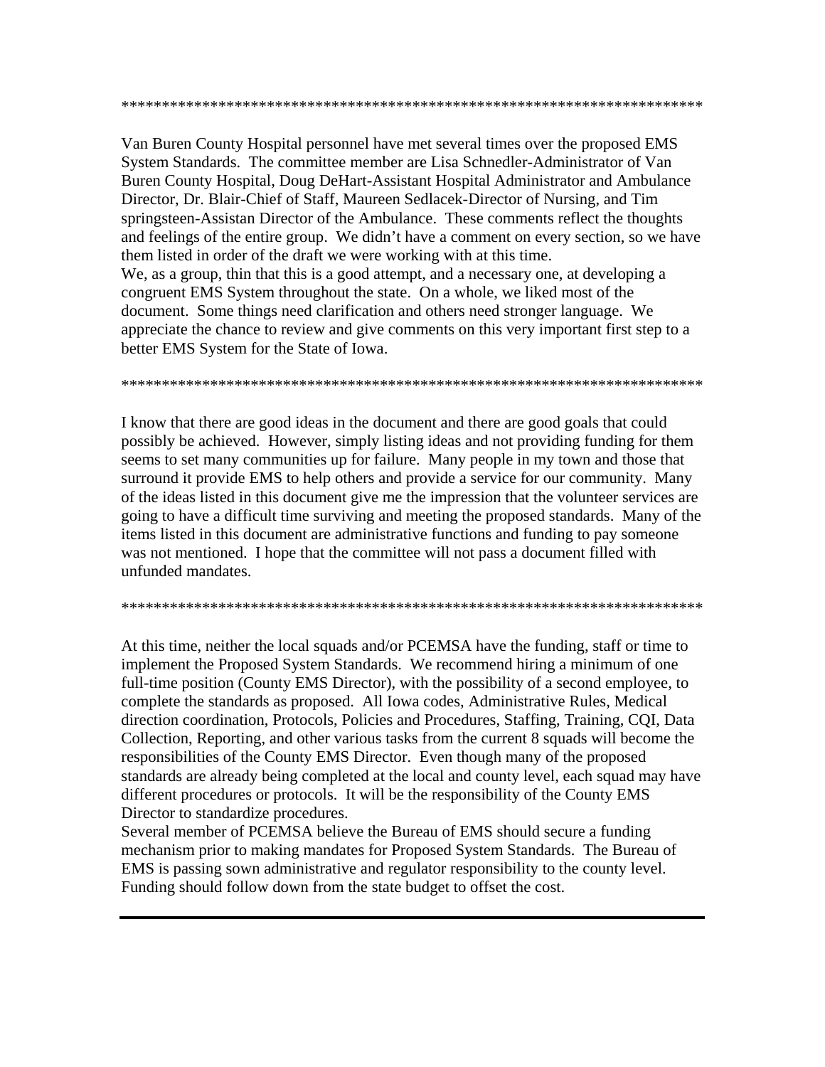\*\*\*\*\*\*\*\*\*\*\*\*\*\*\*\*\*\*\*\*\*\*\*\*\*\*\*\*\*\*\*\*\*\*\*\*\*\*\*\*\*\*\*\*\*\*\*\*\*\*\*\*\*\*\*\*\*\*\*\*\*\*\*\*\*\*\*\*\*\*\*\*\*\*\*

Van Buren County Hospital personnel have met several times over the proposed EMS System Standards. The committee member are Lisa Schnedler-Administrator of Van Buren County Hospital, Doug DeHart-Assistant Hospital Administrator and Ambulance Director, Dr. Blair-Chief of Staff, Maureen Sedlacek-Director of Nursing, and Tim springsteen-Assistan Director of the Ambulance. These comments reflect the thoughts and feelings of the entire group. We didn't have a comment on every section, so we have them listed in order of the draft we were working with at this time.

We, as a group, thin that this is a good attempt, and a necessary one, at developing a congruent EMS System throughout the state. On a whole, we liked most of the document. Some things need clarification and others need stronger language. We appreciate the chance to review and give comments on this very important first step to a better EMS System for the State of Iowa.

\*\*\*\*\*\*\*\*\*\*\*\*\*\*\*\*\*\*\*\*\*\*\*\*\*\*\*\*\*\*\*\*\*\*\*\*\*\*\*\*\*\*\*\*\*\*\*\*\*\*\*\*\*\*\*\*\*\*\*\*\*\*\*\*\*\*\*\*\*\*\*\*\*\*\*

I know that there are good ideas in the document and there are good goals that could possibly be achieved. However, simply listing ideas and not providing funding for them seems to set many communities up for failure. Many people in my town and those that surround it provide EMS to help others and provide a service for our community. Many of the ideas listed in this document give me the impression that the volunteer services are going to have a difficult time surviving and meeting the proposed standards. Many of the items listed in this document are administrative functions and funding to pay someone was not mentioned. I hope that the committee will not pass a document filled with unfunded mandates.

\*\*\*\*\*\*\*\*\*\*\*\*\*\*\*\*\*\*\*\*\*\*\*\*\*\*\*\*\*\*\*\*\*\*\*\*\*\*\*\*\*\*\*\*\*\*\*\*\*\*\*\*\*\*\*\*\*\*\*\*\*\*\*\*\*\*\*\*\*\*\*\*\*\*\*

At this time, neither the local squads and/or PCEMSA have the funding, staff or time to implement the Proposed System Standards. We recommend hiring a minimum of one full-time position (County EMS Director), with the possibility of a second employee, to complete the standards as proposed. All Iowa codes, Administrative Rules, Medical direction coordination, Protocols, Policies and Procedures, Staffing, Training, CQI, Data Collection, Reporting, and other various tasks from the current 8 squads will become the responsibilities of the County EMS Director. Even though many of the proposed standards are already being completed at the local and county level, each squad may have different procedures or protocols. It will be the responsibility of the County EMS Director to standardize procedures.

Several member of PCEMSA believe the Bureau of EMS should secure a funding mechanism prior to making mandates for Proposed System Standards. The Bureau of EMS is passing sown administrative and regulator responsibility to the county level. Funding should follow down from the state budget to offset the cost.

---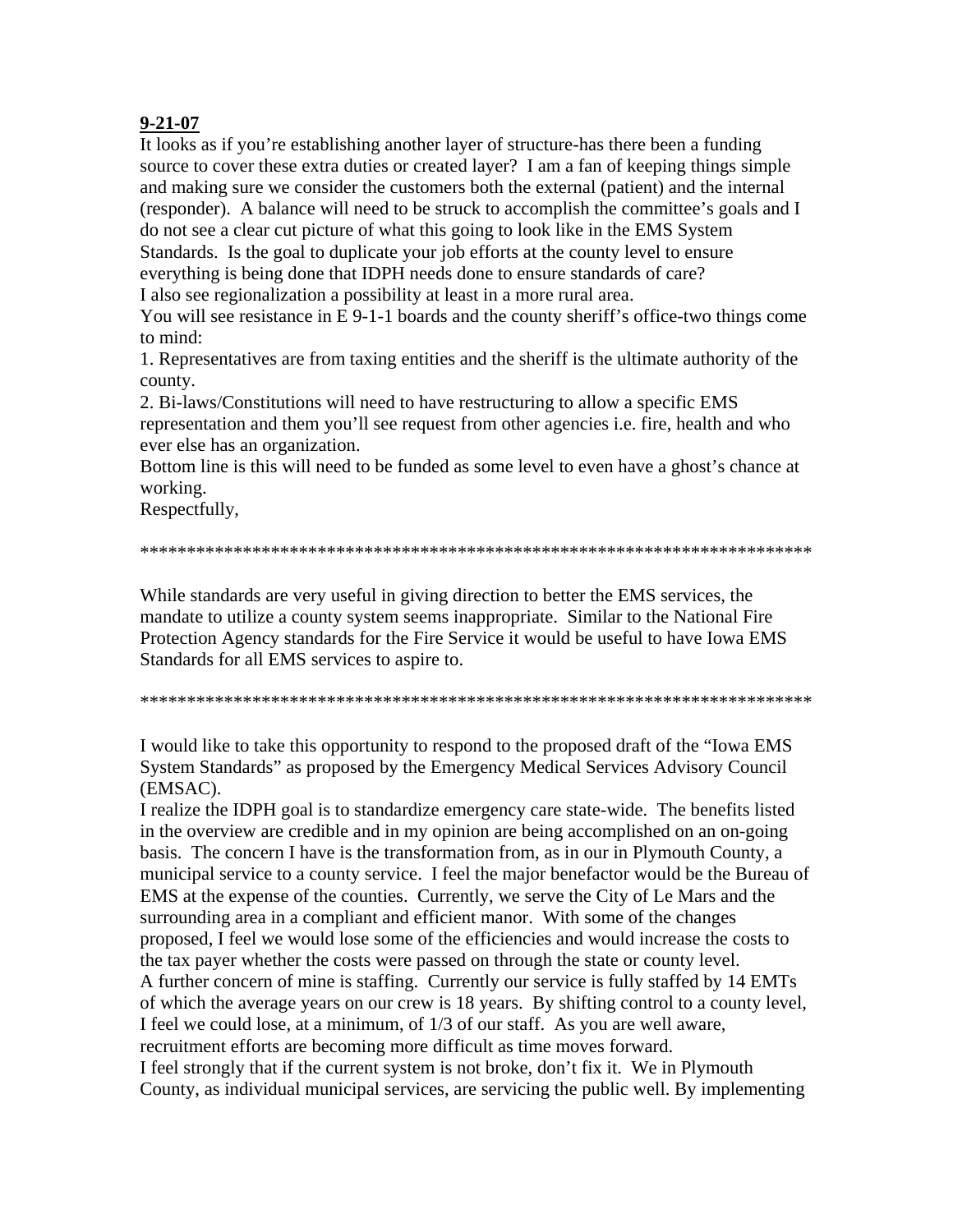**9-21-07**

It looks as if you're establishing another layer of structure-has there been a funding source to cover these extra duties or created layer? I am a fan of keeping things simple and making sure we consider the customers both the external (patient) and the internal (responder). A balance will need to be struck to accomplish the committee's goals and I do not see a clear cut picture of what this going to look like in the EMS System Standards. Is the goal to duplicate your job efforts at the county level to ensure everything is being done that IDPH needs done to ensure standards of care?

I also see regionalization a possibility at least in a more rural area.

You will see resistance in E 9-1-1 boards and the county sheriff's office-two things come to mind:

1. Representatives are from taxing entities and the sheriff is the ultimate authority of the county.
2. Bi-laws/Constitutions will need to have restructuring to allow a specific EMS representation and them you'll see request from other agencies i.e. fire, health and who ever else has an organization.

Bottom line is this will need to be funded as some level to even have a ghost's chance at working.

Respectfully,

***************************************************************************

While standards are very useful in giving direction to better the EMS services, the mandate to utilize a county system seems inappropriate. Similar to the National Fire Protection Agency standards for the Fire Service it would be useful to have Iowa EMS Standards for all EMS services to aspire to.

***************************************************************************

I would like to take this opportunity to respond to the proposed draft of the "Iowa EMS System Standards" as proposed by the Emergency Medical Services Advisory Council (EMSAC).

I realize the IDPH goal is to standardize emergency care state-wide. The benefits listed in the overview are credible and in my opinion are being accomplished on an on-going basis. The concern I have is the transformation from, as in our in Plymouth County, a municipal service to a county service. I feel the major benefactor would be the Bureau of EMS at the expense of the counties. Currently, we serve the City of Le Mars and the surrounding area in a compliant and efficient manor. With some of the changes proposed, I feel we would lose some of the efficiencies and would increase the costs to the tax payer whether the costs were passed on through the state or county level.

A further concern of mine is staffing. Currently our service is fully staffed by 14 EMTs of which the average years on our crew is 18 years. By shifting control to a county level, I feel we could lose, at a minimum, of 1/3 of our staff. As you are well aware, recruitment efforts are becoming more difficult as time moves forward.

I feel strongly that if the current system is not broke, don't fix it. We in Plymouth County, as individual municipal services, are servicing the public well. By implementing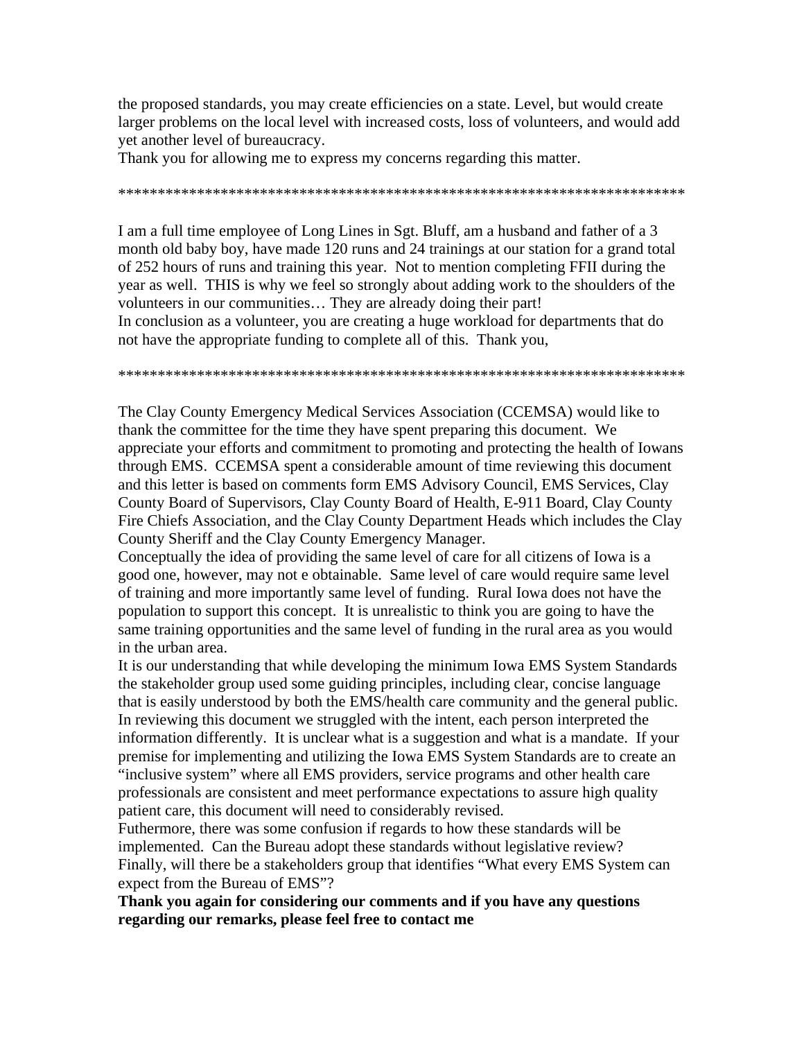the proposed standards, you may create efficiencies on a state. Level, but would create larger problems on the local level with increased costs, loss of volunteers, and would add yet another level of bureaucracy.
Thank you for allowing me to express my concerns regarding this matter.

**************************************************************************

I am a full time employee of Long Lines in Sgt. Bluff, am a husband and father of a 3 month old baby boy, have made 120 runs and 24 trainings at our station for a grand total of 252 hours of runs and training this year. Not to mention completing FFII during the year as well. THIS is why we feel so strongly about adding work to the shoulders of the volunteers in our communities… They are already doing their part!
In conclusion as a volunteer, you are creating a huge workload for departments that do not have the appropriate funding to complete all of this. Thank you,

**************************************************************************

The Clay County Emergency Medical Services Association (CCEMSA) would like to thank the committee for the time they have spent preparing this document. We appreciate your efforts and commitment to promoting and protecting the health of Iowans through EMS. CCEMSA spent a considerable amount of time reviewing this document and this letter is based on comments form EMS Advisory Council, EMS Services, Clay County Board of Supervisors, Clay County Board of Health, E-911 Board, Clay County Fire Chiefs Association, and the Clay County Department Heads which includes the Clay County Sheriff and the Clay County Emergency Manager.
Conceptually the idea of providing the same level of care for all citizens of Iowa is a good one, however, may not e obtainable. Same level of care would require same level of training and more importantly same level of funding. Rural Iowa does not have the population to support this concept. It is unrealistic to think you are going to have the same training opportunities and the same level of funding in the rural area as you would in the urban area.
It is our understanding that while developing the minimum Iowa EMS System Standards the stakeholder group used some guiding principles, including clear, concise language that is easily understood by both the EMS/health care community and the general public. In reviewing this document we struggled with the intent, each person interpreted the information differently. It is unclear what is a suggestion and what is a mandate. If your premise for implementing and utilizing the Iowa EMS System Standards are to create an "inclusive system" where all EMS providers, service programs and other health care professionals are consistent and meet performance expectations to assure high quality patient care, this document will need to considerably revised.
Futhermore, there was some confusion if regards to how these standards will be implemented. Can the Bureau adopt these standards without legislative review?
Finally, will there be a stakeholders group that identifies "What every EMS System can expect from the Bureau of EMS"?
**Thank you again for considering our comments and if you have any questions regarding our remarks, please feel free to contact me**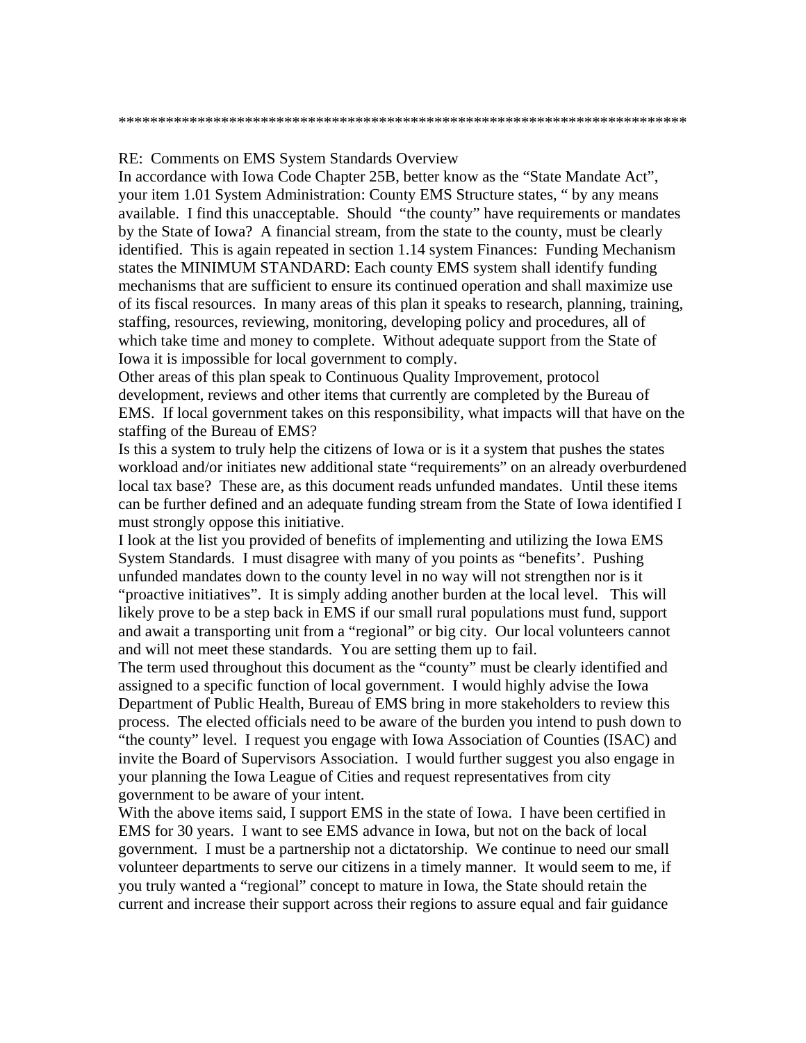************************************************************************

RE: Comments on EMS System Standards Overview

In accordance with Iowa Code Chapter 25B, better know as the "State Mandate Act", your item 1.01 System Administration: County EMS Structure states, " by any means available. I find this unacceptable. Should "the county" have requirements or mandates by the State of Iowa? A financial stream, from the state to the county, must be clearly identified. This is again repeated in section 1.14 system Finances: Funding Mechanism states the MINIMUM STANDARD: Each county EMS system shall identify funding mechanisms that are sufficient to ensure its continued operation and shall maximize use of its fiscal resources. In many areas of this plan it speaks to research, planning, training, staffing, resources, reviewing, monitoring, developing policy and procedures, all of which take time and money to complete. Without adequate support from the State of Iowa it is impossible for local government to comply.

Other areas of this plan speak to Continuous Quality Improvement, protocol development, reviews and other items that currently are completed by the Bureau of EMS. If local government takes on this responsibility, what impacts will that have on the staffing of the Bureau of EMS?

Is this a system to truly help the citizens of Iowa or is it a system that pushes the states workload and/or initiates new additional state "requirements" on an already overburdened local tax base? These are, as this document reads unfunded mandates. Until these items can be further defined and an adequate funding stream from the State of Iowa identified I must strongly oppose this initiative.

I look at the list you provided of benefits of implementing and utilizing the Iowa EMS System Standards. I must disagree with many of you points as "benefits'. Pushing unfunded mandates down to the county level in no way will not strengthen nor is it "proactive initiatives". It is simply adding another burden at the local level. This will likely prove to be a step back in EMS if our small rural populations must fund, support and await a transporting unit from a "regional" or big city. Our local volunteers cannot and will not meet these standards. You are setting them up to fail.

The term used throughout this document as the "county" must be clearly identified and assigned to a specific function of local government. I would highly advise the Iowa Department of Public Health, Bureau of EMS bring in more stakeholders to review this process. The elected officials need to be aware of the burden you intend to push down to "the county" level. I request you engage with Iowa Association of Counties (ISAC) and invite the Board of Supervisors Association. I would further suggest you also engage in your planning the Iowa League of Cities and request representatives from city government to be aware of your intent.

With the above items said, I support EMS in the state of Iowa. I have been certified in EMS for 30 years. I want to see EMS advance in Iowa, but not on the back of local government. I must be a partnership not a dictatorship. We continue to need our small volunteer departments to serve our citizens in a timely manner. It would seem to me, if you truly wanted a "regional" concept to mature in Iowa, the State should retain the current and increase their support across their regions to assure equal and fair guidance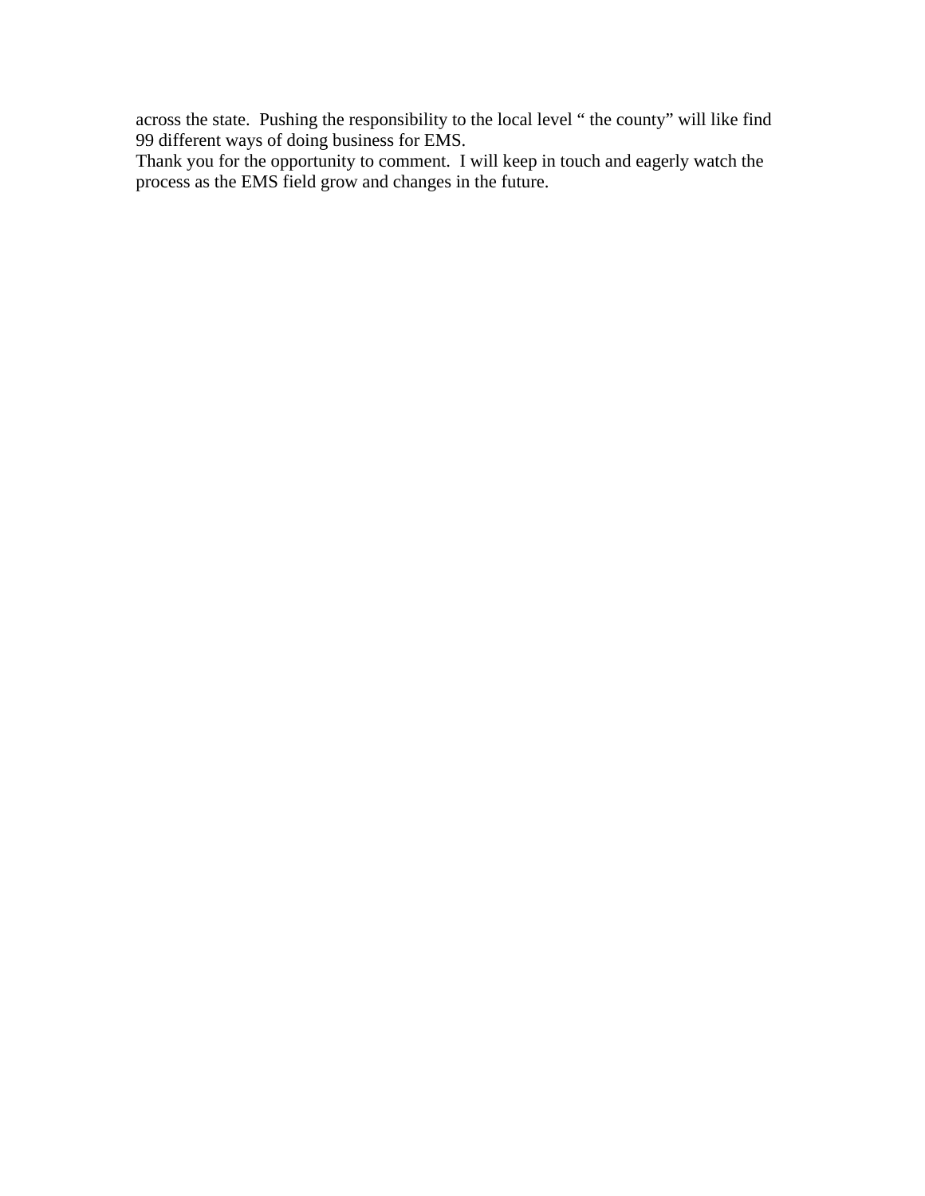across the state.  Pushing the responsibility to the local level " the county" will like find 99 different ways of doing business for EMS.

Thank you for the opportunity to comment.  I will keep in touch and eagerly watch the process as the EMS field grow and changes in the future.